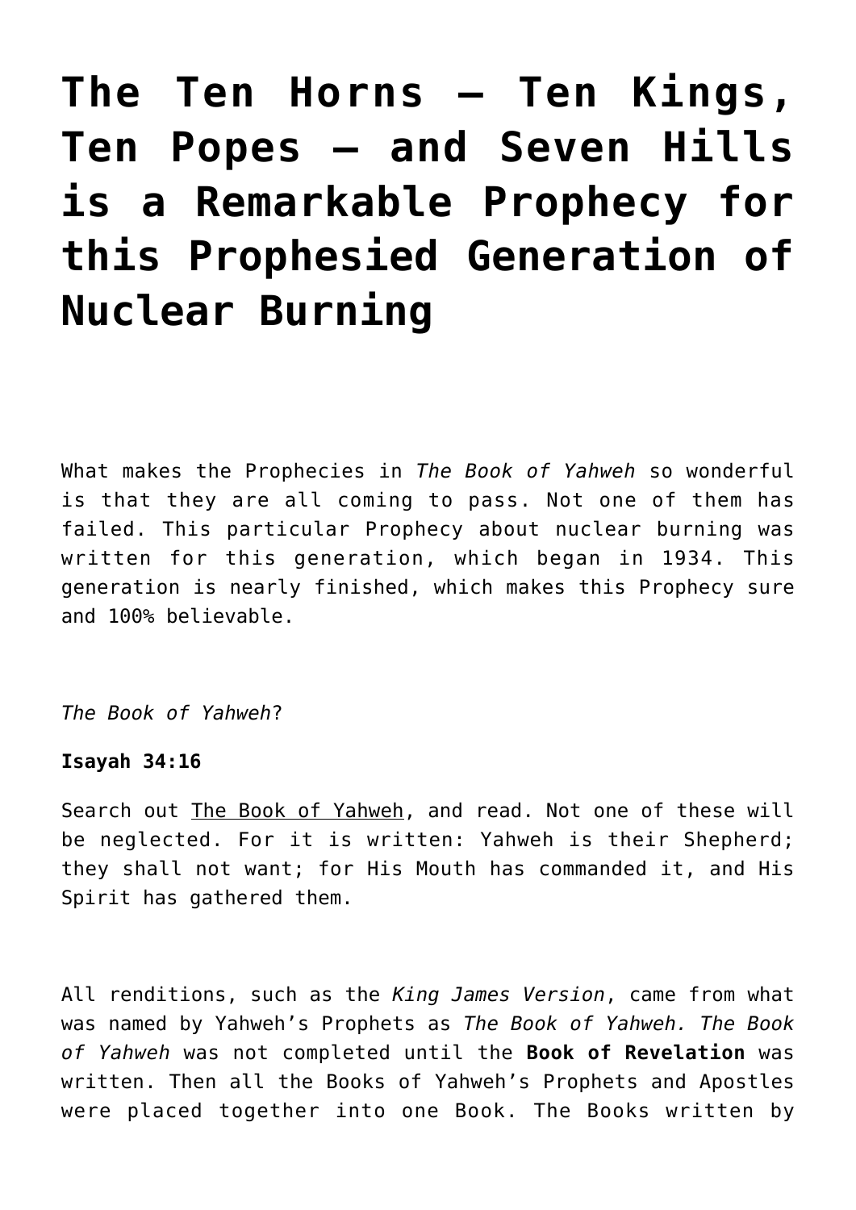# The Ten Horns – Ten Kings, Ten Popes – and Seven Hills is a Remarkable Prophecy for this Prophesied Generation of Nuclear Burning

What makes the Prophecies in *The Book of Yahweh* so wonderful is that they are all coming to pass. Not one of them has failed. This particular Prophecy about nuclear burning was written for this generation, which began in 1934. This generation is nearly finished, which makes this Prophecy sure and 100% believable.

*The Book of Yahweh*?

**Isayah 34:16**

Search out The Book of Yahweh, and read. Not one of these will be neglected. For it is written: Yahweh is their Shepherd; they shall not want; for His Mouth has commanded it, and His Spirit has gathered them.

All renditions, such as the *King James Version*, came from what was named by Yahweh's Prophets as *The Book of Yahweh. The Book of Yahweh* was not completed until the **Book of Revelation** was written. Then all the Books of Yahweh's Prophets and Apostles were placed together into one Book. The Books written by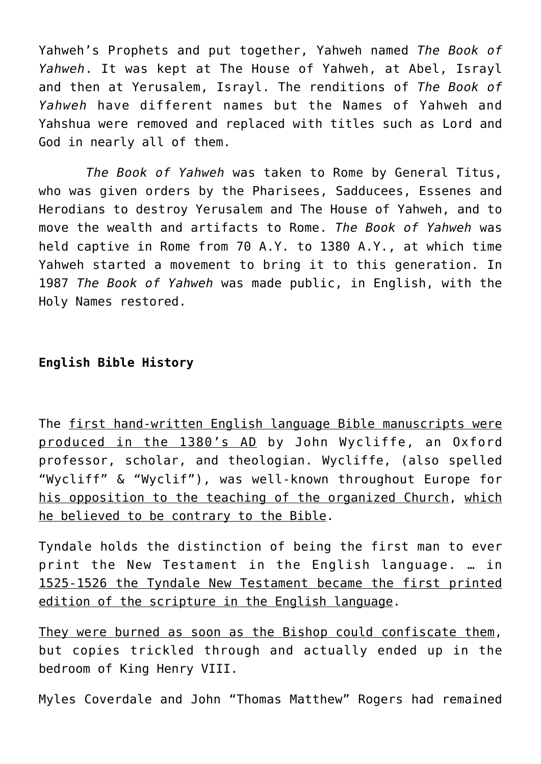Yahweh's Prophets and put together, Yahweh named *The Book of Yahweh*. It was kept at The House of Yahweh, at Abel, Israyl and then at Yerusalem, Israyl. The renditions of *The Book of Yahweh* have different names but the Names of Yahweh and Yahshua were removed and replaced with titles such as Lord and God in nearly all of them.

*The Book of Yahweh* was taken to Rome by General Titus, who was given orders by the Pharisees, Sadducees, Essenes and Herodians to destroy Yerusalem and The House of Yahweh, and to move the wealth and artifacts to Rome. *The Book of Yahweh* was held captive in Rome from 70 A.Y. to 1380 A.Y., at which time Yahweh started a movement to bring it to this generation. In 1987 *The Book of Yahweh* was made public, in English, with the Holy Names restored.

**English Bible History**

The first hand-written English language Bible manuscripts were produced in the 1380's AD by John Wycliffe, an Oxford professor, scholar, and theologian. Wycliffe, (also spelled "Wycliff" & "Wyclif"), was well-known throughout Europe for his opposition to the teaching of the organized Church, which he believed to be contrary to the Bible.

Tyndale holds the distinction of being the first man to ever print the New Testament in the English language. … in 1525-1526 the Tyndale New Testament became the first printed edition of the scripture in the English language.

They were burned as soon as the Bishop could confiscate them, but copies trickled through and actually ended up in the bedroom of King Henry VIII.

Myles Coverdale and John "Thomas Matthew" Rogers had remained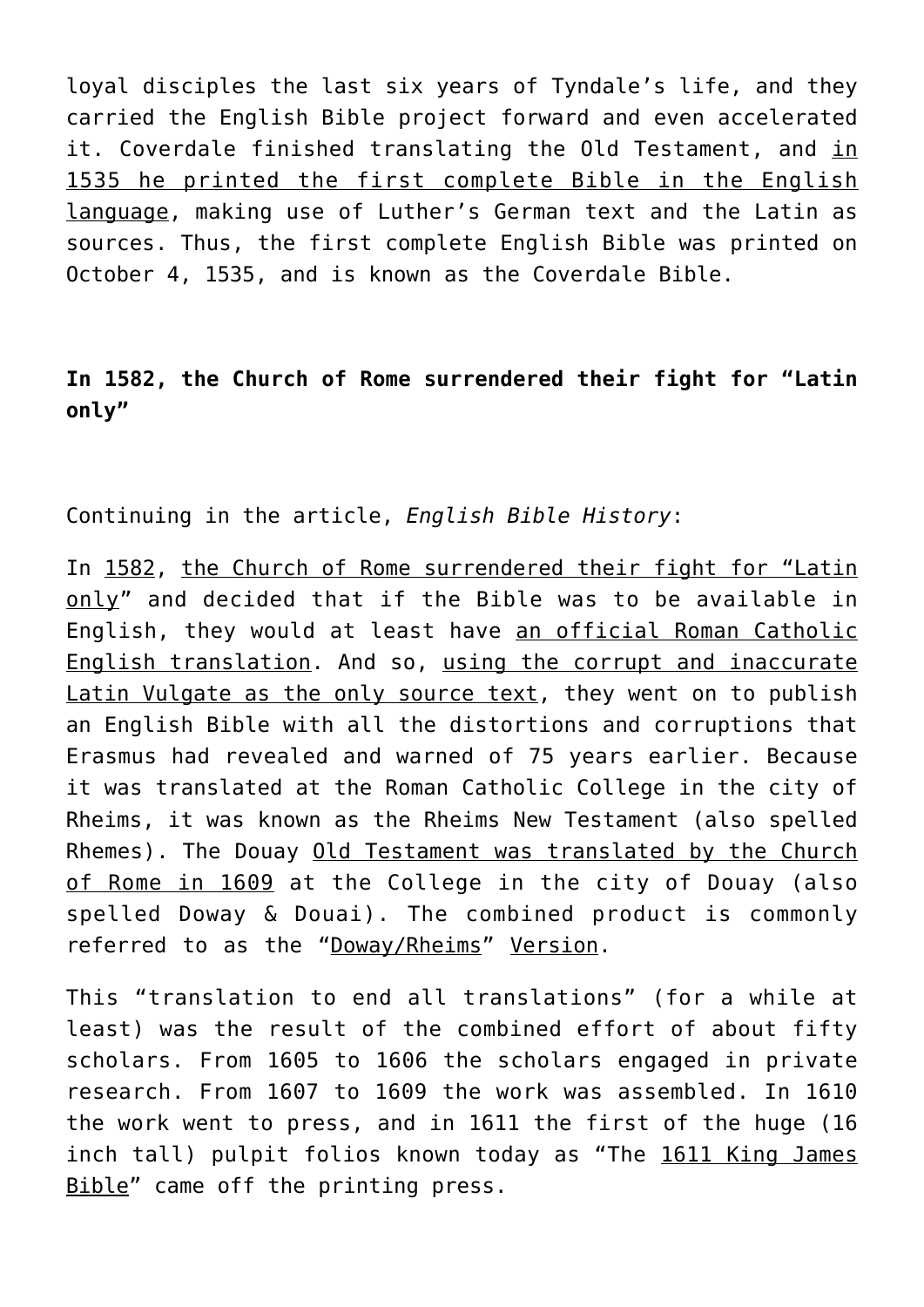loyal disciples the last six years of Tyndale's life, and they carried the English Bible project forward and even accelerated it. Coverdale finished translating the Old Testament, and in 1535 he printed the first complete Bible in the English language, making use of Luther's German text and the Latin as sources. Thus, the first complete English Bible was printed on October 4, 1535, and is known as the Coverdale Bible.

**In 1582, the Church of Rome surrendered their fight for "Latin only"**

Continuing in the article, *English Bible History*:

In 1582, the Church of Rome surrendered their fight for "Latin only" and decided that if the Bible was to be available in English, they would at least have an official Roman Catholic English translation. And so, using the corrupt and inaccurate Latin Vulgate as the only source text, they went on to publish an English Bible with all the distortions and corruptions that Erasmus had revealed and warned of 75 years earlier. Because it was translated at the Roman Catholic College in the city of Rheims, it was known as the Rheims New Testament (also spelled Rhemes). The Douay Old Testament was translated by the Church of Rome in 1609 at the College in the city of Douay (also spelled Doway & Douai). The combined product is commonly referred to as the "Doway/Rheims" Version.

This "translation to end all translations" (for a while at least) was the result of the combined effort of about fifty scholars. From 1605 to 1606 the scholars engaged in private research. From 1607 to 1609 the work was assembled. In 1610 the work went to press, and in 1611 the first of the huge (16 inch tall) pulpit folios known today as "The 1611 King James Bible" came off the printing press.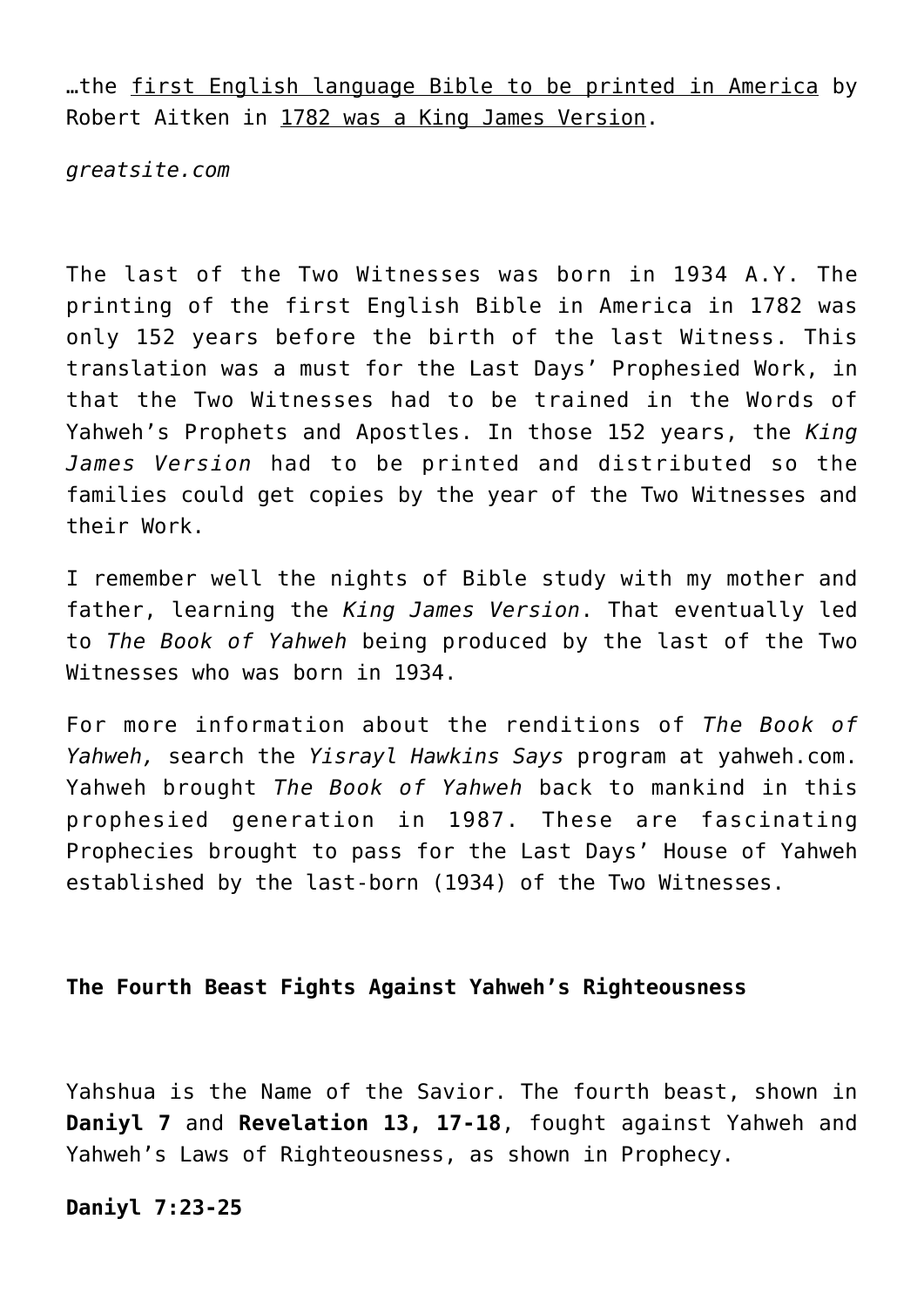…the first English language Bible to be printed in America by Robert Aitken in 1782 was a King James Version.

*greatsite.com*

The last of the Two Witnesses was born in 1934 A.Y. The printing of the first English Bible in America in 1782 was only 152 years before the birth of the last Witness. This translation was a must for the Last Days' Prophesied Work, in that the Two Witnesses had to be trained in the Words of Yahweh's Prophets and Apostles. In those 152 years, the *King James Version* had to be printed and distributed so the families could get copies by the year of the Two Witnesses and their Work.

I remember well the nights of Bible study with my mother and father, learning the *King James Version*. That eventually led to *The Book of Yahweh* being produced by the last of the Two Witnesses who was born in 1934.

For more information about the renditions of *The Book of Yahweh,* search the *Yisrayl Hawkins Says* program at yahweh.com. Yahweh brought *The Book of Yahweh* back to mankind in this prophesied generation in 1987. These are fascinating Prophecies brought to pass for the Last Days' House of Yahweh established by the last-born (1934) of the Two Witnesses.

**The Fourth Beast Fights Against Yahweh's Righteousness**

Yahshua is the Name of the Savior. The fourth beast, shown in **Daniyl 7** and **Revelation 13, 17-18**, fought against Yahweh and Yahweh's Laws of Righteousness, as shown in Prophecy.

**Daniyl 7:23-25**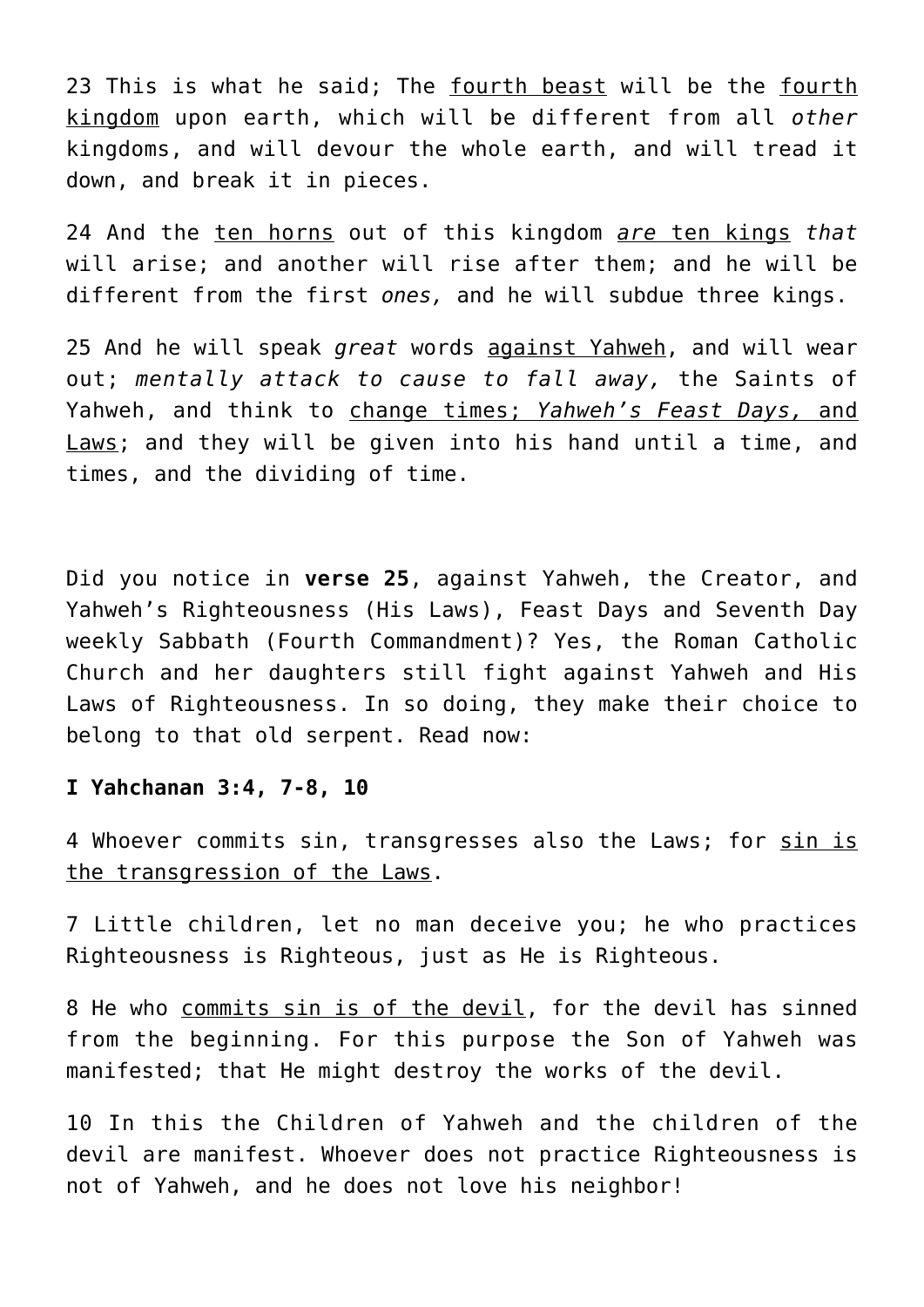23 This is what he said; The <u>fourth beast</u> will be the <u>fourth kingdom</u> upon earth, which will be different from all *other* kingdoms, and will devour the whole earth, and will tread it down, and break it in pieces.

24 And the <u>ten horns</u> out of this kingdom <u>*are* ten kings</u> *that* will arise; and another will rise after them; and he will be different from the first *ones,* and he will subdue three kings.

25 And he will speak *great* words <u>against Yahweh</u>, and will wear out; *mentally attack to cause to fall away,* the Saints of Yahweh, and think to <u>change times; *Yahweh's Feast Days,* and Laws</u>; and they will be given into his hand until a time, and times, and the dividing of time.

Did you notice in **verse 25**, against Yahweh, the Creator, and Yahweh's Righteousness (His Laws), Feast Days and Seventh Day weekly Sabbath (Fourth Commandment)? Yes, the Roman Catholic Church and her daughters still fight against Yahweh and His Laws of Righteousness. In so doing, they make their choice to belong to that old serpent. Read now:

**I Yahchanan 3:4, 7-8, 10**

4 Whoever commits sin, transgresses also the Laws; for <u>sin is the transgression of the Laws</u>.

7 Little children, let no man deceive you; he who practices Righteousness is Righteous, just as He is Righteous.

8 He who <u>commits sin is of the devil</u>, for the devil has sinned from the beginning. For this purpose the Son of Yahweh was manifested; that He might destroy the works of the devil.

10 In this the Children of Yahweh and the children of the devil are manifest. Whoever does not practice Righteousness is not of Yahweh, and he does not love his neighbor!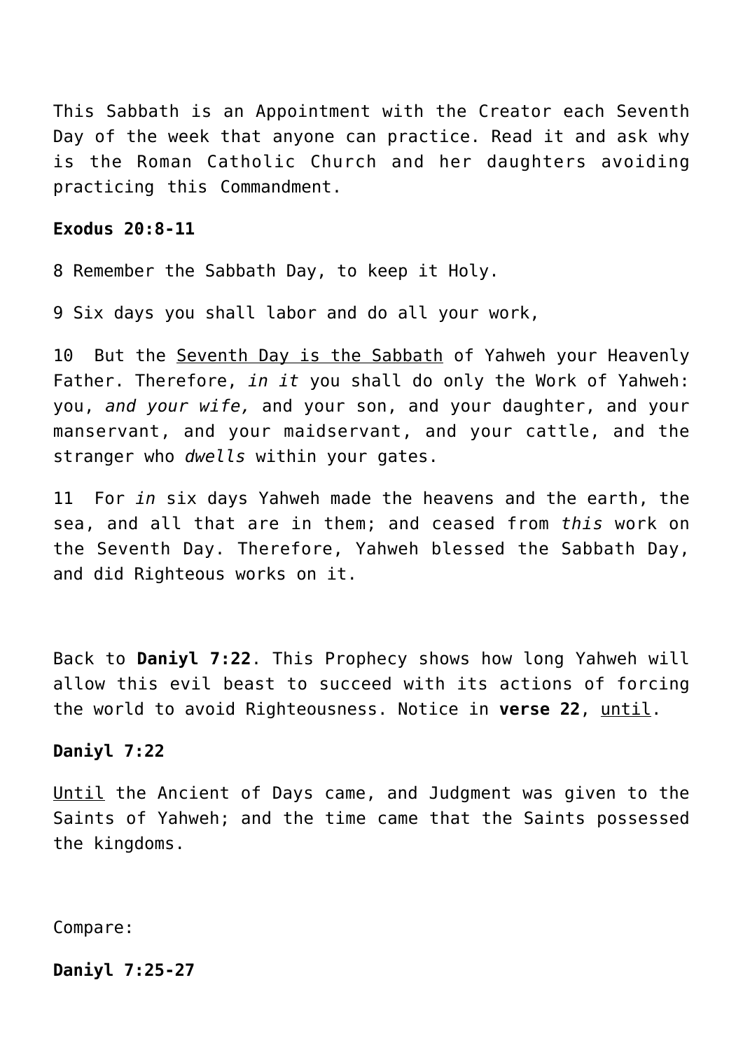This Sabbath is an Appointment with the Creator each Seventh Day of the week that anyone can practice. Read it and ask why is the Roman Catholic Church and her daughters avoiding practicing this Commandment.

**Exodus 20:8-11**

8 Remember the Sabbath Day, to keep it Holy.

9 Six days you shall labor and do all your work,

10 But the <u>Seventh Day is the Sabbath</u> of Yahweh your Heavenly Father. Therefore, *in it* you shall do only the Work of Yahweh: you, *and your wife,* and your son, and your daughter, and your manservant, and your maidservant, and your cattle, and the stranger who *dwells* within your gates.

11 For *in* six days Yahweh made the heavens and the earth, the sea, and all that are in them; and ceased from *this* work on the Seventh Day. Therefore, Yahweh blessed the Sabbath Day, and did Righteous works on it.

Back to **Daniyl 7:22**. This Prophecy shows how long Yahweh will allow this evil beast to succeed with its actions of forcing the world to avoid Righteousness. Notice in **verse 22**, <u>until</u>.

**Daniyl 7:22**

<u>Until</u> the Ancient of Days came, and Judgment was given to the Saints of Yahweh; and the time came that the Saints possessed the kingdoms.

Compare:

**Daniyl 7:25-27**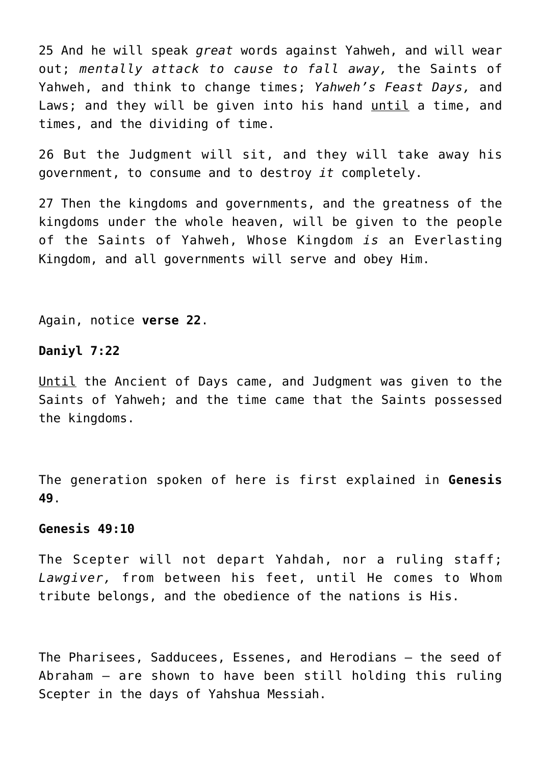25 And he will speak *great* words against Yahweh, and will wear out; *mentally attack to cause to fall away,* the Saints of Yahweh, and think to change times; *Yahweh's Feast Days,* and Laws; and they will be given into his hand <u>until</u> a time, and times, and the dividing of time.

26 But the Judgment will sit, and they will take away his government, to consume and to destroy *it* completely.

27 Then the kingdoms and governments, and the greatness of the kingdoms under the whole heaven, will be given to the people of the Saints of Yahweh, Whose Kingdom *is* an Everlasting Kingdom, and all governments will serve and obey Him.

Again, notice **verse 22**.

**Daniyl 7:22**

<u>Until</u> the Ancient of Days came, and Judgment was given to the Saints of Yahweh; and the time came that the Saints possessed the kingdoms.

The generation spoken of here is first explained in **Genesis 49**.

**Genesis 49:10**

The Scepter will not depart Yahdah, nor a ruling staff; *Lawgiver,* from between his feet, until He comes to Whom tribute belongs, and the obedience of the nations is His.

The Pharisees, Sadducees, Essenes, and Herodians – the seed of Abraham – are shown to have been still holding this ruling Scepter in the days of Yahshua Messiah.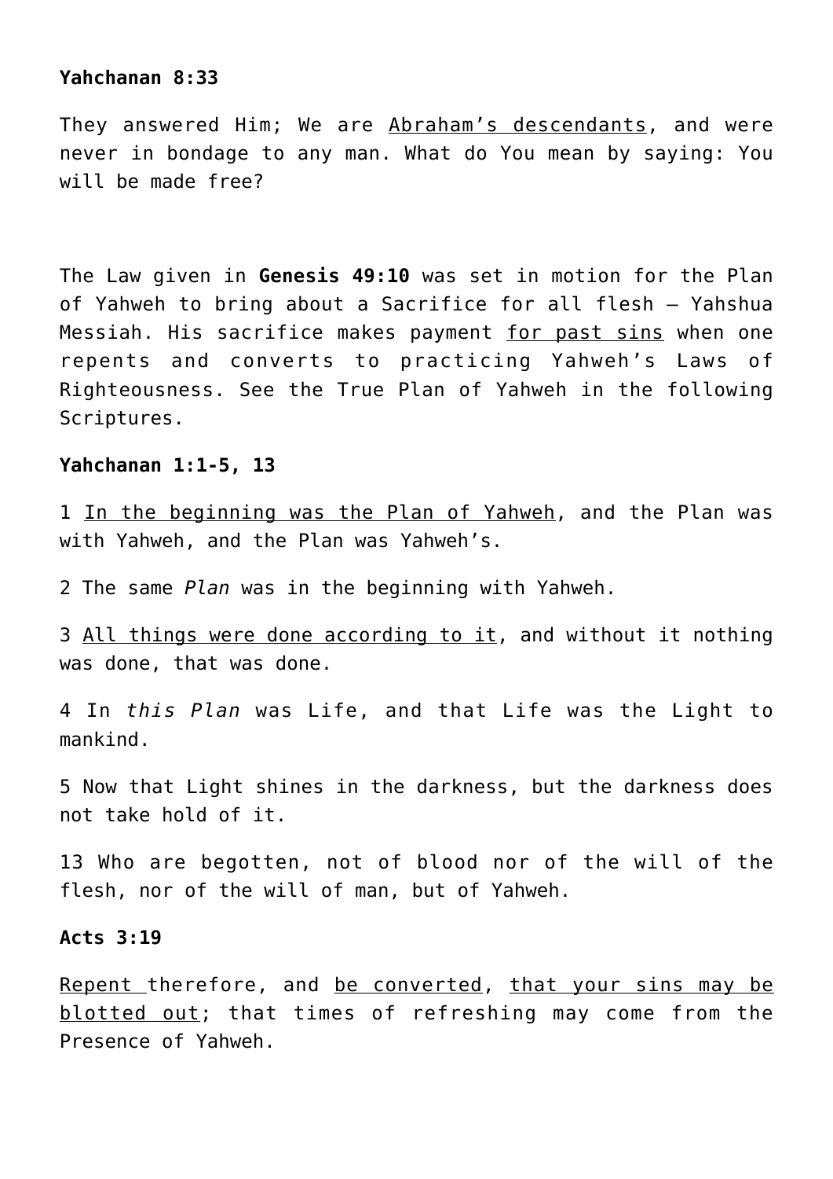**Yahchanan 8:33**

They answered Him; We are <u>Abraham's descendants</u>, and were never in bondage to any man. What do You mean by saying: You will be made free?

The Law given in **Genesis 49:10** was set in motion for the Plan of Yahweh to bring about a Sacrifice for all flesh – Yahshua Messiah. His sacrifice makes payment <u>for past sins</u> when one repents and converts to practicing Yahweh's Laws of Righteousness. See the True Plan of Yahweh in the following Scriptures.

**Yahchanan 1:1-5, 13**

1 <u>In the beginning was the Plan of Yahweh</u>, and the Plan was with Yahweh, and the Plan was Yahweh's.

2 The same *Plan* was in the beginning with Yahweh.

3 <u>All things were done according to it</u>, and without it nothing was done, that was done.

4 In *this Plan* was Life, and that Life was the Light to mankind.

5 Now that Light shines in the darkness, but the darkness does not take hold of it.

13 Who are begotten, not of blood nor of the will of the flesh, nor of the will of man, but of Yahweh.

**Acts 3:19**

<u>Repent</u> therefore, and <u>be converted</u>, <u>that your sins may be blotted out</u>; that times of refreshing may come from the Presence of Yahweh.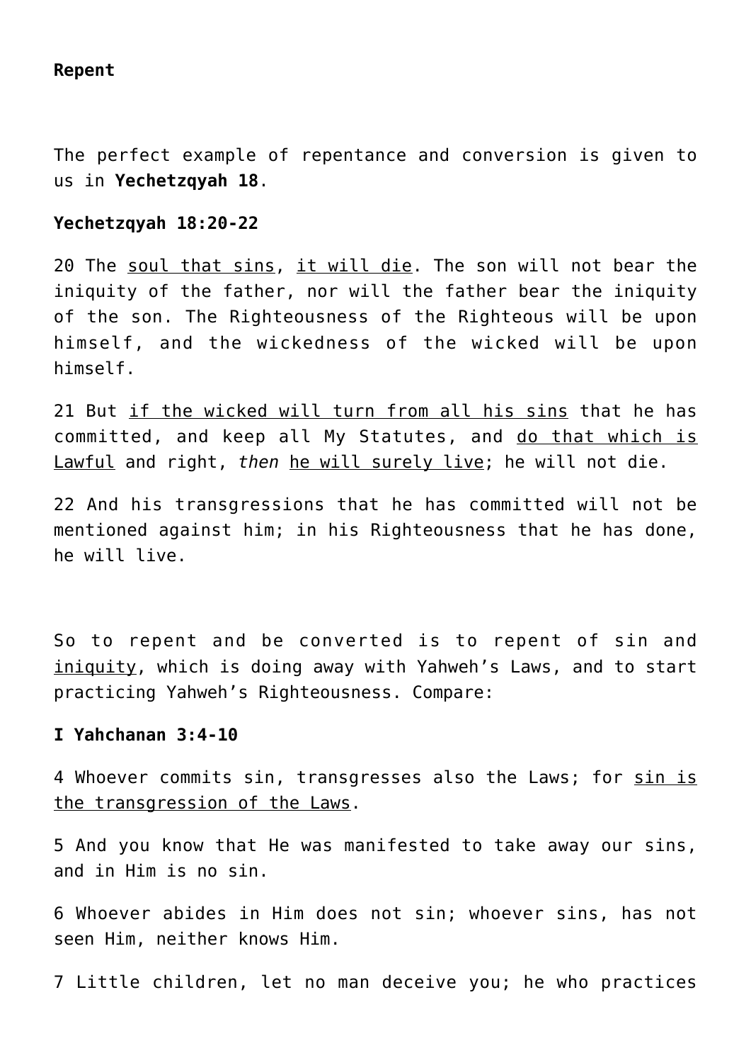**Repent**

The perfect example of repentance and conversion is given to us in **Yechetzqyah 18**.

**Yechetzqyah 18:20-22**

20 The <u>soul that sins</u>, <u>it will die</u>. The son will not bear the iniquity of the father, nor will the father bear the iniquity of the son. The Righteousness of the Righteous will be upon himself, and the wickedness of the wicked will be upon himself.

21 But <u>if the wicked will turn from all his sins</u> that he has committed, and keep all My Statutes, and <u>do that which is Lawful</u> and right, *then* <u>he will surely live</u>; he will not die.

22 And his transgressions that he has committed will not be mentioned against him; in his Righteousness that he has done, he will live.

So to repent and be converted is to repent of sin and <u>iniquity</u>, which is doing away with Yahweh's Laws, and to start practicing Yahweh's Righteousness. Compare:

**I Yahchanan 3:4-10**

4 Whoever commits sin, transgresses also the Laws; for <u>sin is the transgression of the Laws</u>.

5 And you know that He was manifested to take away our sins, and in Him is no sin.

6 Whoever abides in Him does not sin; whoever sins, has not seen Him, neither knows Him.

7 Little children, let no man deceive you; he who practices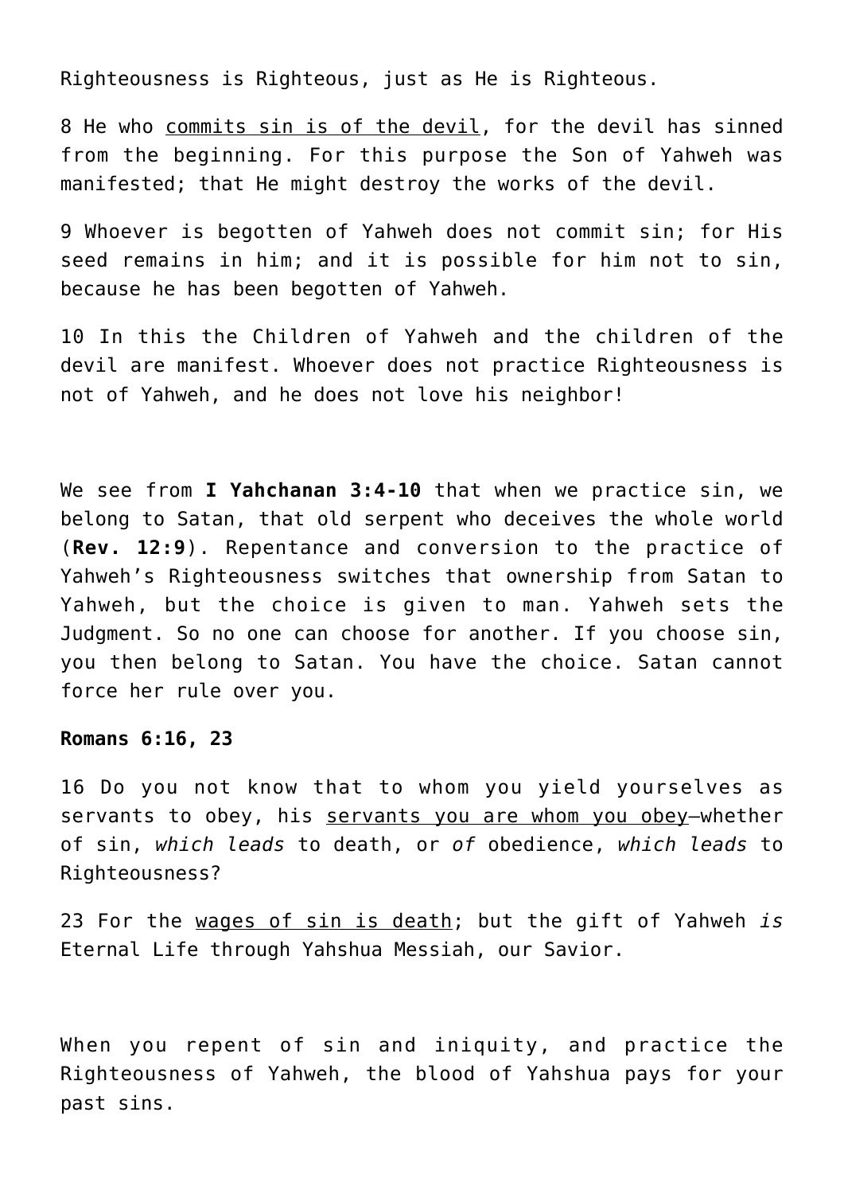Righteousness is Righteous, just as He is Righteous.

8 He who <u>commits sin is of the devil</u>, for the devil has sinned from the beginning. For this purpose the Son of Yahweh was manifested; that He might destroy the works of the devil.

9 Whoever is begotten of Yahweh does not commit sin; for His seed remains in him; and it is possible for him not to sin, because he has been begotten of Yahweh.

10 In this the Children of Yahweh and the children of the devil are manifest. Whoever does not practice Righteousness is not of Yahweh, and he does not love his neighbor!

We see from **I Yahchanan 3:4-10** that when we practice sin, we belong to Satan, that old serpent who deceives the whole world (**Rev. 12:9**). Repentance and conversion to the practice of Yahweh's Righteousness switches that ownership from Satan to Yahweh, but the choice is given to man. Yahweh sets the Judgment. So no one can choose for another. If you choose sin, you then belong to Satan. You have the choice. Satan cannot force her rule over you.

**Romans 6:16, 23**

16 Do you not know that to whom you yield yourselves as servants to obey, his <u>servants you are whom you obey</u>—whether of sin, *which leads* to death, or *of* obedience, *which leads* to Righteousness?

23 For the <u>wages of sin is death</u>; but the gift of Yahweh *is* Eternal Life through Yahshua Messiah, our Savior.

When you repent of sin and iniquity, and practice the Righteousness of Yahweh, the blood of Yahshua pays for your past sins.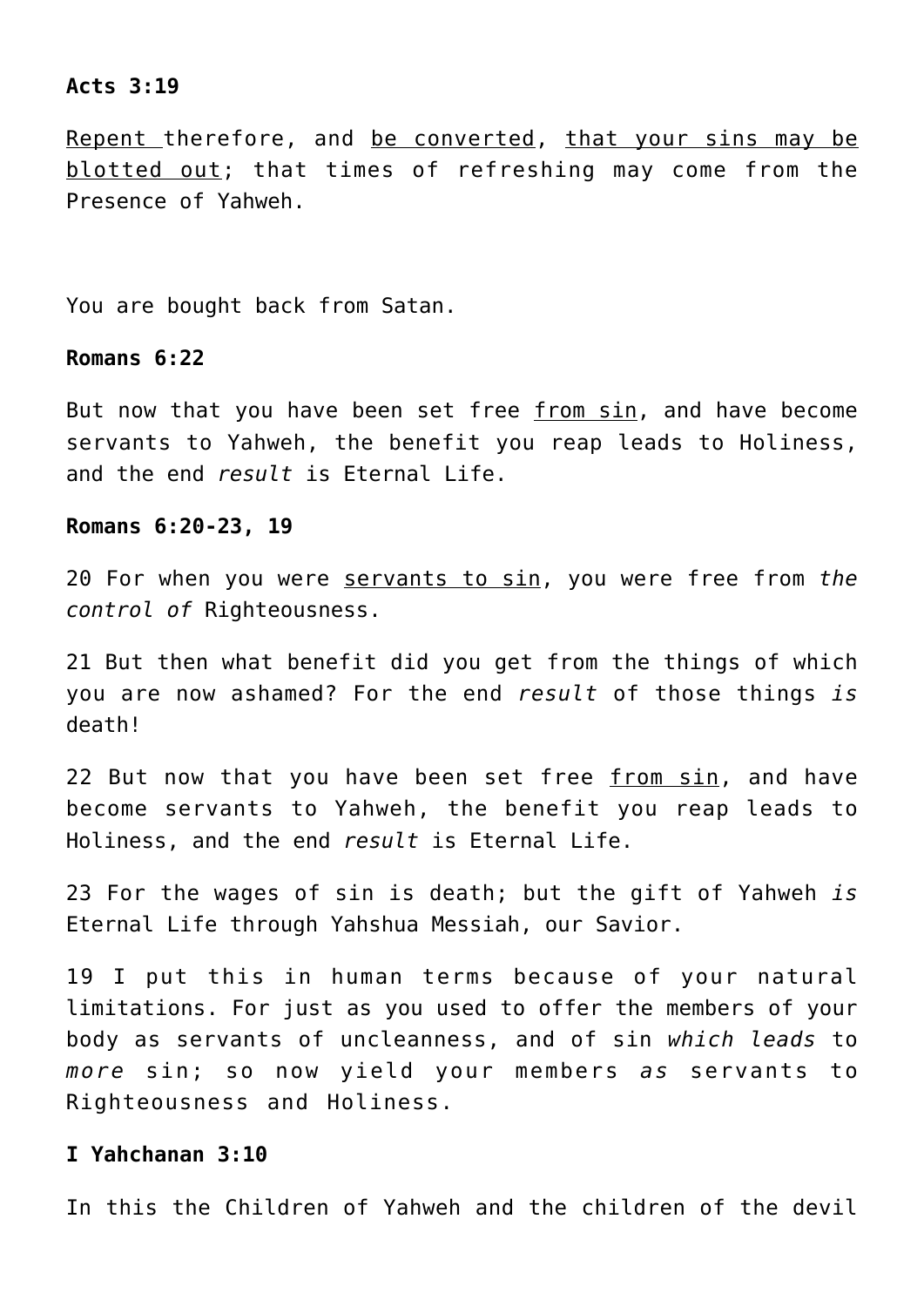**Acts 3:19**

<u>Repent </u>therefore, and <u>be converted</u>, <u>that your sins may be blotted out</u>; that times of refreshing may come from the Presence of Yahweh.

You are bought back from Satan.

**Romans 6:22**

But now that you have been set free <u>from sin</u>, and have become servants to Yahweh, the benefit you reap leads to Holiness, and the end *result* is Eternal Life.

**Romans 6:20-23, 19**

20 For when you were <u>servants to sin</u>, you were free from *the control of* Righteousness.

21 But then what benefit did you get from the things of which you are now ashamed? For the end *result* of those things *is* death!

22 But now that you have been set free <u>from sin</u>, and have become servants to Yahweh, the benefit you reap leads to Holiness, and the end *result* is Eternal Life.

23 For the wages of sin is death; but the gift of Yahweh *is* Eternal Life through Yahshua Messiah, our Savior.

19 I put this in human terms because of your natural limitations. For just as you used to offer the members of your body as servants of uncleanness, and of sin *which leads* to *more* sin; so now yield your members *as* servants to Righteousness and Holiness.

**I Yahchanan 3:10**

In this the Children of Yahweh and the children of the devil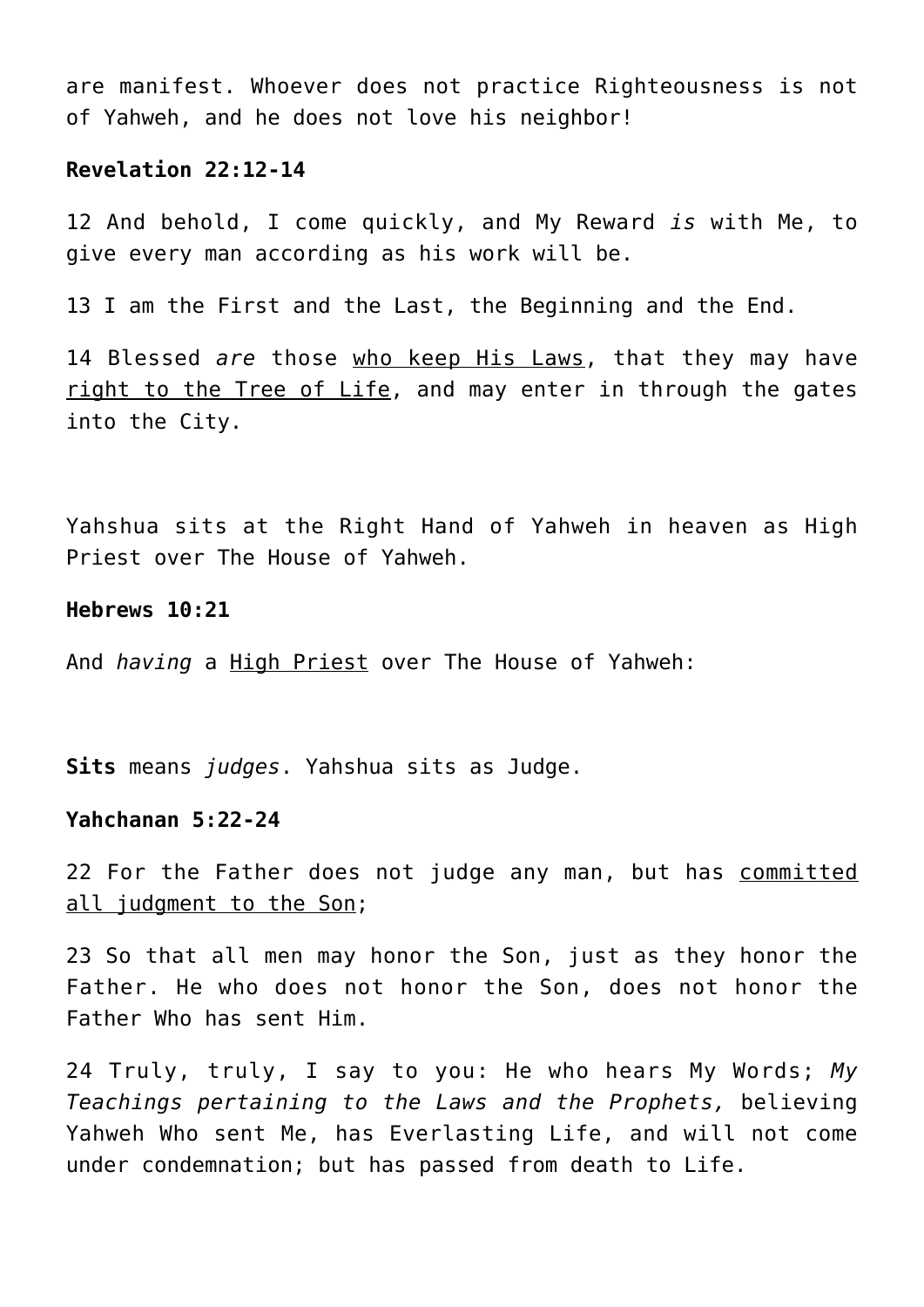are manifest. Whoever does not practice Righteousness is not of Yahweh, and he does not love his neighbor!

**Revelation 22:12-14**

12 And behold, I come quickly, and My Reward *is* with Me, to give every man according as his work will be.

13 I am the First and the Last, the Beginning and the End.

14 Blessed *are* those <u>who keep His Laws</u>, that they may have <u>right to the Tree of Life</u>, and may enter in through the gates into the City.

Yahshua sits at the Right Hand of Yahweh in heaven as High Priest over The House of Yahweh.

**Hebrews 10:21**

And *having* a <u>High Priest</u> over The House of Yahweh:

**Sits** means *judges*. Yahshua sits as Judge.

**Yahchanan 5:22-24**

22 For the Father does not judge any man, but has <u>committed all judgment to the Son</u>;

23 So that all men may honor the Son, just as they honor the Father. He who does not honor the Son, does not honor the Father Who has sent Him.

24 Truly, truly, I say to you: He who hears My Words; *My Teachings pertaining to the Laws and the Prophets,* believing Yahweh Who sent Me, has Everlasting Life, and will not come under condemnation; but has passed from death to Life.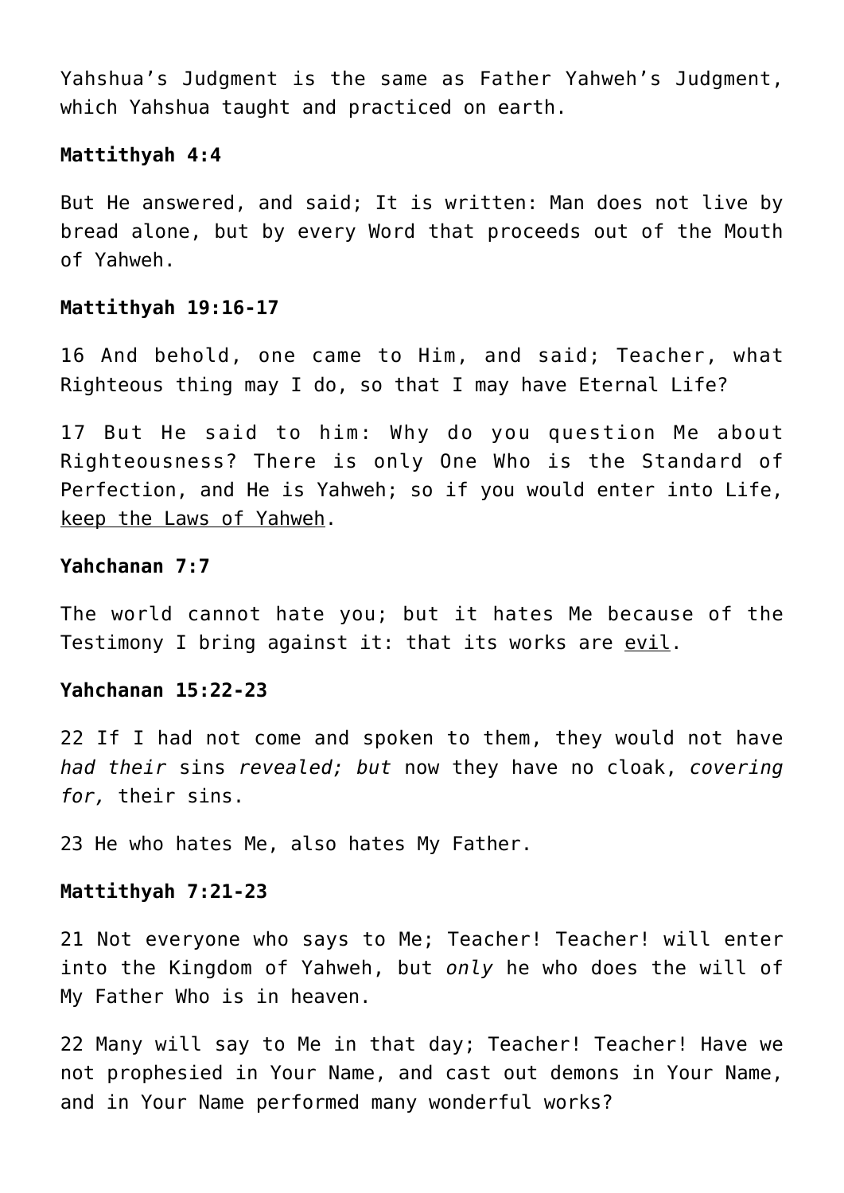Yahshua's Judgment is the same as Father Yahweh's Judgment, which Yahshua taught and practiced on earth.

**Mattithyah 4:4**

But He answered, and said; It is written: Man does not live by bread alone, but by every Word that proceeds out of the Mouth of Yahweh.

**Mattithyah 19:16-17**

16 And behold, one came to Him, and said; Teacher, what Righteous thing may I do, so that I may have Eternal Life?

17 But He said to him: Why do you question Me about Righteousness? There is only One Who is the Standard of Perfection, and He is Yahweh; so if you would enter into Life, <u>keep the Laws of Yahweh</u>.

**Yahchanan 7:7**

The world cannot hate you; but it hates Me because of the Testimony I bring against it: that its works are <u>evil</u>.

**Yahchanan 15:22-23**

22 If I had not come and spoken to them, they would not have *had their* sins *revealed; but* now they have no cloak, *covering for,* their sins.

23 He who hates Me, also hates My Father.

**Mattithyah 7:21-23**

21 Not everyone who says to Me; Teacher! Teacher! will enter into the Kingdom of Yahweh, but *only* he who does the will of My Father Who is in heaven.

22 Many will say to Me in that day; Teacher! Teacher! Have we not prophesied in Your Name, and cast out demons in Your Name, and in Your Name performed many wonderful works?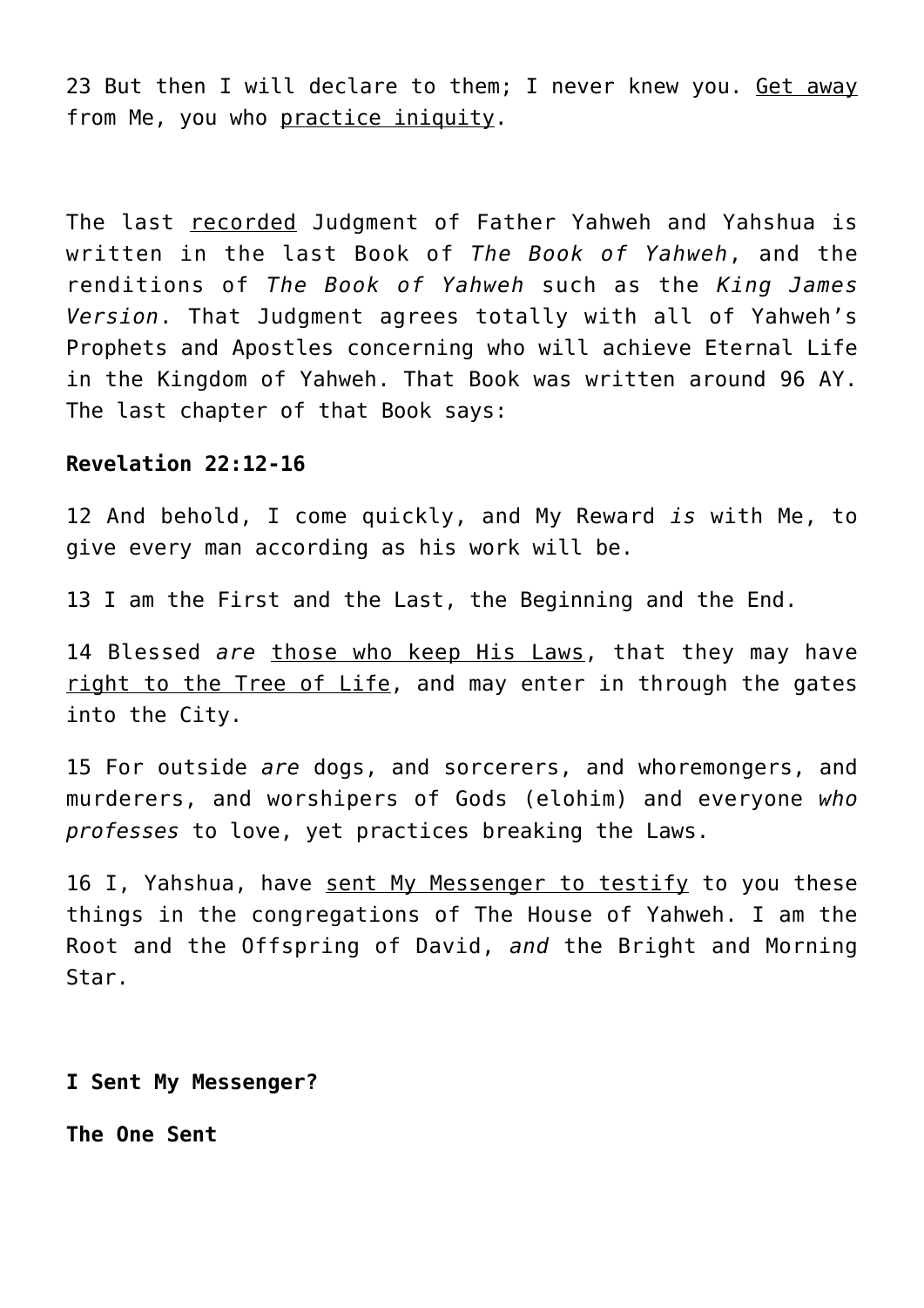23 But then I will declare to them; I never knew you. <u>Get away</u> from Me, you who <u>practice iniquity</u>.

The last <u>recorded</u> Judgment of Father Yahweh and Yahshua is written in the last Book of *The Book of Yahweh*, and the renditions of *The Book of Yahweh* such as the *King James Version*. That Judgment agrees totally with all of Yahweh's Prophets and Apostles concerning who will achieve Eternal Life in the Kingdom of Yahweh. That Book was written around 96 AY. The last chapter of that Book says:

**Revelation 22:12-16**

12 And behold, I come quickly, and My Reward *is* with Me, to give every man according as his work will be.

13 I am the First and the Last, the Beginning and the End.

14 Blessed *are* <u>those who keep His Laws</u>, that they may have <u>right to the Tree of Life</u>, and may enter in through the gates into the City.

15 For outside *are* dogs, and sorcerers, and whoremongers, and murderers, and worshipers of Gods (elohim) and everyone *who professes* to love, yet practices breaking the Laws.

16 I, Yahshua, have <u>sent My Messenger to testify</u> to you these things in the congregations of The House of Yahweh. I am the Root and the Offspring of David, *and* the Bright and Morning Star.

**I Sent My Messenger?**

**The One Sent**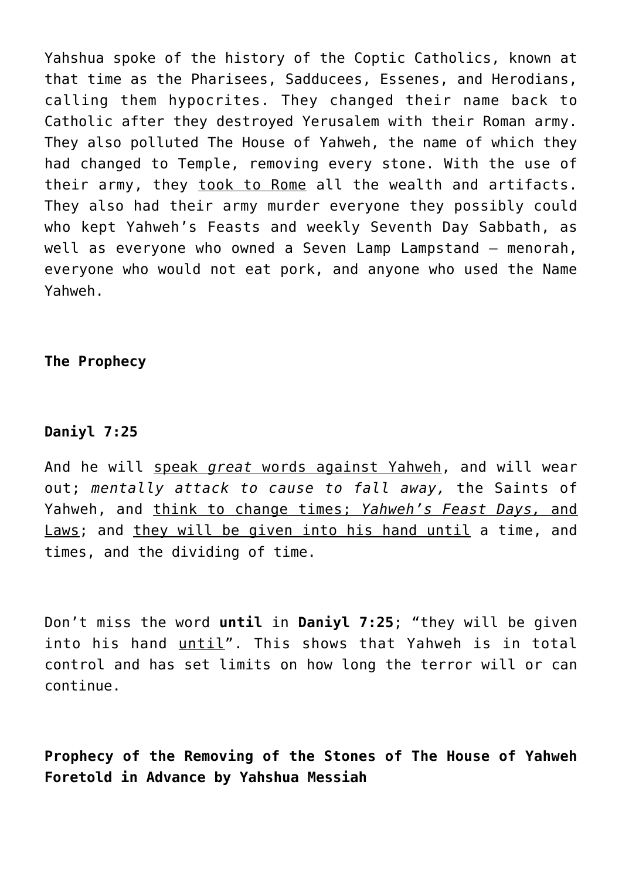Yahshua spoke of the history of the Coptic Catholics, known at that time as the Pharisees, Sadducees, Essenes, and Herodians, calling them hypocrites. They changed their name back to Catholic after they destroyed Yerusalem with their Roman army. They also polluted The House of Yahweh, the name of which they had changed to Temple, removing every stone. With the use of their army, they <u>took to Rome</u> all the wealth and artifacts. They also had their army murder everyone they possibly could who kept Yahweh's Feasts and weekly Seventh Day Sabbath, as well as everyone who owned a Seven Lamp Lampstand – menorah, everyone who would not eat pork, and anyone who used the Name Yahweh.

**The Prophecy**

**Daniyl 7:25**

And he will <u>speak *great* words against Yahweh</u>, and will wear out; *mentally attack to cause to fall away,* the Saints of Yahweh, and <u>think to change times; *Yahweh's Feast Days,* and Laws</u>; and <u>they will be given into his hand until</u> a time, and times, and the dividing of time.

Don't miss the word **until** in **Daniyl 7:25**; "they will be given into his hand <u>until</u>". This shows that Yahweh is in total control and has set limits on how long the terror will or can continue.

**Prophecy of the Removing of the Stones of The House of Yahweh Foretold in Advance by Yahshua Messiah**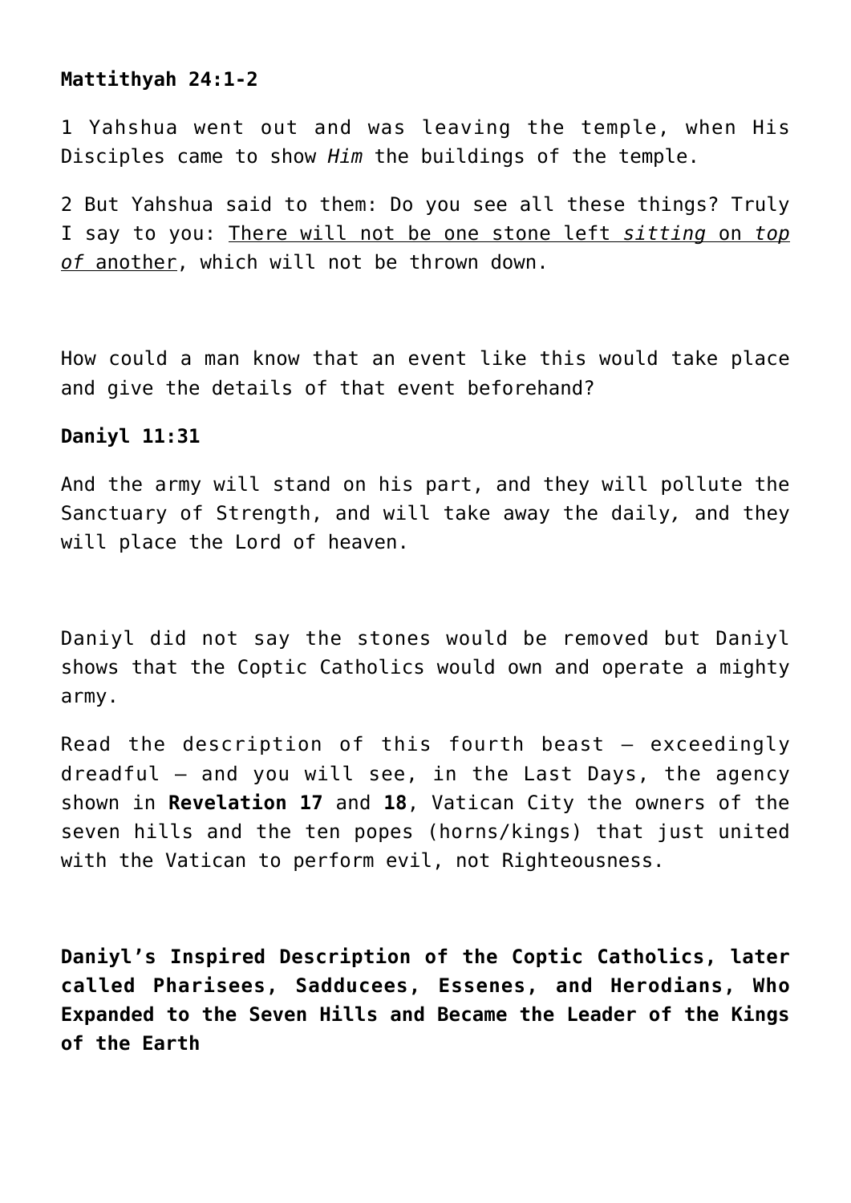**Mattithyah 24:1-2**

1 Yahshua went out and was leaving the temple, when His Disciples came to show *Him* the buildings of the temple.

2 But Yahshua said to them: Do you see all these things? Truly I say to you: <u>There will not be one stone left *sitting* on *top of* another</u>, which will not be thrown down.

How could a man know that an event like this would take place and give the details of that event beforehand?

**Daniyl 11:31**

And the army will stand on his part, and they will pollute the Sanctuary of Strength, and will take away the daily*,* and they will place the Lord of heaven.

Daniyl did not say the stones would be removed but Daniyl shows that the Coptic Catholics would own and operate a mighty army.

Read the description of this fourth beast – exceedingly dreadful – and you will see, in the Last Days, the agency shown in **Revelation 17** and **18**, Vatican City the owners of the seven hills and the ten popes (horns/kings) that just united with the Vatican to perform evil, not Righteousness.

**Daniyl's Inspired Description of the Coptic Catholics, later called Pharisees, Sadducees, Essenes, and Herodians, Who Expanded to the Seven Hills and Became the Leader of the Kings of the Earth**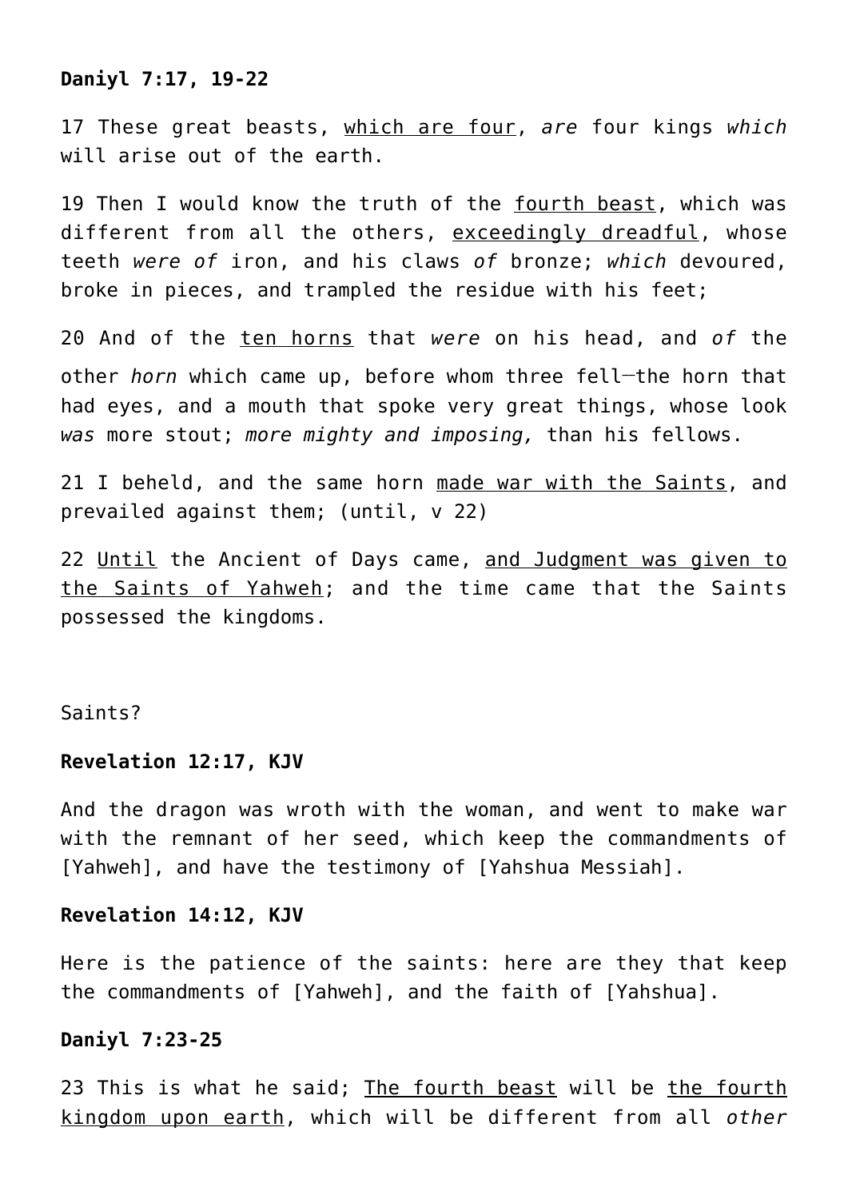**Daniyl 7:17, 19-22**

17 These great beasts, <u>which are four</u>, *are* four kings *which* will arise out of the earth.

19 Then I would know the truth of the <u>fourth beast</u>, which was different from all the others, <u>exceedingly dreadful</u>, whose teeth *were of* iron, and his claws *of* bronze; *which* devoured, broke in pieces, and trampled the residue with his feet;

20 And of the <u>ten horns</u> that *were* on his head, and *of* the other *horn* which came up, before whom three fell—the horn that had eyes, and a mouth that spoke very great things, whose look *was* more stout; *more mighty and imposing,* than his fellows.

21 I beheld, and the same horn <u>made war with the Saints</u>, and prevailed against them; (until, v 22)

22 <u>Until</u> the Ancient of Days came, <u>and Judgment was given to the Saints of Yahweh</u>; and the time came that the Saints possessed the kingdoms.

Saints?

**Revelation 12:17, KJV**

And the dragon was wroth with the woman, and went to make war with the remnant of her seed, which keep the commandments of [Yahweh], and have the testimony of [Yahshua Messiah].

**Revelation 14:12, KJV**

Here is the patience of the saints: here are they that keep the commandments of [Yahweh], and the faith of [Yahshua].

**Daniyl 7:23-25**

23 This is what he said; <u>The fourth beast</u> will be <u>the fourth kingdom upon earth</u>, which will be different from all *other*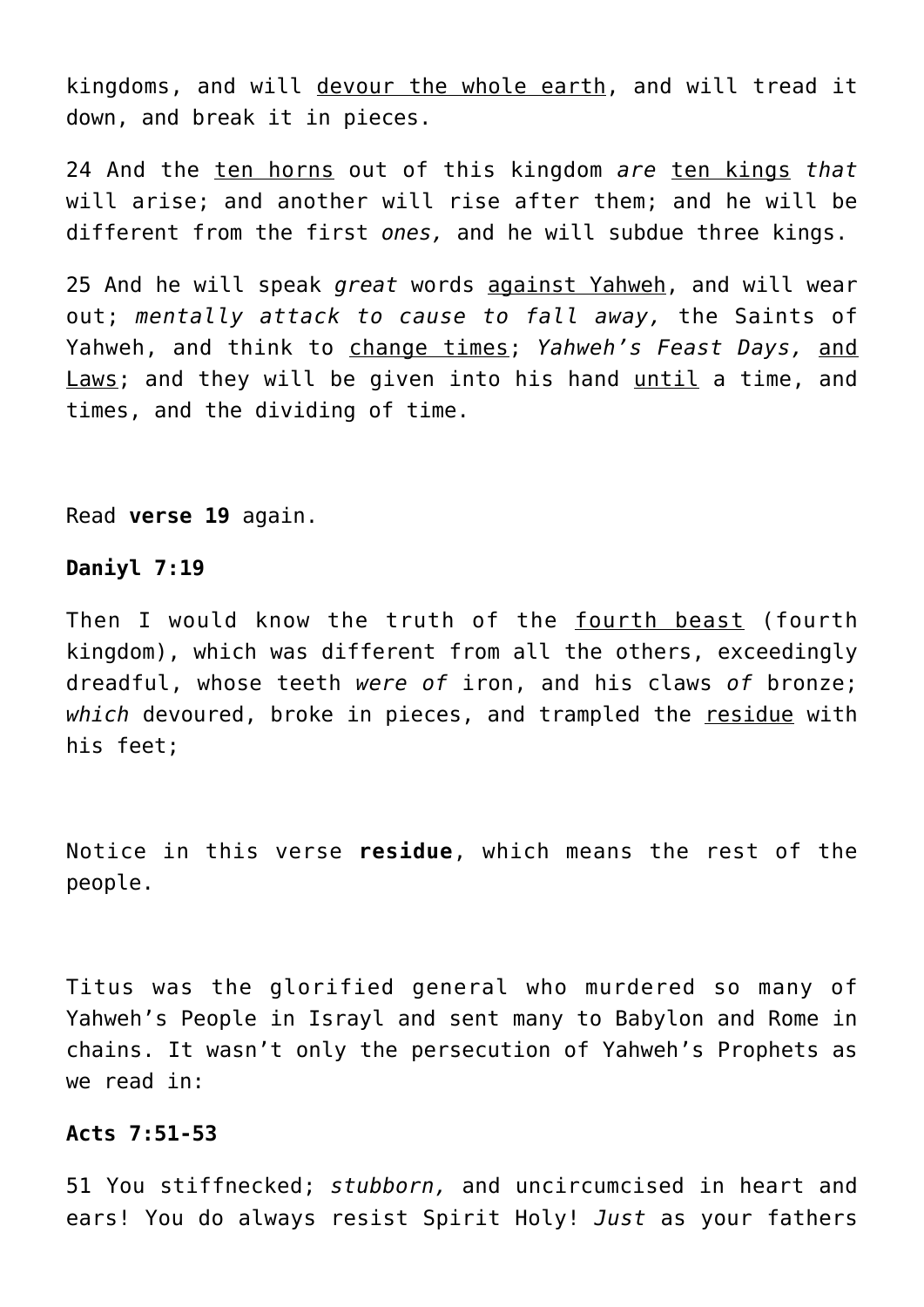kingdoms, and will <u>devour the whole earth</u>, and will tread it down, and break it in pieces.

24 And the <u>ten horns</u> out of this kingdom *are* <u>ten kings</u> *that* will arise; and another will rise after them; and he will be different from the first *ones,* and he will subdue three kings.

25 And he will speak *great* words <u>against Yahweh</u>, and will wear out; *mentally attack to cause to fall away,* the Saints of Yahweh, and think to <u>change times</u>; *Yahweh's Feast Days,* <u>and Laws</u>; and they will be given into his hand <u>until</u> a time, and times, and the dividing of time.

Read **verse 19** again.

**Daniyl 7:19**

Then I would know the truth of the <u>fourth beast</u> (fourth kingdom), which was different from all the others, exceedingly dreadful, whose teeth *were of* iron, and his claws *of* bronze; *which* devoured, broke in pieces, and trampled the <u>residue</u> with his feet;

Notice in this verse **residue**, which means the rest of the people.

Titus was the glorified general who murdered so many of Yahweh's People in Israyl and sent many to Babylon and Rome in chains. It wasn't only the persecution of Yahweh's Prophets as we read in:

**Acts 7:51-53**

51 You stiffnecked; *stubborn,* and uncircumcised in heart and ears! You do always resist Spirit Holy! *Just* as your fathers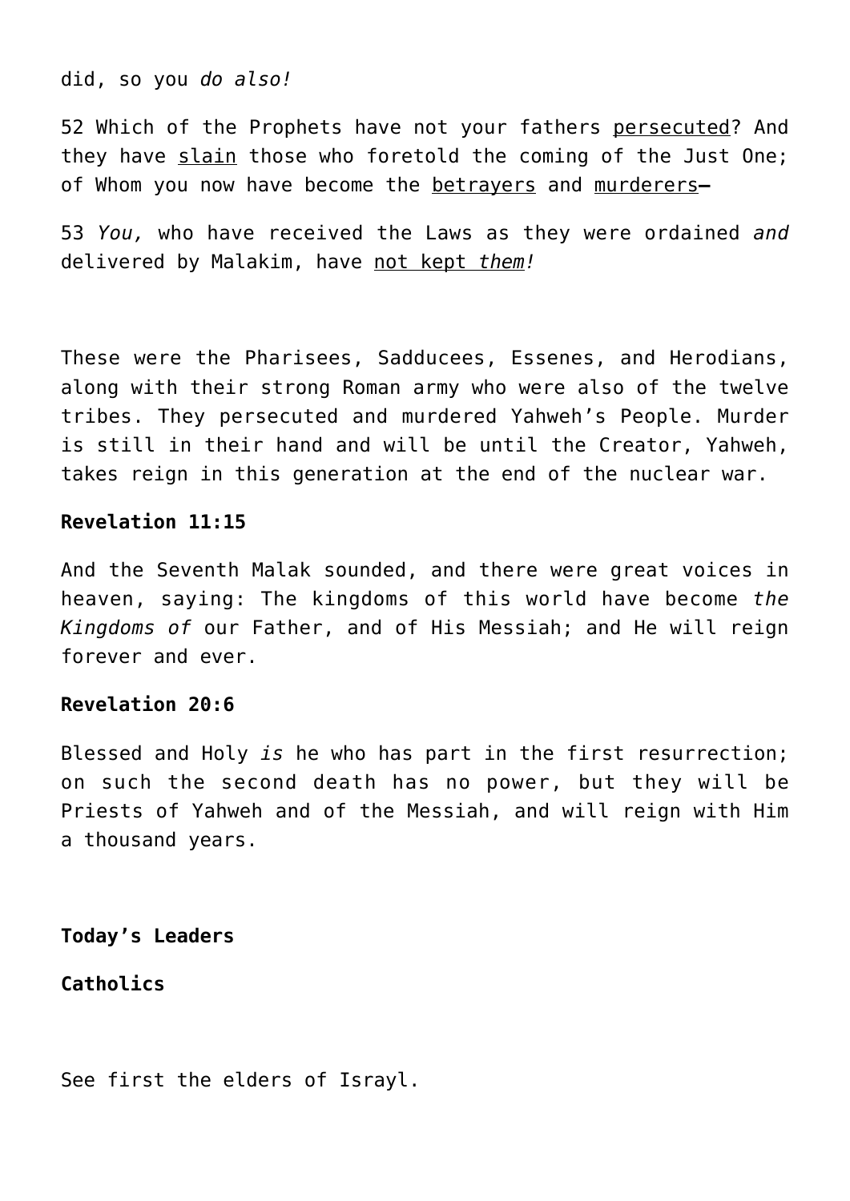did, so you *do also!*

52 Which of the Prophets have not your fathers <u>persecuted</u>? And they have <u>slain</u> those who foretold the coming of the Just One; of Whom you now have become the <u>betrayers</u> and <u>murderers</u>—

53 *You,* who have received the Laws as they were ordained *and* delivered by Malakim, have <u>not kept *them*</u>*!*

These were the Pharisees, Sadducees, Essenes, and Herodians, along with their strong Roman army who were also of the twelve tribes. They persecuted and murdered Yahweh's People. Murder is still in their hand and will be until the Creator, Yahweh, takes reign in this generation at the end of the nuclear war.

**Revelation 11:15**

And the Seventh Malak sounded, and there were great voices in heaven, saying: The kingdoms of this world have become *the Kingdoms of* our Father, and of His Messiah; and He will reign forever and ever.

**Revelation 20:6**

Blessed and Holy *is* he who has part in the first resurrection; on such the second death has no power, but they will be Priests of Yahweh and of the Messiah, and will reign with Him a thousand years.

**Today's Leaders**

**Catholics**

See first the elders of Israyl.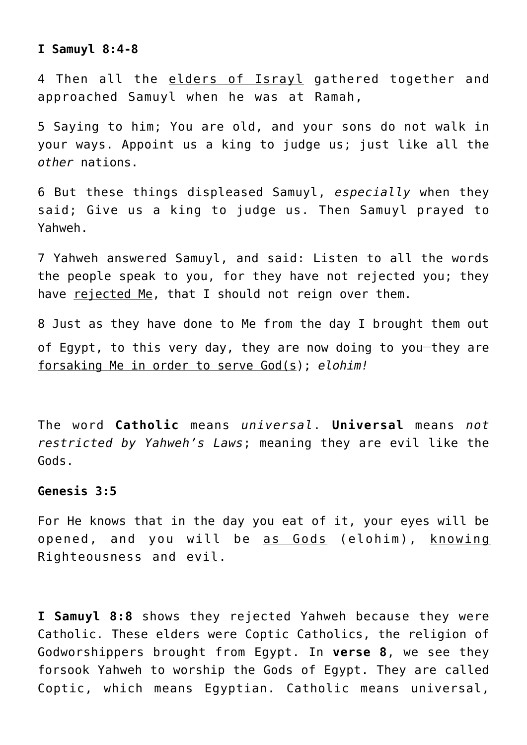**I Samuyl 8:4-8**

4 Then all the <u>elders of Israyl</u> gathered together and approached Samuyl when he was at Ramah,

5 Saying to him; You are old, and your sons do not walk in your ways. Appoint us a king to judge us; just like all the *other* nations.

6 But these things displeased Samuyl, *especially* when they said; Give us a king to judge us. Then Samuyl prayed to Yahweh.

7 Yahweh answered Samuyl, and said: Listen to all the words the people speak to you, for they have not rejected you; they have <u>rejected Me</u>, that I should not reign over them.

8 Just as they have done to Me from the day I brought them out of Egypt, to this very day, they are now doing to you—they are <u>forsaking Me in order to serve God(s</u>); *elohim!*

The word **Catholic** means *universal*. **Universal** means *not restricted by Yahweh's Laws*; meaning they are evil like the Gods.

**Genesis 3:5**

For He knows that in the day you eat of it, your eyes will be opened, and you will be <u>as Gods</u> (elohim), <u>knowing</u> Righteousness and <u>evil</u>.

**I Samuyl 8:8** shows they rejected Yahweh because they were Catholic. These elders were Coptic Catholics, the religion of Godworshippers brought from Egypt. In **verse 8**, we see they forsook Yahweh to worship the Gods of Egypt. They are called Coptic, which means Egyptian. Catholic means universal,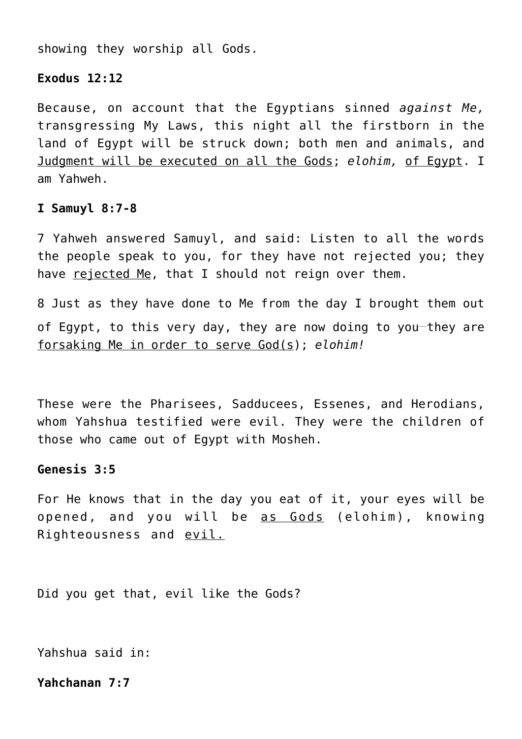showing they worship all Gods.

**Exodus 12:12**

Because, on account that the Egyptians sinned *against Me,* transgressing My Laws, this night all the firstborn in the land of Egypt will be struck down; both men and animals, and <u>Judgment will be executed on all the Gods</u>; *elohim,* <u>of Egypt</u>. I am Yahweh.

**I Samuyl 8:7-8**

7 Yahweh answered Samuyl, and said: Listen to all the words the people speak to you, for they have not rejected you; they have <u>rejected Me</u>, that I should not reign over them.

8 Just as they have done to Me from the day I brought them out of Egypt, to this very day, they are now doing to you—they are <u>forsaking Me in order to serve God(s</u>); *elohim!*

These were the Pharisees, Sadducees, Essenes, and Herodians, whom Yahshua testified were evil. They were the children of those who came out of Egypt with Mosheh.

**Genesis 3:5**

For He knows that in the day you eat of it, your eyes will be opened, and you will be <u>as Gods</u> (elohim), knowing Righteousness and <u>evil.</u>

Did you get that, evil like the Gods?

Yahshua said in:

**Yahchanan 7:7**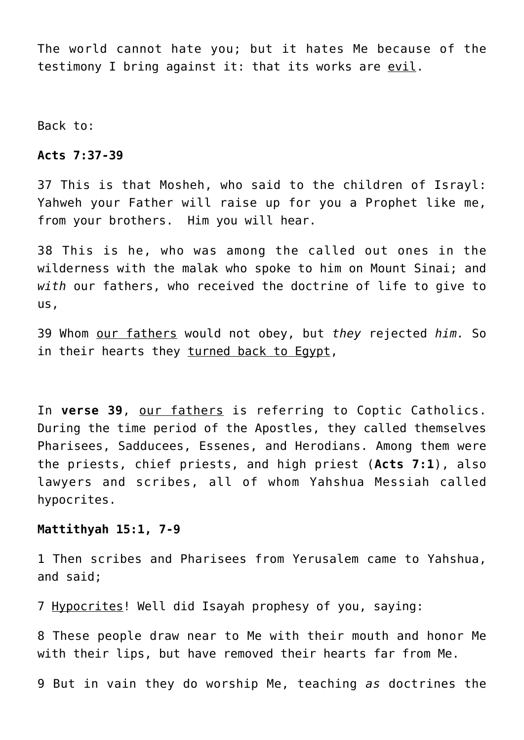The world cannot hate you; but it hates Me because of the testimony I bring against it: that its works are <u>evil</u>.

Back to:

**Acts 7:37-39**

37 This is that Mosheh, who said to the children of Israyl: Yahweh your Father will raise up for you a Prophet like me, from your brothers. Him you will hear.

38 This is he, who was among the called out ones in the wilderness with the malak who spoke to him on Mount Sinai; and *with* our fathers, who received the doctrine of life to give to us,

39 Whom <u>our fathers</u> would not obey, but *they* rejected *him.* So in their hearts they <u>turned back to Egypt</u>,

In **verse 39**, <u>our fathers</u> is referring to Coptic Catholics. During the time period of the Apostles, they called themselves Pharisees, Sadducees, Essenes, and Herodians. Among them were the priests, chief priests, and high priest (**Acts 7:1**), also lawyers and scribes, all of whom Yahshua Messiah called hypocrites.

**Mattithyah 15:1, 7-9**

1 Then scribes and Pharisees from Yerusalem came to Yahshua, and said;

7 <u>Hypocrites</u>! Well did Isayah prophesy of you, saying:

8 These people draw near to Me with their mouth and honor Me with their lips, but have removed their hearts far from Me.

9 But in vain they do worship Me, teaching *as* doctrines the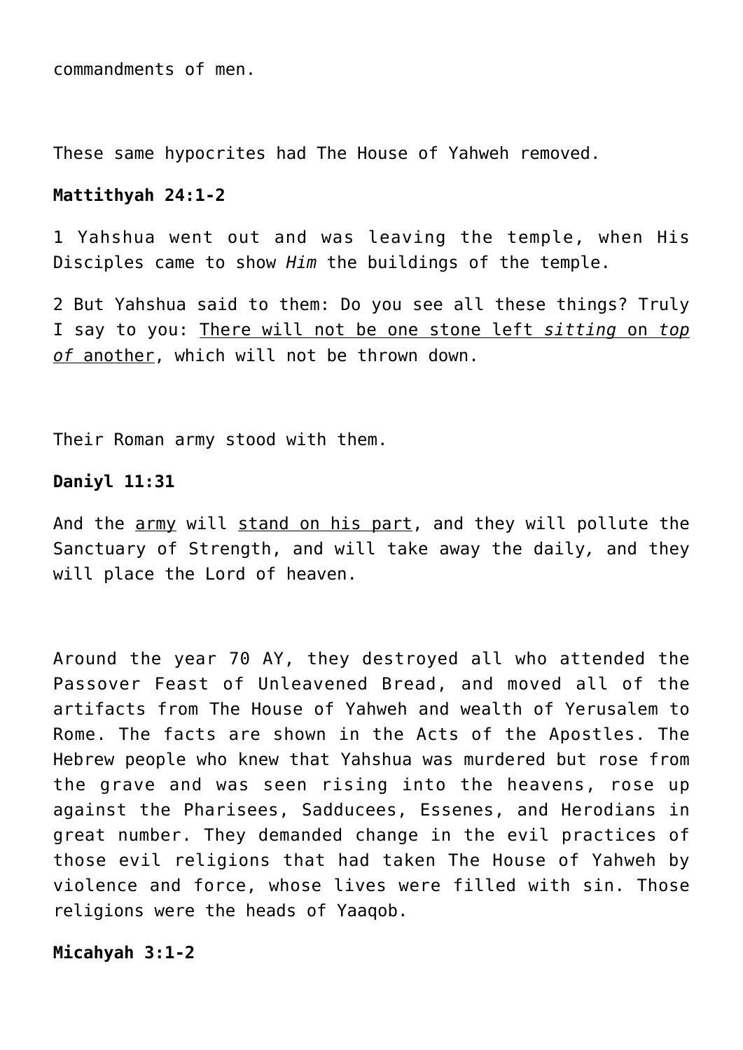commandments of men.

These same hypocrites had The House of Yahweh removed.

**Mattithyah 24:1-2**

1 Yahshua went out and was leaving the temple, when His Disciples came to show *Him* the buildings of the temple.

2 But Yahshua said to them: Do you see all these things? Truly I say to you: <u>There will not be one stone left *sitting* on *top of* another</u>, which will not be thrown down.

Their Roman army stood with them.

**Daniyl 11:31**

And the <u>army</u> will <u>stand on his part</u>, and they will pollute the Sanctuary of Strength, and will take away the daily*,* and they will place the Lord of heaven.

Around the year 70 AY, they destroyed all who attended the Passover Feast of Unleavened Bread, and moved all of the artifacts from The House of Yahweh and wealth of Yerusalem to Rome. The facts are shown in the Acts of the Apostles. The Hebrew people who knew that Yahshua was murdered but rose from the grave and was seen rising into the heavens, rose up against the Pharisees, Sadducees, Essenes, and Herodians in great number. They demanded change in the evil practices of those evil religions that had taken The House of Yahweh by violence and force, whose lives were filled with sin. Those religions were the heads of Yaaqob.

**Micahyah 3:1-2**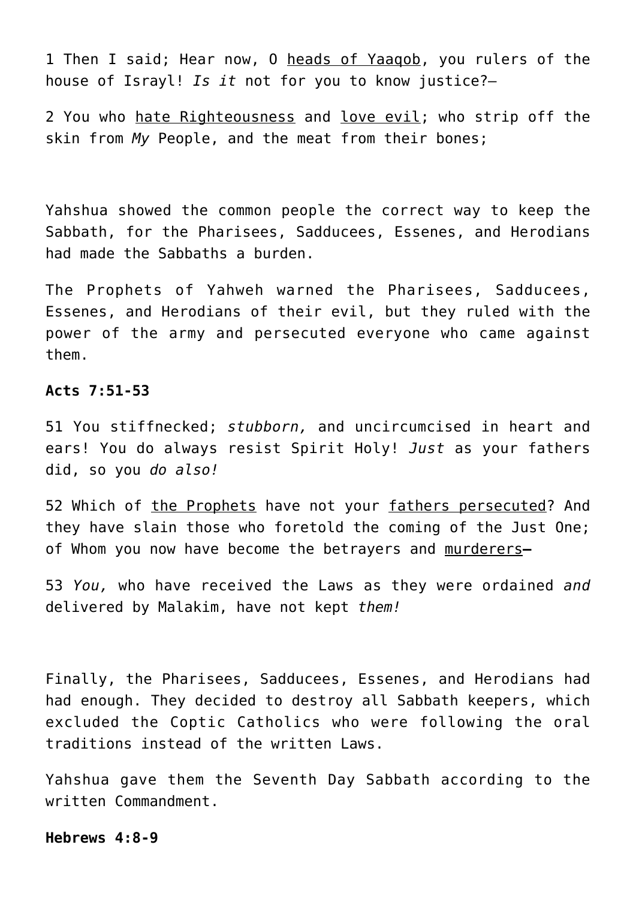1 Then I said; Hear now, O heads of Yaaqob, you rulers of the house of Israyl! *Is it* not for you to know justice?—

2 You who hate Righteousness and love evil; who strip off the skin from *My* People, and the meat from their bones;

Yahshua showed the common people the correct way to keep the Sabbath, for the Pharisees, Sadducees, Essenes, and Herodians had made the Sabbaths a burden.

The Prophets of Yahweh warned the Pharisees, Sadducees, Essenes, and Herodians of their evil, but they ruled with the power of the army and persecuted everyone who came against them.

**Acts 7:51-53**

51 You stiffnecked; *stubborn,* and uncircumcised in heart and ears! You do always resist Spirit Holy! *Just* as your fathers did, so you *do also!*

52 Which of the Prophets have not your fathers persecuted? And they have slain those who foretold the coming of the Just One; of Whom you now have become the betrayers and murderers—

53 *You,* who have received the Laws as they were ordained *and* delivered by Malakim, have not kept *them!*

Finally, the Pharisees, Sadducees, Essenes, and Herodians had had enough. They decided to destroy all Sabbath keepers, which excluded the Coptic Catholics who were following the oral traditions instead of the written Laws.

Yahshua gave them the Seventh Day Sabbath according to the written Commandment.

**Hebrews 4:8-9**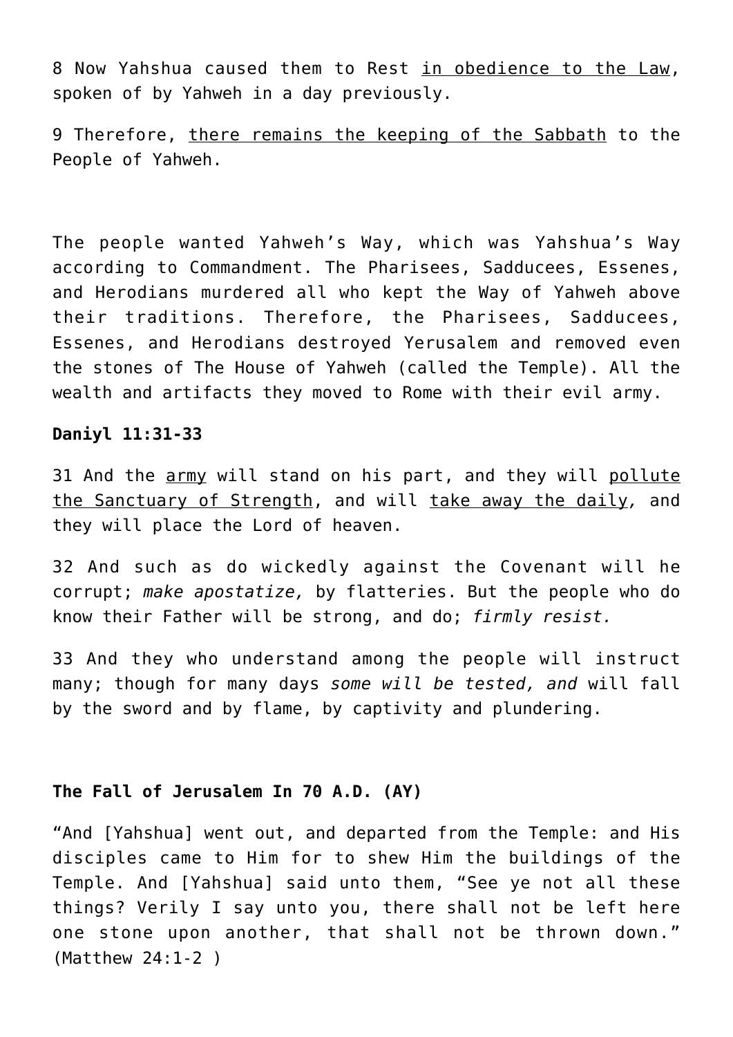8 Now Yahshua caused them to Rest <u>in obedience to the Law</u>, spoken of by Yahweh in a day previously.

9 Therefore, <u>there remains the keeping of the Sabbath</u> to the People of Yahweh.

The people wanted Yahweh's Way, which was Yahshua's Way according to Commandment. The Pharisees, Sadducees, Essenes, and Herodians murdered all who kept the Way of Yahweh above their traditions. Therefore, the Pharisees, Sadducees, Essenes, and Herodians destroyed Yerusalem and removed even the stones of The House of Yahweh (called the Temple). All the wealth and artifacts they moved to Rome with their evil army.

**Daniyl 11:31-33**

31 And the <u>army</u> will stand on his part, and they will <u>pollute the Sanctuary of Strength</u>, and will <u>take away the daily</u>, and they will place the Lord of heaven.

32 And such as do wickedly against the Covenant will he corrupt; *make apostatize,* by flatteries. But the people who do know their Father will be strong, and do; *firmly resist.*

33 And they who understand among the people will instruct many; though for many days *some will be tested, and* will fall by the sword and by flame, by captivity and plundering.

**The Fall of Jerusalem In 70 A.D. (AY)**

"And [Yahshua] went out, and departed from the Temple: and His disciples came to Him for to shew Him the buildings of the Temple. And [Yahshua] said unto them, "See ye not all these things? Verily I say unto you, there shall not be left here one stone upon another, that shall not be thrown down." (Matthew 24:1-2 )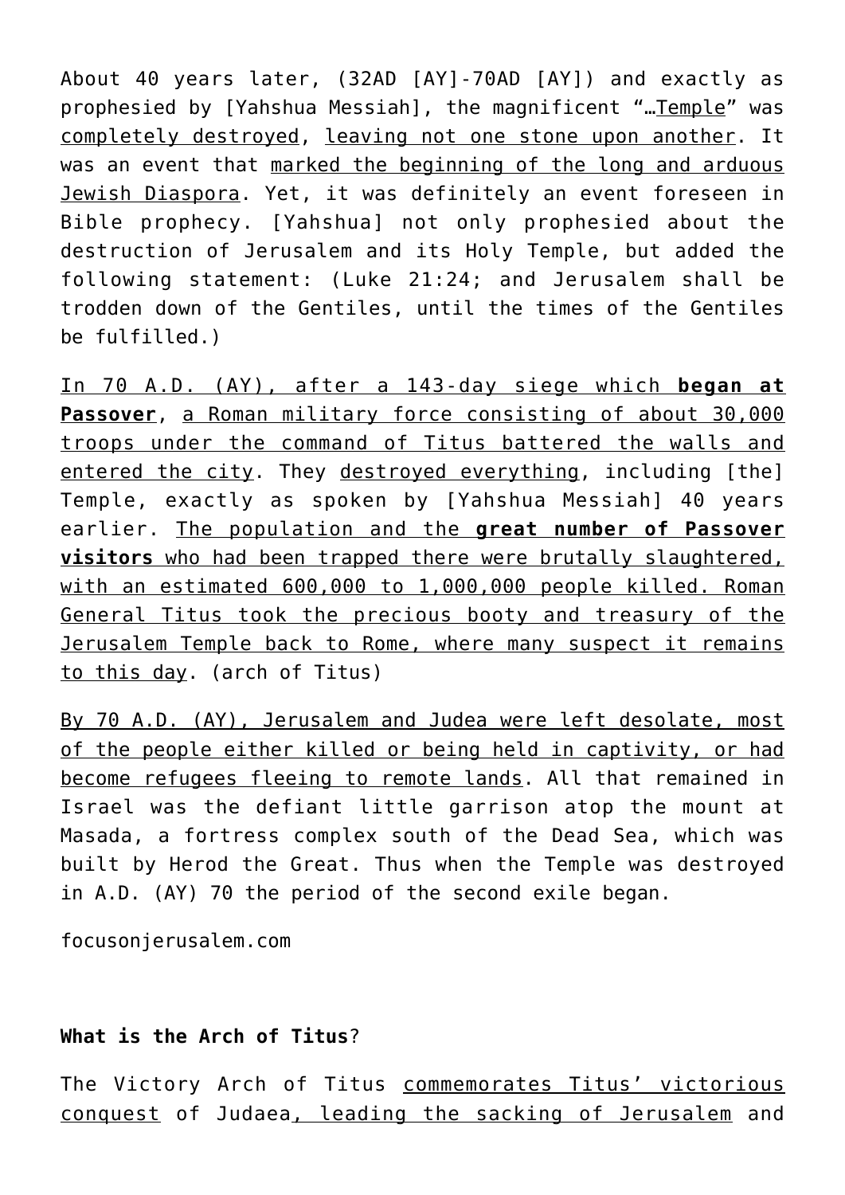About 40 years later, (32AD [AY]-70AD [AY]) and exactly as prophesied by [Yahshua Messiah], the magnificent "…Temple" was completely destroyed, leaving not one stone upon another. It was an event that marked the beginning of the long and arduous Jewish Diaspora. Yet, it was definitely an event foreseen in Bible prophecy. [Yahshua] not only prophesied about the destruction of Jerusalem and its Holy Temple, but added the following statement: (Luke 21:24; and Jerusalem shall be trodden down of the Gentiles, until the times of the Gentiles be fulfilled.)

In 70 A.D. (AY), after a 143-day siege which **began at Passover**, a Roman military force consisting of about 30,000 troops under the command of Titus battered the walls and entered the city. They destroyed everything, including [the] Temple, exactly as spoken by [Yahshua Messiah] 40 years earlier. The population and the **great number of Passover visitors** who had been trapped there were brutally slaughtered, with an estimated 600,000 to 1,000,000 people killed. Roman General Titus took the precious booty and treasury of the Jerusalem Temple back to Rome, where many suspect it remains to this day. (arch of Titus)

By 70 A.D. (AY), Jerusalem and Judea were left desolate, most of the people either killed or being held in captivity, or had become refugees fleeing to remote lands. All that remained in Israel was the defiant little garrison atop the mount at Masada, a fortress complex south of the Dead Sea, which was built by Herod the Great. Thus when the Temple was destroyed in A.D. (AY) 70 the period of the second exile began.

focusonjerusalem.com

**What is the Arch of Titus**?

The Victory Arch of Titus commemorates Titus' victorious conquest of Judaea, leading the sacking of Jerusalem and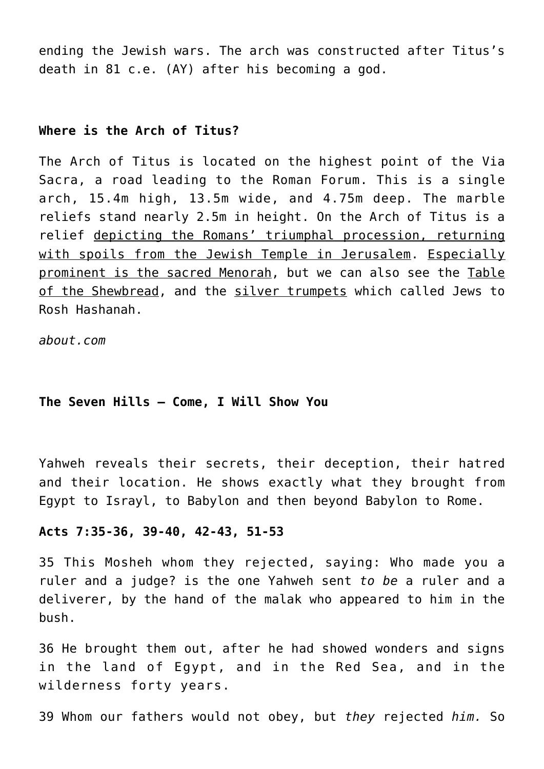ending the Jewish wars. The arch was constructed after Titus's death in 81 c.e. (AY) after his becoming a god.

**Where is the Arch of Titus?**

The Arch of Titus is located on the highest point of the Via Sacra, a road leading to the Roman Forum. This is a single arch, 15.4m high, 13.5m wide, and 4.75m deep. The marble reliefs stand nearly 2.5m in height. On the Arch of Titus is a relief depicting the Romans' triumphal procession, returning with spoils from the Jewish Temple in Jerusalem. Especially prominent is the sacred Menorah, but we can also see the Table of the Shewbread, and the silver trumpets which called Jews to Rosh Hashanah.

*about.com*

**The Seven Hills – Come, I Will Show You**

Yahweh reveals their secrets, their deception, their hatred and their location. He shows exactly what they brought from Egypt to Israyl, to Babylon and then beyond Babylon to Rome.

**Acts 7:35-36, 39-40, 42-43, 51-53**

35 This Mosheh whom they rejected, saying: Who made you a ruler and a judge? is the one Yahweh sent *to be* a ruler and a deliverer, by the hand of the malak who appeared to him in the bush.

36 He brought them out, after he had showed wonders and signs in the land of Egypt, and in the Red Sea, and in the wilderness forty years.

39 Whom our fathers would not obey, but *they* rejected *him.* So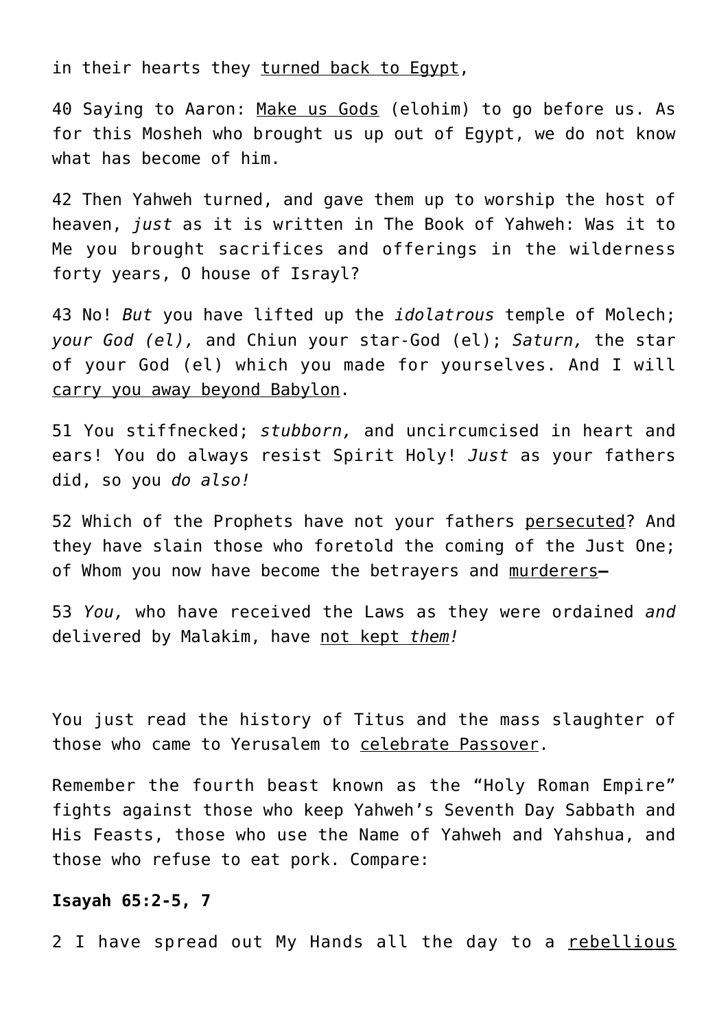in their hearts they turned back to Egypt,

40 Saying to Aaron: Make us Gods (elohim) to go before us. As for this Mosheh who brought us up out of Egypt, we do not know what has become of him.

42 Then Yahweh turned, and gave them up to worship the host of heaven, *just* as it is written in The Book of Yahweh: Was it to Me you brought sacrifices and offerings in the wilderness forty years, O house of Israyl?

43 No! *But* you have lifted up the *idolatrous* temple of Molech; *your God (el),* and Chiun your star-God (el); *Saturn,* the star of your God (el) which you made for yourselves. And I will carry you away beyond Babylon.

51 You stiffnecked; *stubborn,* and uncircumcised in heart and ears! You do always resist Spirit Holy! *Just* as your fathers did, so you *do also!*

52 Which of the Prophets have not your fathers persecuted? And they have slain those who foretold the coming of the Just One; of Whom you now have become the betrayers and murderers—

53 *You,* who have received the Laws as they were ordained *and* delivered by Malakim, have not kept *them!*

You just read the history of Titus and the mass slaughter of those who came to Yerusalem to celebrate Passover.

Remember the fourth beast known as the "Holy Roman Empire" fights against those who keep Yahweh's Seventh Day Sabbath and His Feasts, those who use the Name of Yahweh and Yahshua, and those who refuse to eat pork. Compare:

**Isayah 65:2-5, 7**

2 I have spread out My Hands all the day to a rebellious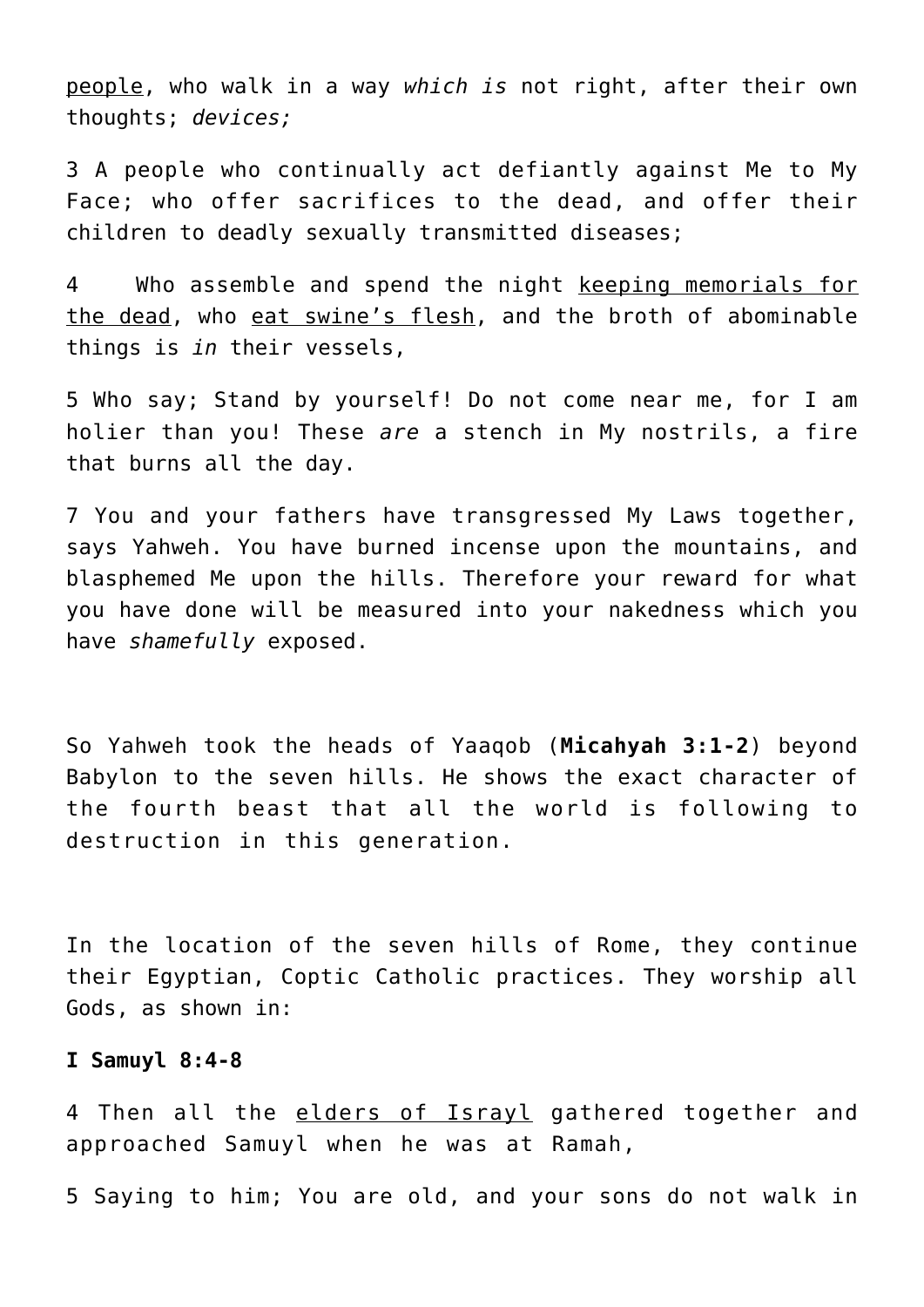<u>people</u>, who walk in a way *which is* not right, after their own thoughts; *devices;*

3 A people who continually act defiantly against Me to My Face; who offer sacrifices to the dead, and offer their children to deadly sexually transmitted diseases;

4 Who assemble and spend the night <u>keeping memorials for the dead</u>, who <u>eat swine's flesh</u>, and the broth of abominable things is *in* their vessels,

5 Who say; Stand by yourself! Do not come near me, for I am holier than you! These *are* a stench in My nostrils, a fire that burns all the day.

7 You and your fathers have transgressed My Laws together, says Yahweh. You have burned incense upon the mountains, and blasphemed Me upon the hills. Therefore your reward for what you have done will be measured into your nakedness which you have *shamefully* exposed.

So Yahweh took the heads of Yaaqob (**Micahyah 3:1-2**) beyond Babylon to the seven hills. He shows the exact character of the fourth beast that all the world is following to destruction in this generation.

In the location of the seven hills of Rome, they continue their Egyptian, Coptic Catholic practices. They worship all Gods, as shown in:

**I Samuyl 8:4-8**

4 Then all the <u>elders of Israyl</u> gathered together and approached Samuyl when he was at Ramah,

5 Saying to him; You are old, and your sons do not walk in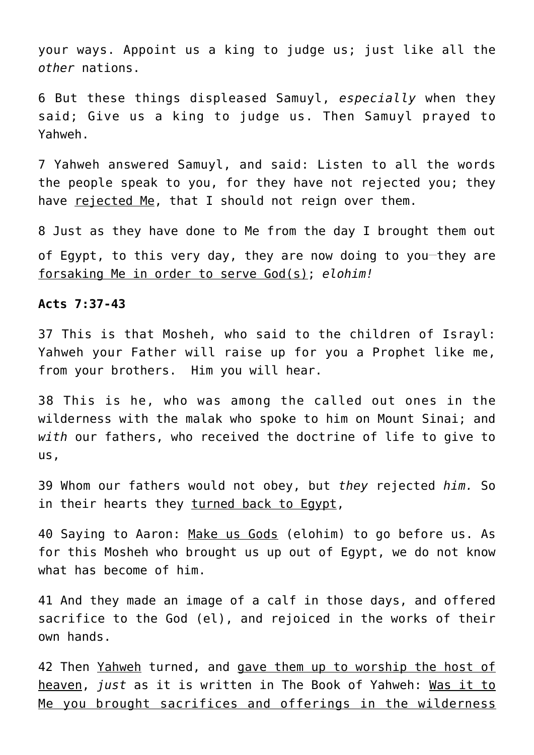your ways. Appoint us a king to judge us; just like all the *other* nations.

6 But these things displeased Samuyl, *especially* when they said; Give us a king to judge us. Then Samuyl prayed to Yahweh.

7 Yahweh answered Samuyl, and said: Listen to all the words the people speak to you, for they have not rejected you; they have <u>rejected Me</u>, that I should not reign over them.

8 Just as they have done to Me from the day I brought them out of Egypt, to this very day, they are now doing to you—they are <u>forsaking Me in order to serve God(s)</u>; *elohim!*

**Acts 7:37-43**

37 This is that Mosheh, who said to the children of Israyl: Yahweh your Father will raise up for you a Prophet like me, from your brothers. Him you will hear.

38 This is he, who was among the called out ones in the wilderness with the malak who spoke to him on Mount Sinai; and *with* our fathers, who received the doctrine of life to give to us,

39 Whom our fathers would not obey, but *they* rejected *him.* So in their hearts they <u>turned back to Egypt</u>,

40 Saying to Aaron: <u>Make us Gods</u> (elohim) to go before us. As for this Mosheh who brought us up out of Egypt, we do not know what has become of him.

41 And they made an image of a calf in those days, and offered sacrifice to the God (el), and rejoiced in the works of their own hands.

42 Then <u>Yahweh</u> turned, and <u>gave them up to worship the host of heaven</u>, *just* as it is written in The Book of Yahweh: <u>Was it to Me you brought sacrifices and offerings in the wilderness</u>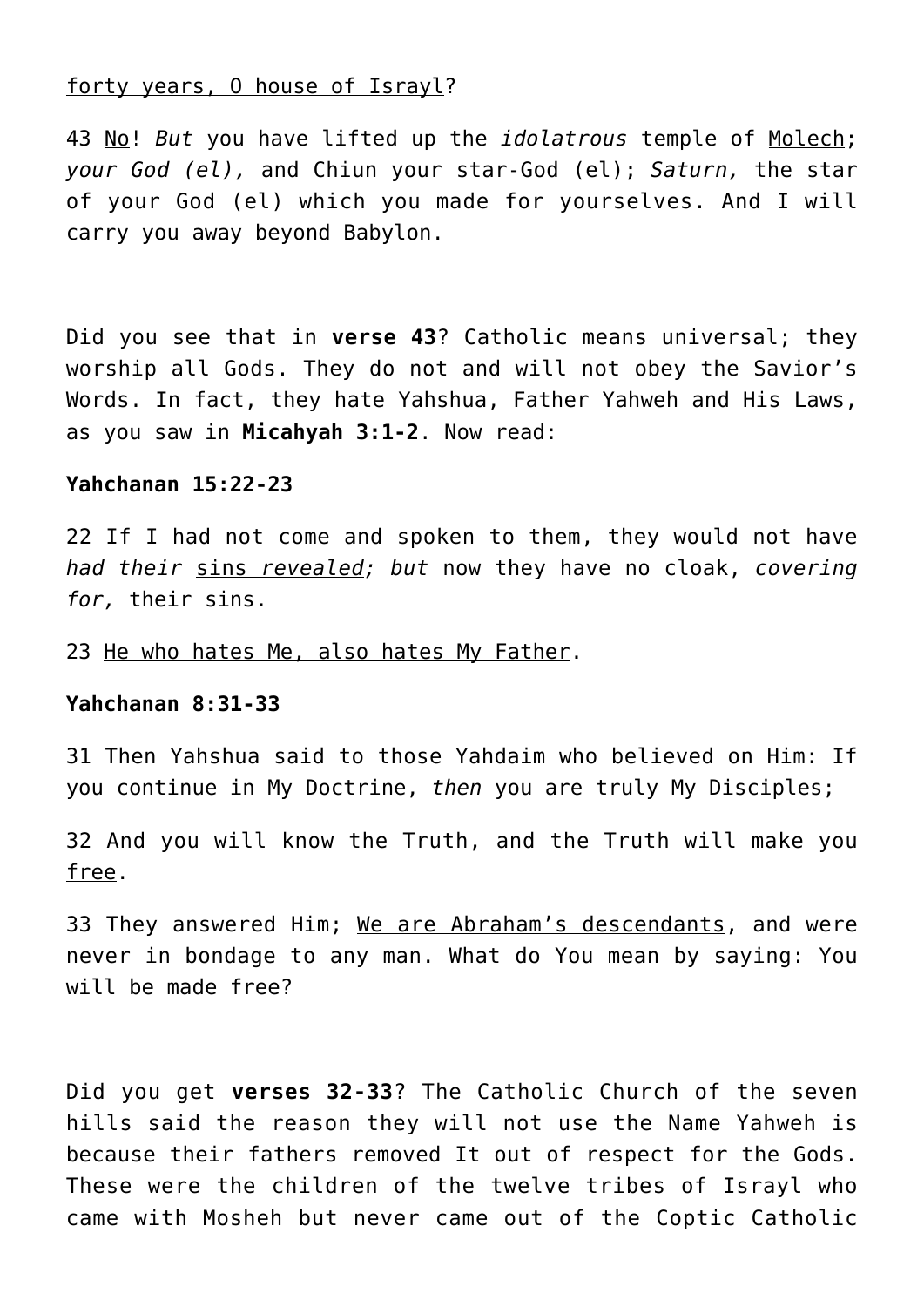forty years, O house of Israyl?

43 No! *But* you have lifted up the *idolatrous* temple of Molech; *your God (el),* and Chiun your star-God (el); *Saturn,* the star of your God (el) which you made for yourselves. And I will carry you away beyond Babylon.

Did you see that in **verse 43**? Catholic means universal; they worship all Gods. They do not and will not obey the Savior's Words. In fact, they hate Yahshua, Father Yahweh and His Laws, as you saw in **Micahyah 3:1-2**. Now read:

**Yahchanan 15:22-23**

22 If I had not come and spoken to them, they would not have *had their* sins *revealed; but* now they have no cloak, *covering for,* their sins.

23 He who hates Me, also hates My Father.

**Yahchanan 8:31-33**

31 Then Yahshua said to those Yahdaim who believed on Him: If you continue in My Doctrine, *then* you are truly My Disciples;

32 And you will know the Truth, and the Truth will make you free.

33 They answered Him; We are Abraham's descendants, and were never in bondage to any man. What do You mean by saying: You will be made free?

Did you get **verses 32-33**? The Catholic Church of the seven hills said the reason they will not use the Name Yahweh is because their fathers removed It out of respect for the Gods. These were the children of the twelve tribes of Israyl who came with Mosheh but never came out of the Coptic Catholic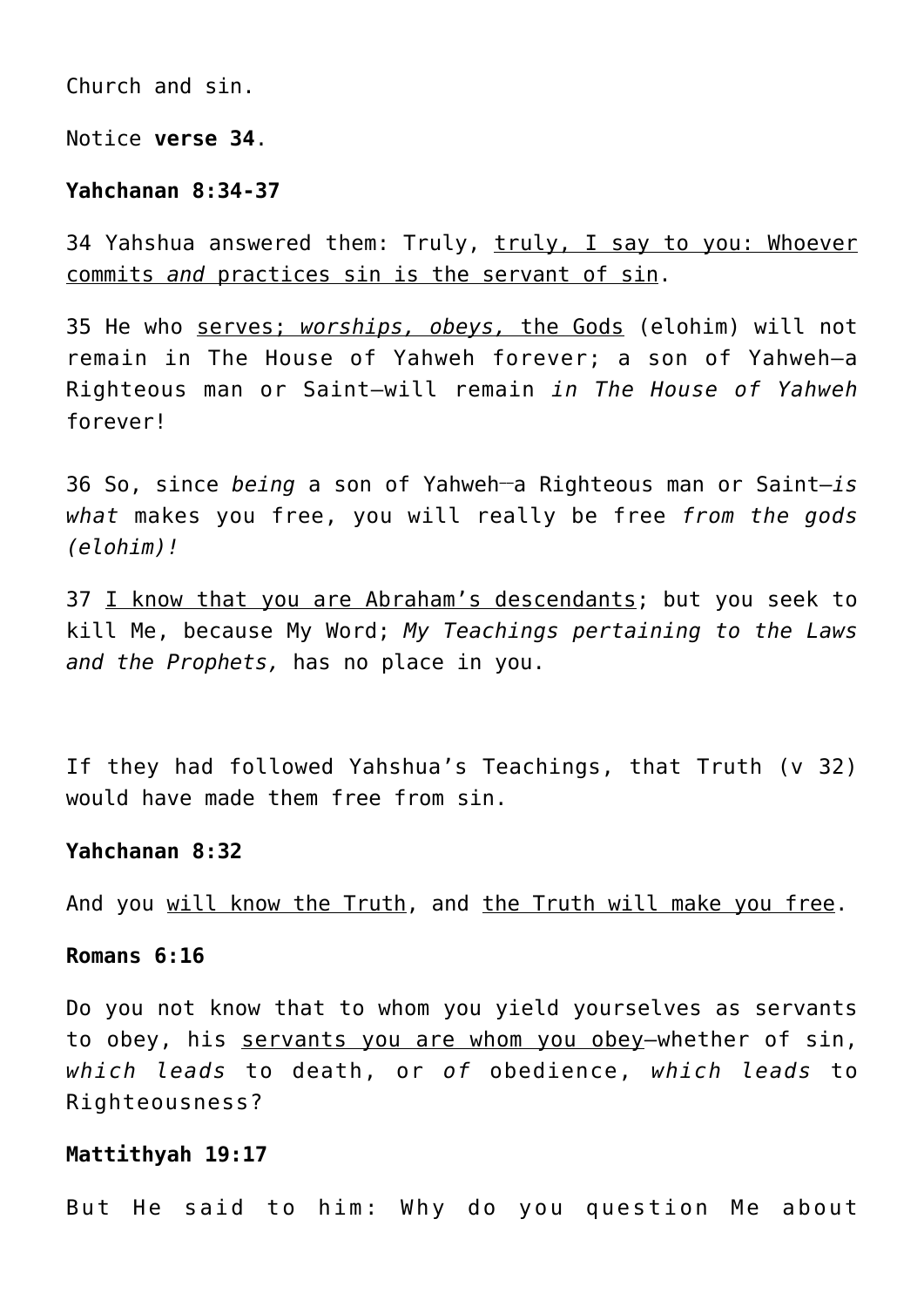Church and sin.

Notice **verse 34**.

**Yahchanan 8:34-37**

34 Yahshua answered them: Truly, <u>truly, I say to you: Whoever commits *and* practices sin is the servant of sin</u>.

35 He who <u>serves; *worships, obeys,* the Gods</u> (elohim) will not remain in The House of Yahweh forever; a son of Yahweh—a Righteous man or Saint—will remain *in The House of Yahweh* forever!

36 So, since *being* a son of Yahweh—a Righteous man or Saint—*is what* makes you free, you will really be free *from the gods (elohim)!*

37 <u>I know that you are Abraham's descendants</u>; but you seek to kill Me, because My Word; *My Teachings pertaining to the Laws and the Prophets,* has no place in you.

If they had followed Yahshua's Teachings, that Truth (v 32) would have made them free from sin.

**Yahchanan 8:32**

And you <u>will know the Truth</u>, and <u>the Truth will make you free</u>.

**Romans 6:16**

Do you not know that to whom you yield yourselves as servants to obey, his <u>servants you are whom you obey</u>—whether of sin, *which leads* to death, or *of* obedience, *which leads* to Righteousness?

**Mattithyah 19:17**

But He said to him: Why do you question Me about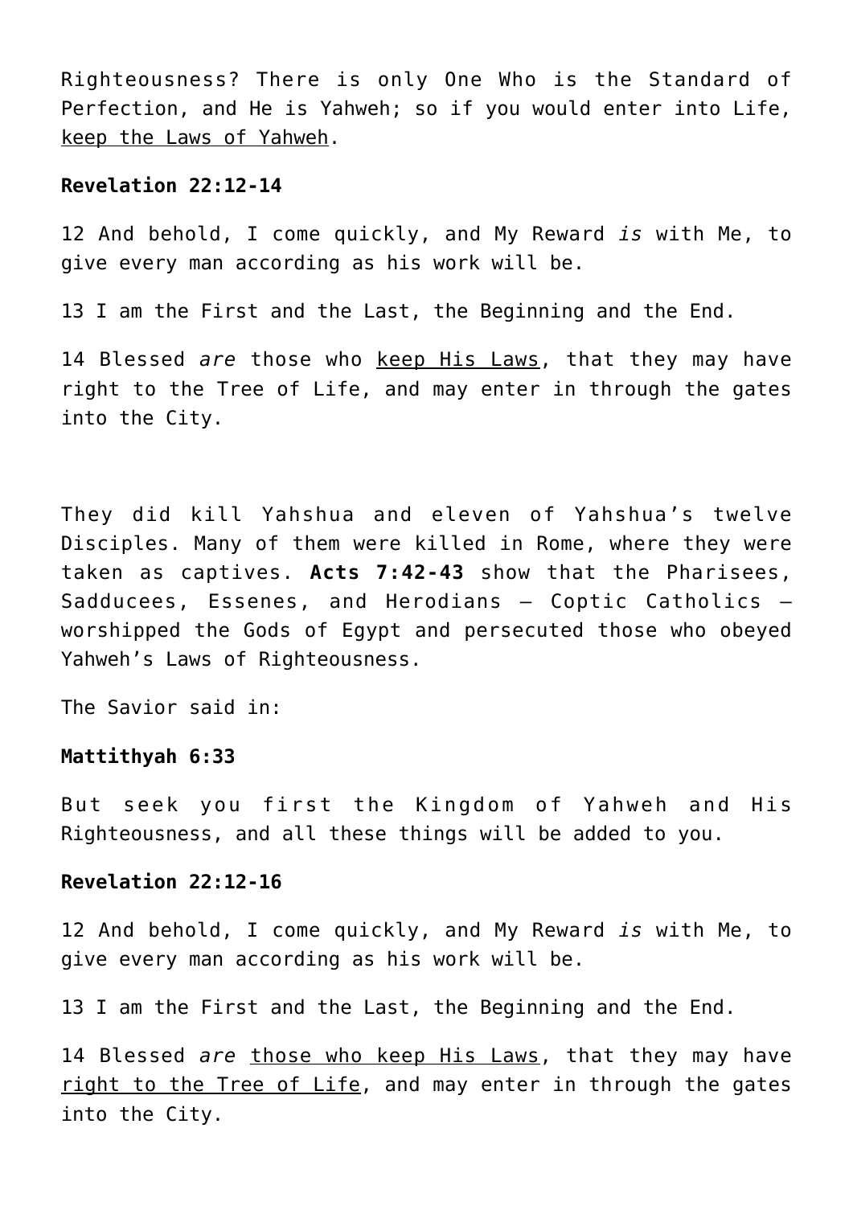Righteousness? There is only One Who is the Standard of Perfection, and He is Yahweh; so if you would enter into Life, <u>keep the Laws of Yahweh</u>.

**Revelation 22:12-14**

12 And behold, I come quickly, and My Reward *is* with Me, to give every man according as his work will be.

13 I am the First and the Last, the Beginning and the End.

14 Blessed *are* those who <u>keep His Laws</u>, that they may have right to the Tree of Life, and may enter in through the gates into the City.

They did kill Yahshua and eleven of Yahshua's twelve Disciples. Many of them were killed in Rome, where they were taken as captives. **Acts 7:42-43** show that the Pharisees, Sadducees, Essenes, and Herodians – Coptic Catholics – worshipped the Gods of Egypt and persecuted those who obeyed Yahweh's Laws of Righteousness.

The Savior said in:

**Mattithyah 6:33**

But seek you first the Kingdom of Yahweh and His Righteousness, and all these things will be added to you.

**Revelation 22:12-16**

12 And behold, I come quickly, and My Reward *is* with Me, to give every man according as his work will be.

13 I am the First and the Last, the Beginning and the End.

14 Blessed *are* <u>those who keep His Laws</u>, that they may have <u>right to the Tree of Life</u>, and may enter in through the gates into the City.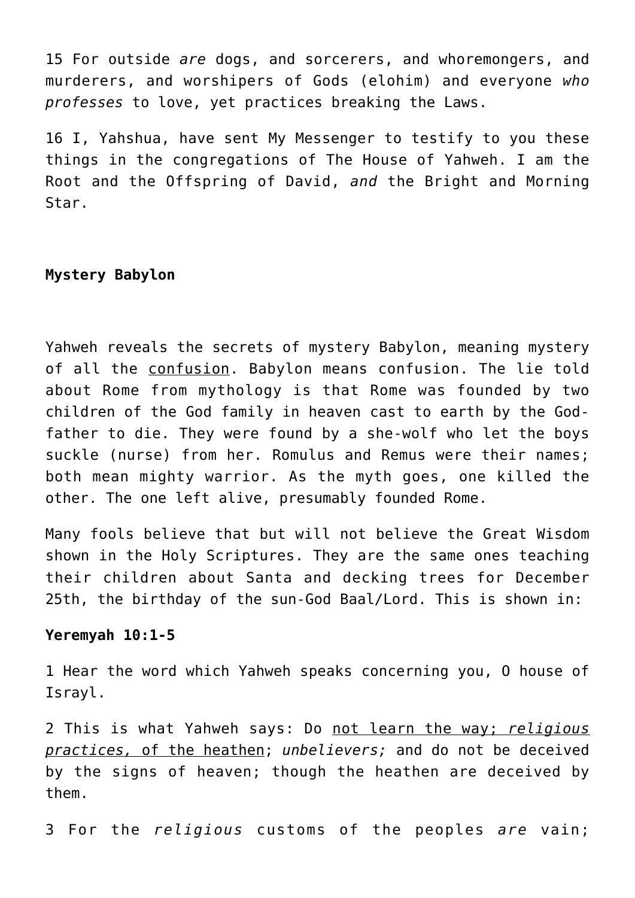15 For outside *are* dogs, and sorcerers, and whoremongers, and murderers, and worshipers of Gods (elohim) and everyone *who professes* to love, yet practices breaking the Laws.

16 I, Yahshua, have sent My Messenger to testify to you these things in the congregations of The House of Yahweh. I am the Root and the Offspring of David, *and* the Bright and Morning Star.

**Mystery Babylon**

Yahweh reveals the secrets of mystery Babylon, meaning mystery of all the <u>confusion</u>. Babylon means confusion. The lie told about Rome from mythology is that Rome was founded by two children of the God family in heaven cast to earth by the God-father to die. They were found by a she-wolf who let the boys suckle (nurse) from her. Romulus and Remus were their names; both mean mighty warrior. As the myth goes, one killed the other. The one left alive, presumably founded Rome.

Many fools believe that but will not believe the Great Wisdom shown in the Holy Scriptures. They are the same ones teaching their children about Santa and decking trees for December 25th, the birthday of the sun-God Baal/Lord. This is shown in:

**Yeremyah 10:1-5**

1 Hear the word which Yahweh speaks concerning you, O house of Israyl.

2 This is what Yahweh says: Do <u>not learn the way; *religious practices,* of the heathen</u>; *unbelievers;* and do not be deceived by the signs of heaven; though the heathen are deceived by them.

3 For the *religious* customs of the peoples *are* vain;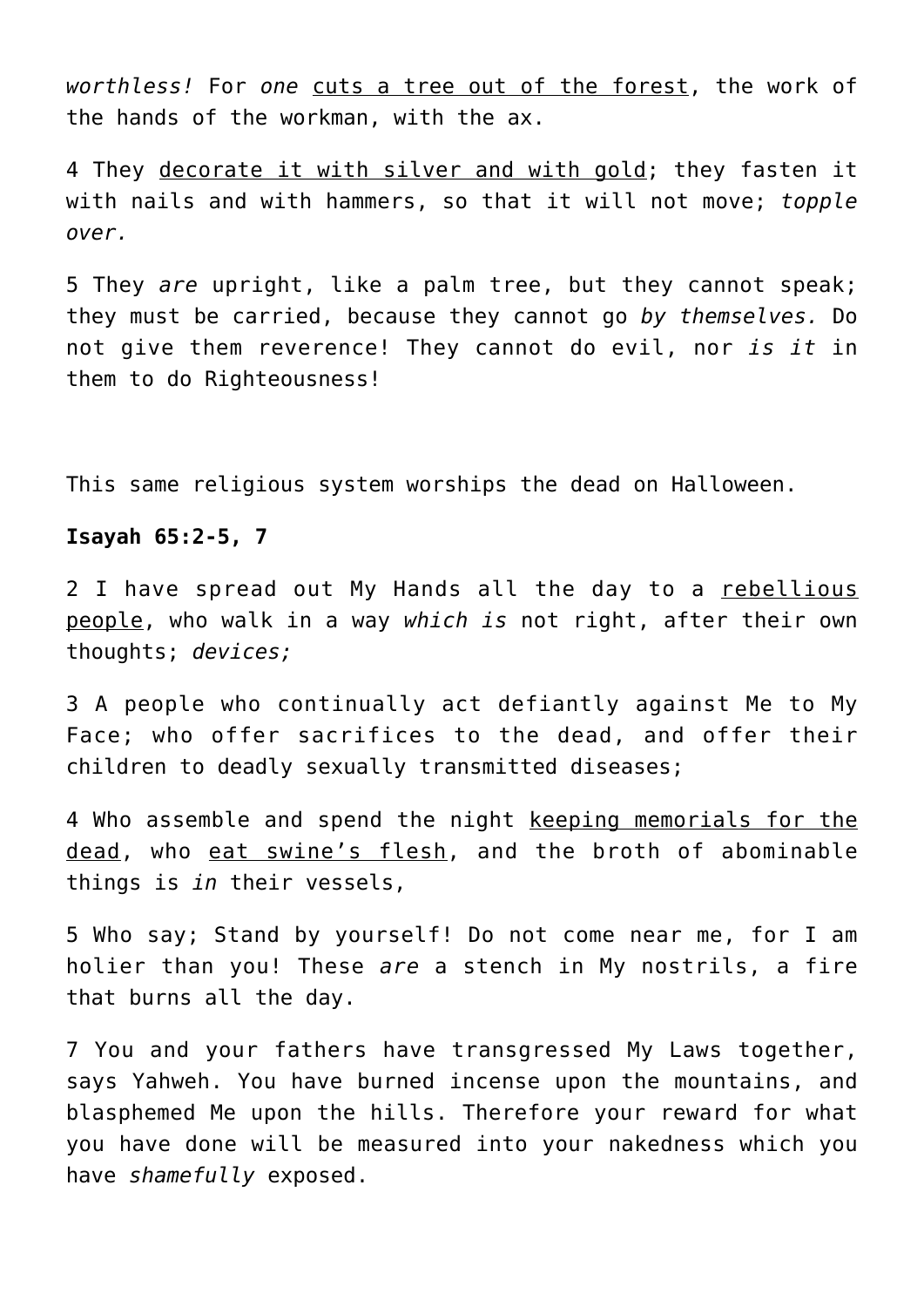*worthless!* For *one* <u>cuts a tree out of the forest</u>, the work of the hands of the workman, with the ax.

4 They <u>decorate it with silver and with gold</u>; they fasten it with nails and with hammers, so that it will not move; *topple over.*

5 They *are* upright, like a palm tree, but they cannot speak; they must be carried, because they cannot go *by themselves.* Do not give them reverence! They cannot do evil, nor *is it* in them to do Righteousness!

This same religious system worships the dead on Halloween.

**Isayah 65:2-5, 7**

2 I have spread out My Hands all the day to a <u>rebellious people</u>, who walk in a way *which is* not right, after their own thoughts; *devices;*

3 A people who continually act defiantly against Me to My Face; who offer sacrifices to the dead, and offer their children to deadly sexually transmitted diseases;

4 Who assemble and spend the night <u>keeping memorials for the dead</u>, who <u>eat swine's flesh</u>, and the broth of abominable things is *in* their vessels,

5 Who say; Stand by yourself! Do not come near me, for I am holier than you! These *are* a stench in My nostrils, a fire that burns all the day.

7 You and your fathers have transgressed My Laws together, says Yahweh. You have burned incense upon the mountains, and blasphemed Me upon the hills. Therefore your reward for what you have done will be measured into your nakedness which you have *shamefully* exposed.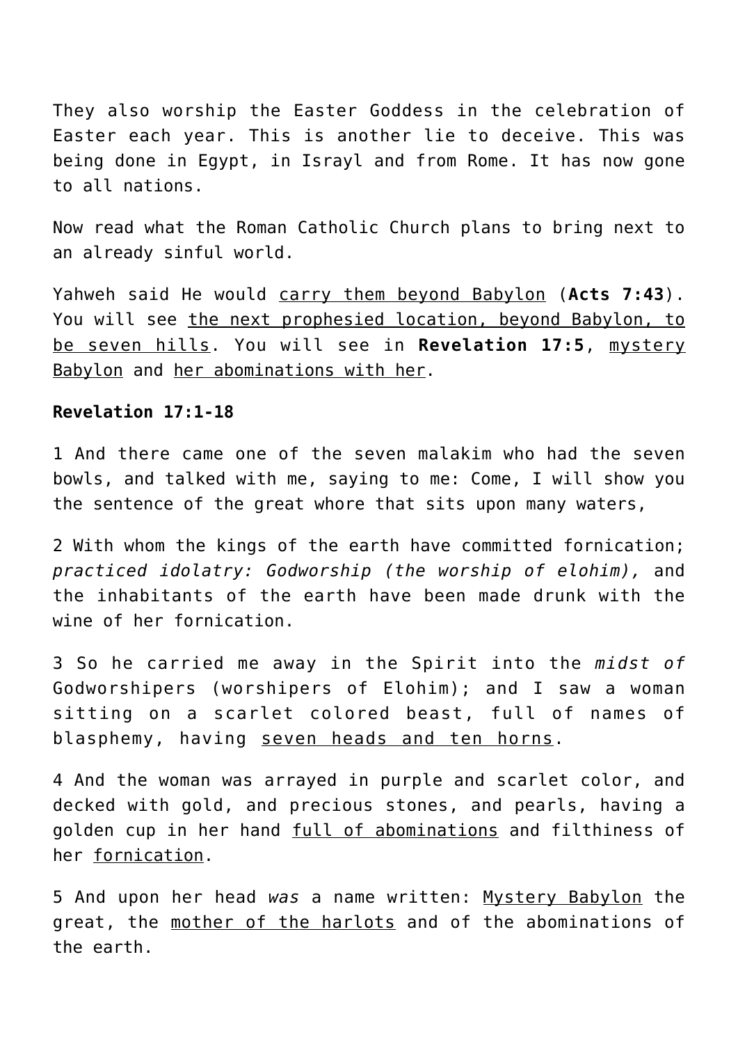They also worship the Easter Goddess in the celebration of Easter each year. This is another lie to deceive. This was being done in Egypt, in Israyl and from Rome. It has now gone to all nations.

Now read what the Roman Catholic Church plans to bring next to an already sinful world.

Yahweh said He would <u>carry them beyond Babylon</u> (**Acts 7:43**). You will see <u>the next prophesied location, beyond Babylon, to be seven hills</u>. You will see in **Revelation 17:5**, <u>mystery Babylon</u> and <u>her abominations with her</u>.

**Revelation 17:1-18**

1 And there came one of the seven malakim who had the seven bowls, and talked with me, saying to me: Come, I will show you the sentence of the great whore that sits upon many waters,

2 With whom the kings of the earth have committed fornication; *practiced idolatry: Godworship (the worship of elohim),* and the inhabitants of the earth have been made drunk with the wine of her fornication.

3 So he carried me away in the Spirit into the *midst of* Godworshipers (worshipers of Elohim); and I saw a woman sitting on a scarlet colored beast, full of names of blasphemy, having <u>seven heads and ten horns</u>.

4 And the woman was arrayed in purple and scarlet color, and decked with gold, and precious stones, and pearls, having a golden cup in her hand <u>full of abominations</u> and filthiness of her <u>fornication</u>.

5 And upon her head *was* a name written: <u>Mystery Babylon</u> the great, the <u>mother of the harlots</u> and of the abominations of the earth.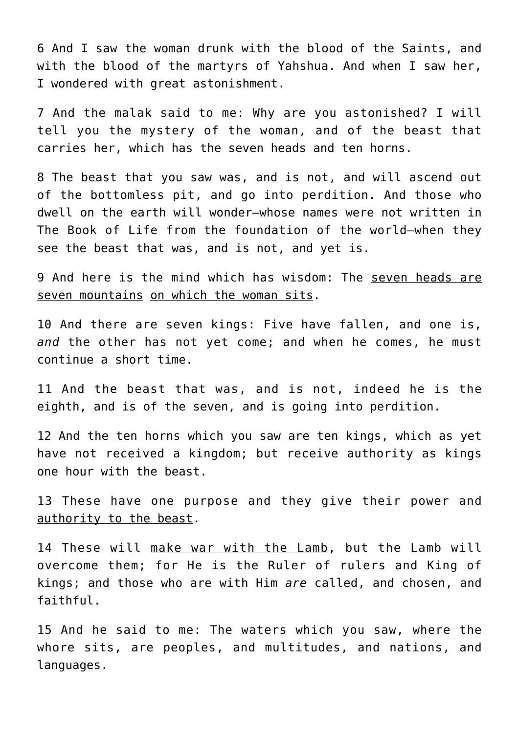6 And I saw the woman drunk with the blood of the Saints, and with the blood of the martyrs of Yahshua. And when I saw her, I wondered with great astonishment.

7 And the malak said to me: Why are you astonished? I will tell you the mystery of the woman, and of the beast that carries her, which has the seven heads and ten horns.

8 The beast that you saw was, and is not, and will ascend out of the bottomless pit, and go into perdition. And those who dwell on the earth will wonder—whose names were not written in The Book of Life from the foundation of the world—when they see the beast that was, and is not, and yet is.

9 And here is the mind which has wisdom: The <u>seven heads are seven mountains</u> <u>on which the woman sits</u>.

10 And there are seven kings: Five have fallen, and one is, *and* the other has not yet come; and when he comes, he must continue a short time.

11 And the beast that was, and is not, indeed he is the eighth, and is of the seven, and is going into perdition.

12 And the <u>ten horns which you saw are ten kings</u>, which as yet have not received a kingdom; but receive authority as kings one hour with the beast.

13 These have one purpose and they <u>give their power and authority to the beast</u>.

14 These will <u>make war with the Lamb</u>, but the Lamb will overcome them; for He is the Ruler of rulers and King of kings; and those who are with Him *are* called, and chosen, and faithful.

15 And he said to me: The waters which you saw, where the whore sits, are peoples, and multitudes, and nations, and languages.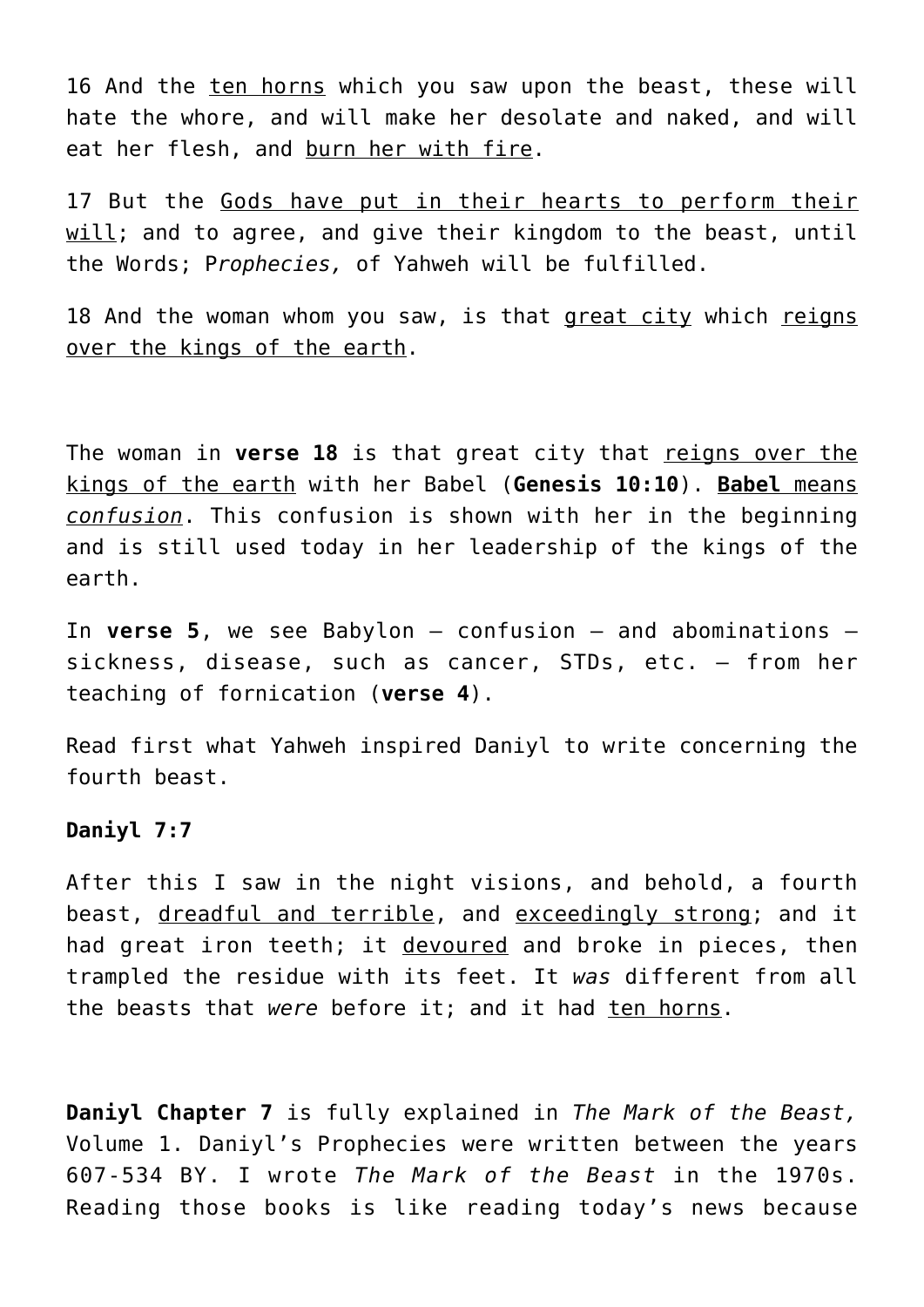16 And the <u>ten horns</u> which you saw upon the beast, these will hate the whore, and will make her desolate and naked, and will eat her flesh, and <u>burn her with fire</u>.

17 But the <u>Gods have put in their hearts to perform their will</u>; and to agree, and give their kingdom to the beast, until the Words; P*rophecies,* of Yahweh will be fulfilled.

18 And the woman whom you saw, is that <u>great city</u> which <u>reigns over the kings of the earth</u>.

The woman in **verse 18** is that great city that <u>reigns over the kings of the earth</u> with her Babel (**Genesis 10:10**). <u>**Babel** means *confusion*</u>. This confusion is shown with her in the beginning and is still used today in her leadership of the kings of the earth.

In **verse 5**, we see Babylon – confusion – and abominations – sickness, disease, such as cancer, STDs, etc. – from her teaching of fornication (**verse 4**).

Read first what Yahweh inspired Daniyl to write concerning the fourth beast.

**Daniyl 7:7**

After this I saw in the night visions, and behold, a fourth beast, <u>dreadful and terrible</u>, and <u>exceedingly strong</u>; and it had great iron teeth; it <u>devoured</u> and broke in pieces, then trampled the residue with its feet. It *was* different from all the beasts that *were* before it; and it had <u>ten horns</u>.

**Daniyl Chapter 7** is fully explained in *The Mark of the Beast,* Volume 1. Daniyl's Prophecies were written between the years 607-534 BY. I wrote *The Mark of the Beast* in the 1970s. Reading those books is like reading today's news because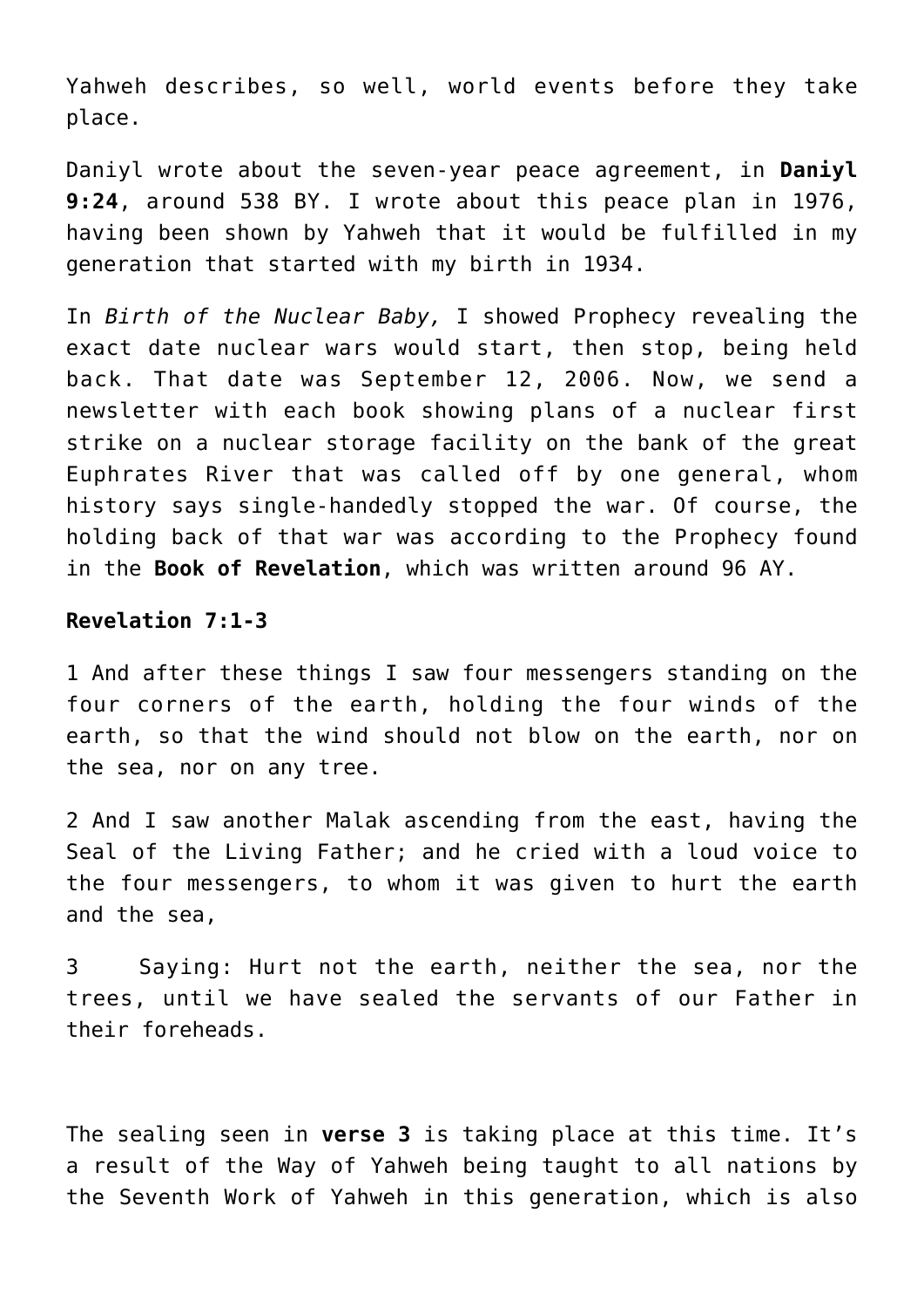Yahweh describes, so well, world events before they take place.

Daniyl wrote about the seven-year peace agreement, in **Daniyl 9:24**, around 538 BY. I wrote about this peace plan in 1976, having been shown by Yahweh that it would be fulfilled in my generation that started with my birth in 1934.

In *Birth of the Nuclear Baby,* I showed Prophecy revealing the exact date nuclear wars would start, then stop, being held back. That date was September 12, 2006. Now, we send a newsletter with each book showing plans of a nuclear first strike on a nuclear storage facility on the bank of the great Euphrates River that was called off by one general, whom history says single-handedly stopped the war. Of course, the holding back of that war was according to the Prophecy found in the **Book of Revelation**, which was written around 96 AY.

**Revelation 7:1-3**

1 And after these things I saw four messengers standing on the four corners of the earth, holding the four winds of the earth, so that the wind should not blow on the earth, nor on the sea, nor on any tree.

2 And I saw another Malak ascending from the east, having the Seal of the Living Father; and he cried with a loud voice to the four messengers, to whom it was given to hurt the earth and the sea,

3 Saying: Hurt not the earth, neither the sea, nor the trees, until we have sealed the servants of our Father in their foreheads.

The sealing seen in **verse 3** is taking place at this time. It's a result of the Way of Yahweh being taught to all nations by the Seventh Work of Yahweh in this generation, which is also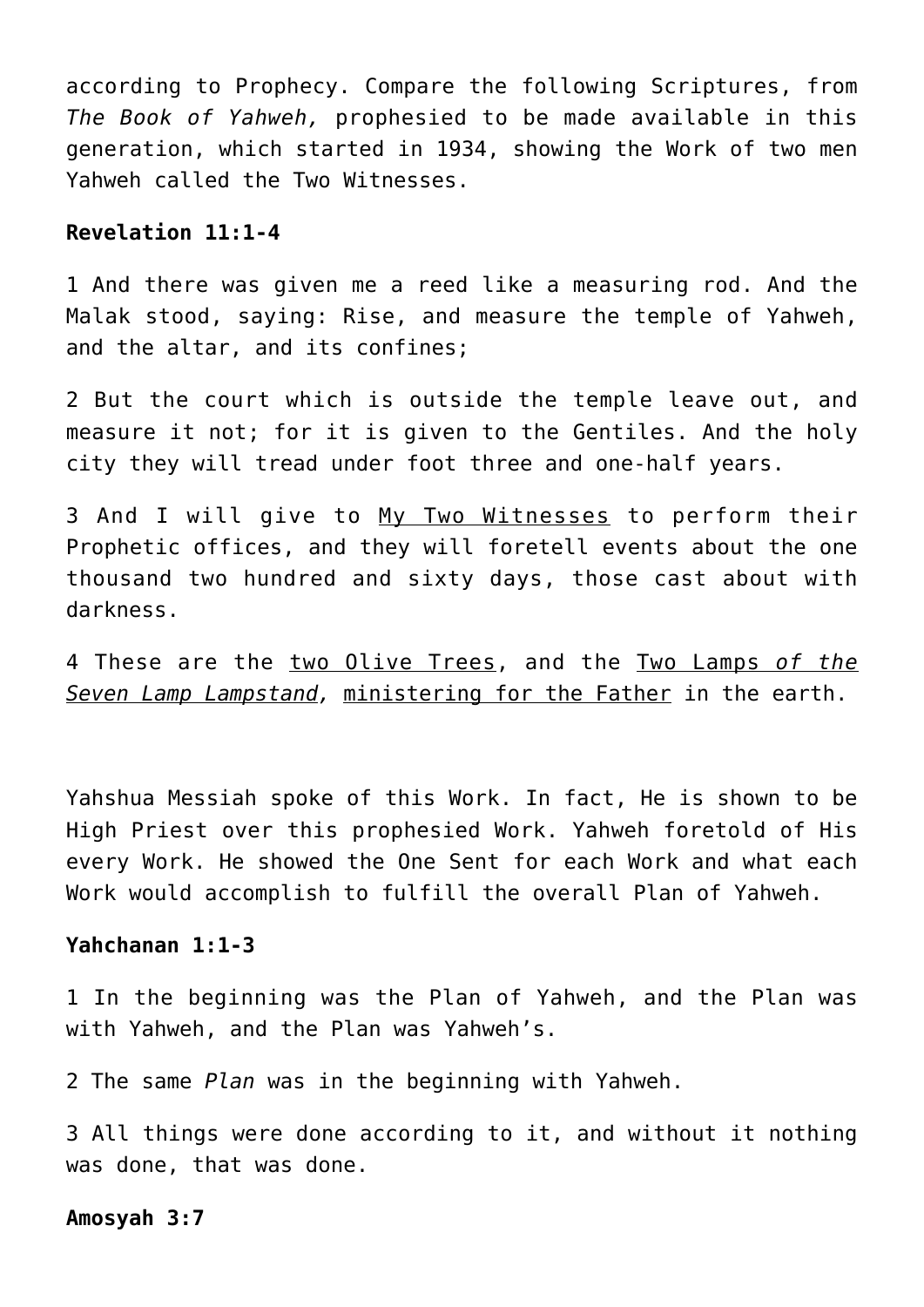according to Prophecy. Compare the following Scriptures, from *The Book of Yahweh,* prophesied to be made available in this generation, which started in 1934, showing the Work of two men Yahweh called the Two Witnesses.

**Revelation 11:1-4**

1 And there was given me a reed like a measuring rod. And the Malak stood, saying: Rise, and measure the temple of Yahweh, and the altar, and its confines;

2 But the court which is outside the temple leave out, and measure it not; for it is given to the Gentiles. And the holy city they will tread under foot three and one-half years.

3 And I will give to <u>My Two Witnesses</u> to perform their Prophetic offices, and they will foretell events about the one thousand two hundred and sixty days, those cast about with darkness.

4 These are the <u>two Olive Trees</u>, and the <u>Two Lamps *of the Seven Lamp Lampstand,*</u> <u>ministering for the Father</u> in the earth.

Yahshua Messiah spoke of this Work. In fact, He is shown to be High Priest over this prophesied Work. Yahweh foretold of His every Work. He showed the One Sent for each Work and what each Work would accomplish to fulfill the overall Plan of Yahweh.

**Yahchanan 1:1-3**

1 In the beginning was the Plan of Yahweh, and the Plan was with Yahweh, and the Plan was Yahweh's.

2 The same *Plan* was in the beginning with Yahweh.

3 All things were done according to it, and without it nothing was done, that was done.

**Amosyah 3:7**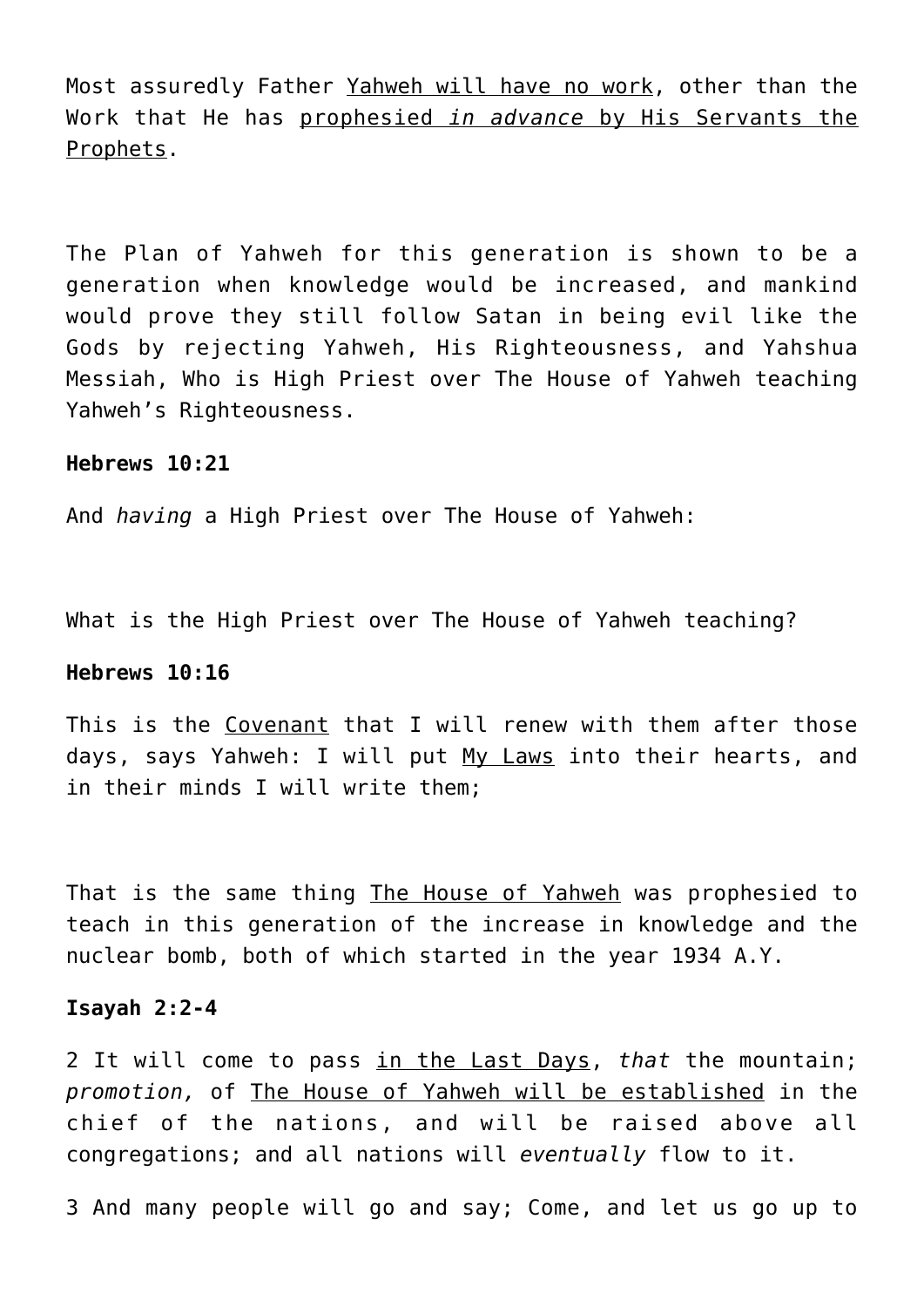Most assuredly Father Yahweh will have no work, other than the Work that He has prophesied *in advance* by His Servants the Prophets.

The Plan of Yahweh for this generation is shown to be a generation when knowledge would be increased, and mankind would prove they still follow Satan in being evil like the Gods by rejecting Yahweh, His Righteousness, and Yahshua Messiah, Who is High Priest over The House of Yahweh teaching Yahweh's Righteousness.

**Hebrews 10:21**

And *having* a High Priest over The House of Yahweh:

What is the High Priest over The House of Yahweh teaching?

**Hebrews 10:16**

This is the Covenant that I will renew with them after those days, says Yahweh: I will put My Laws into their hearts, and in their minds I will write them;

That is the same thing The House of Yahweh was prophesied to teach in this generation of the increase in knowledge and the nuclear bomb, both of which started in the year 1934 A.Y.

**Isayah 2:2-4**

2 It will come to pass in the Last Days, *that* the mountain; *promotion,* of The House of Yahweh will be established in the chief of the nations, and will be raised above all congregations; and all nations will *eventually* flow to it.

3 And many people will go and say; Come, and let us go up to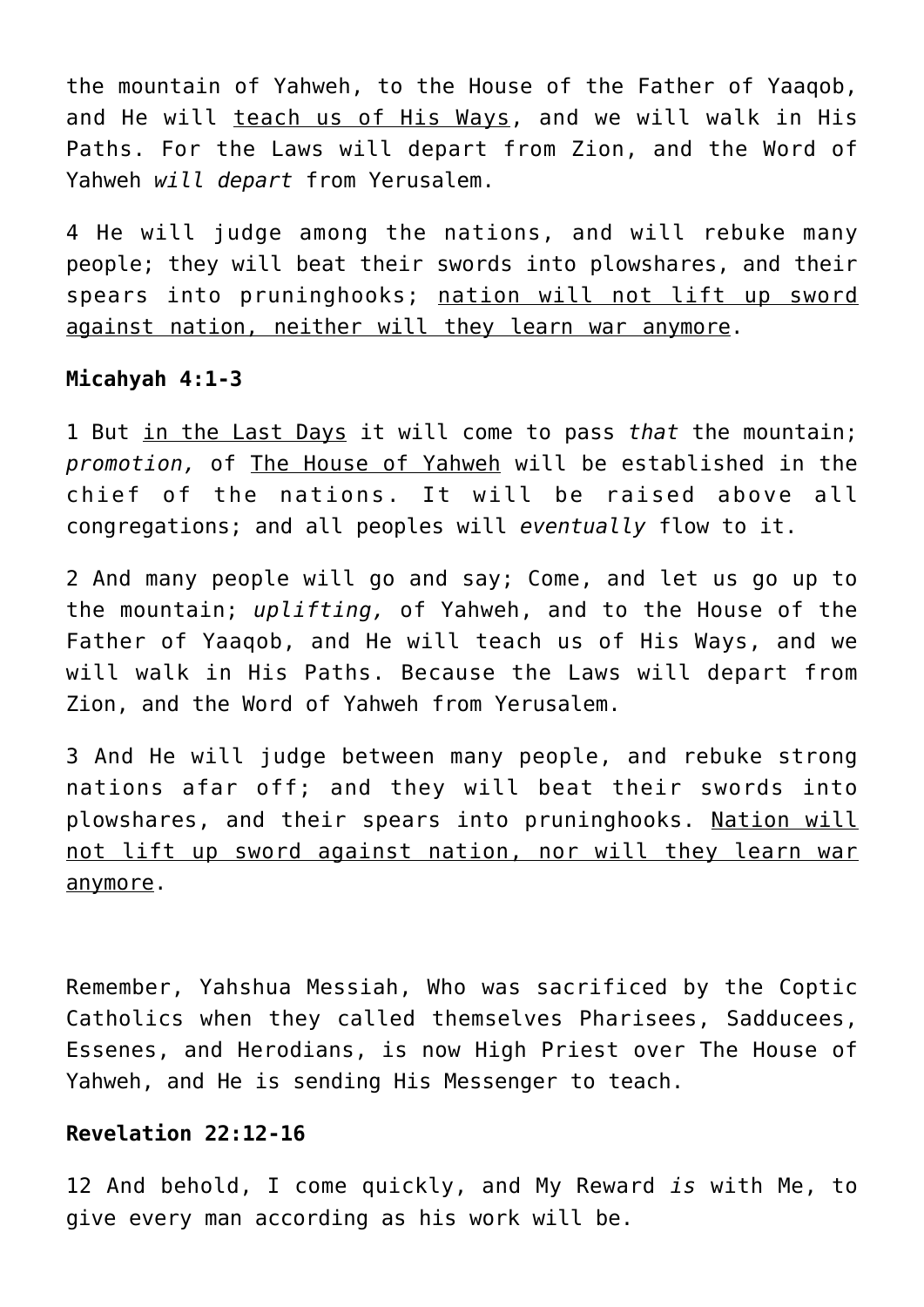the mountain of Yahweh, to the House of the Father of Yaaqob, and He will <u>teach us of His Ways</u>, and we will walk in His Paths. For the Laws will depart from Zion, and the Word of Yahweh *will depart* from Yerusalem.

4 He will judge among the nations, and will rebuke many people; they will beat their swords into plowshares, and their spears into pruninghooks; <u>nation will not lift up sword against nation, neither will they learn war anymore</u>.

**Micahyah 4:1-3**

1 But <u>in the Last Days</u> it will come to pass *that* the mountain; *promotion,* of <u>The House of Yahweh</u> will be established in the chief of the nations. It will be raised above all congregations; and all peoples will *eventually* flow to it.

2 And many people will go and say; Come, and let us go up to the mountain; *uplifting,* of Yahweh, and to the House of the Father of Yaaqob, and He will teach us of His Ways, and we will walk in His Paths. Because the Laws will depart from Zion, and the Word of Yahweh from Yerusalem.

3 And He will judge between many people, and rebuke strong nations afar off; and they will beat their swords into plowshares, and their spears into pruninghooks. <u>Nation will not lift up sword against nation, nor will they learn war anymore</u>.

Remember, Yahshua Messiah, Who was sacrificed by the Coptic Catholics when they called themselves Pharisees, Sadducees, Essenes, and Herodians, is now High Priest over The House of Yahweh, and He is sending His Messenger to teach.

**Revelation 22:12-16**

12 And behold, I come quickly, and My Reward *is* with Me, to give every man according as his work will be.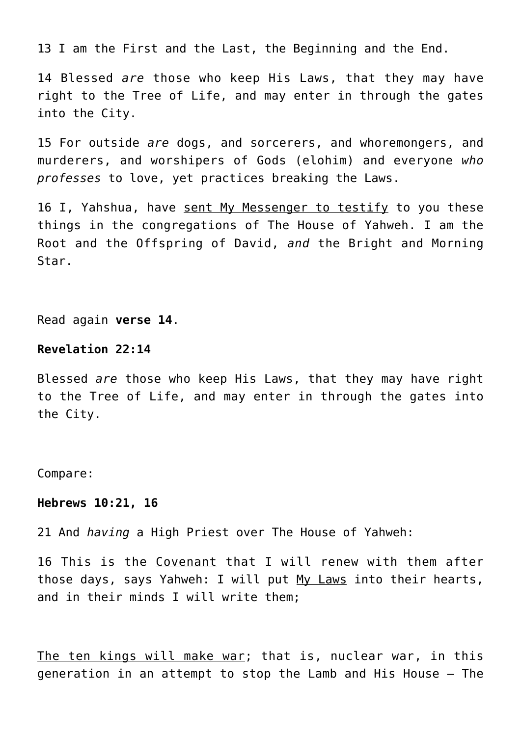13 I am the First and the Last, the Beginning and the End.

14 Blessed *are* those who keep His Laws, that they may have right to the Tree of Life, and may enter in through the gates into the City.

15 For outside *are* dogs, and sorcerers, and whoremongers, and murderers, and worshipers of Gods (elohim) and everyone *who professes* to love, yet practices breaking the Laws.

16 I, Yahshua, have sent My Messenger to testify to you these things in the congregations of The House of Yahweh. I am the Root and the Offspring of David, *and* the Bright and Morning Star.

Read again **verse 14**.

**Revelation 22:14**

Blessed *are* those who keep His Laws, that they may have right to the Tree of Life, and may enter in through the gates into the City.

Compare:

**Hebrews 10:21, 16**

21 And *having* a High Priest over The House of Yahweh:

16 This is the Covenant that I will renew with them after those days, says Yahweh: I will put My Laws into their hearts, and in their minds I will write them;

The ten kings will make war; that is, nuclear war, in this generation in an attempt to stop the Lamb and His House — The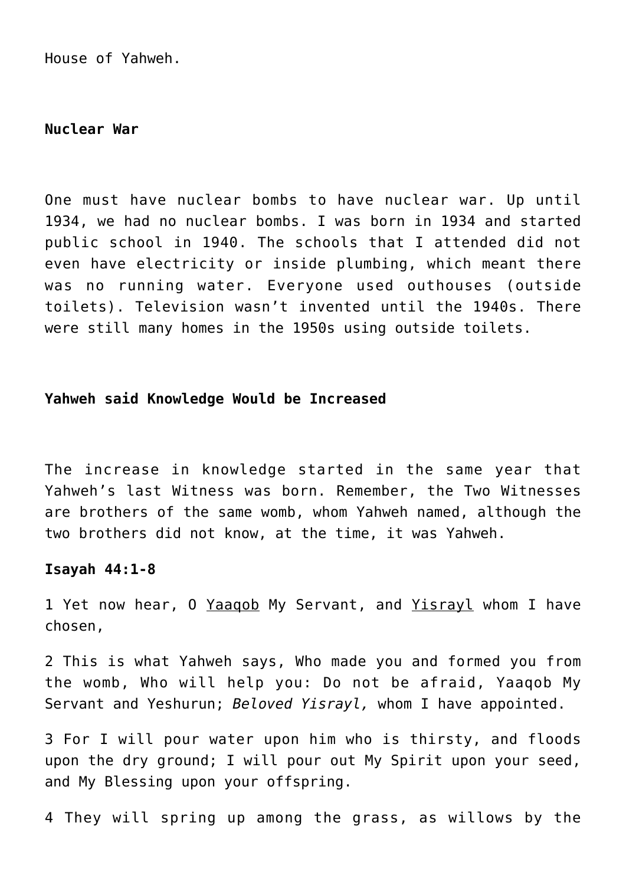House of Yahweh.

**Nuclear War**

One must have nuclear bombs to have nuclear war. Up until 1934, we had no nuclear bombs. I was born in 1934 and started public school in 1940. The schools that I attended did not even have electricity or inside plumbing, which meant there was no running water. Everyone used outhouses (outside toilets). Television wasn't invented until the 1940s. There were still many homes in the 1950s using outside toilets.

**Yahweh said Knowledge Would be Increased**

The increase in knowledge started in the same year that Yahweh's last Witness was born. Remember, the Two Witnesses are brothers of the same womb, whom Yahweh named, although the two brothers did not know, at the time, it was Yahweh.

**Isayah 44:1-8**

1 Yet now hear, O Yaaqob My Servant, and Yisrayl whom I have chosen,

2 This is what Yahweh says, Who made you and formed you from the womb, Who will help you: Do not be afraid, Yaaqob My Servant and Yeshurun; *Beloved Yisrayl,* whom I have appointed.

3 For I will pour water upon him who is thirsty, and floods upon the dry ground; I will pour out My Spirit upon your seed, and My Blessing upon your offspring.

4 They will spring up among the grass, as willows by the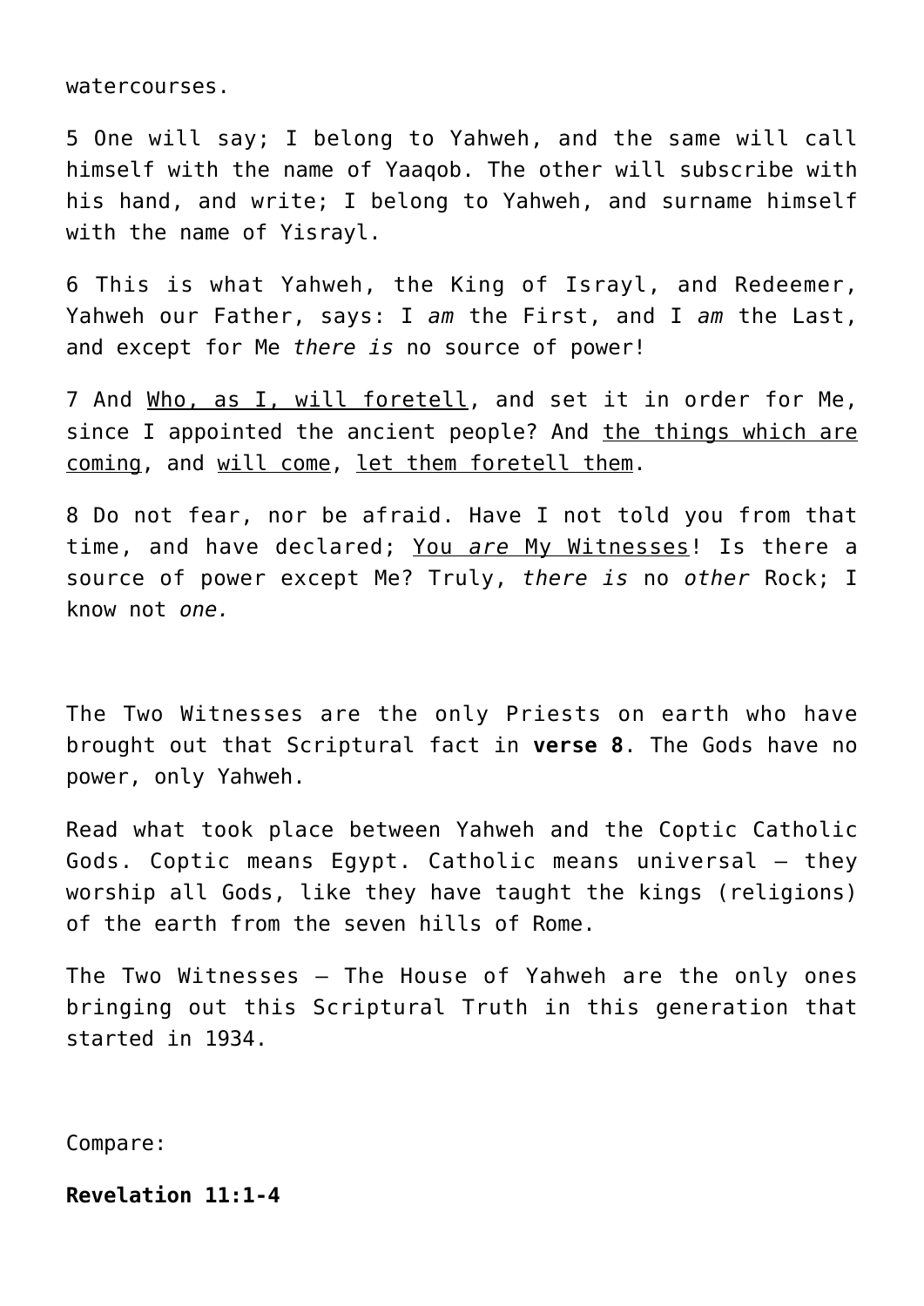watercourses.

5 One will say; I belong to Yahweh, and the same will call himself with the name of Yaaqob. The other will subscribe with his hand, and write; I belong to Yahweh, and surname himself with the name of Yisrayl.

6 This is what Yahweh, the King of Israyl, and Redeemer, Yahweh our Father, says: I *am* the First, and I *am* the Last, and except for Me *there is* no source of power!

7 And <u>Who, as I, will foretell</u>, and set it in order for Me, since I appointed the ancient people? And <u>the things which are coming</u>, and <u>will come</u>, <u>let them foretell them</u>.

8 Do not fear, nor be afraid. Have I not told you from that time, and have declared; <u>You *are* My Witnesses</u>! Is there a source of power except Me? Truly, *there is* no *other* Rock; I know not *one.*

The Two Witnesses are the only Priests on earth who have brought out that Scriptural fact in **verse 8**. The Gods have no power, only Yahweh.

Read what took place between Yahweh and the Coptic Catholic Gods. Coptic means Egypt. Catholic means universal – they worship all Gods, like they have taught the kings (religions) of the earth from the seven hills of Rome.

The Two Witnesses – The House of Yahweh are the only ones bringing out this Scriptural Truth in this generation that started in 1934.

Compare:

**Revelation 11:1-4**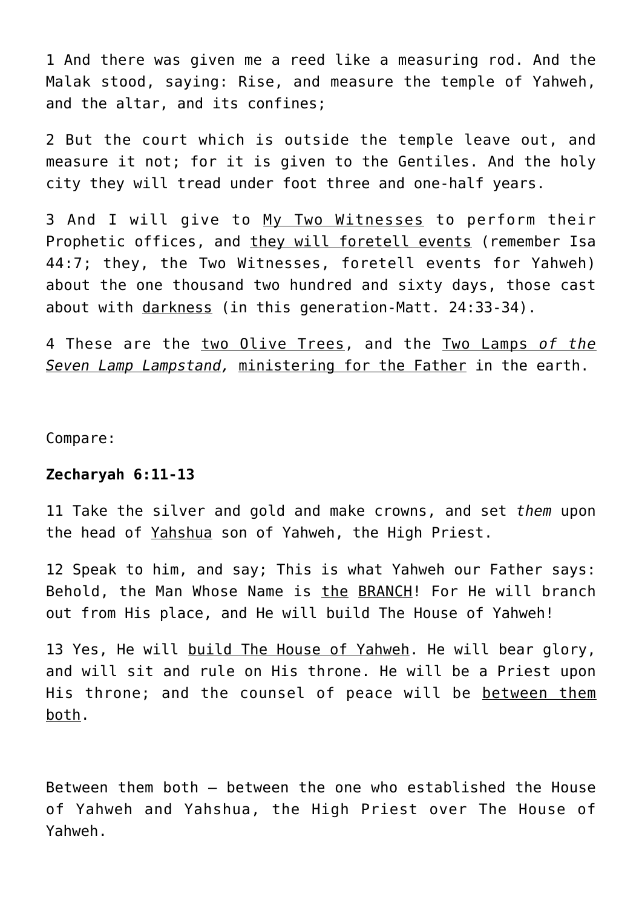1 And there was given me a reed like a measuring rod. And the Malak stood, saying: Rise, and measure the temple of Yahweh, and the altar, and its confines;

2 But the court which is outside the temple leave out, and measure it not; for it is given to the Gentiles. And the holy city they will tread under foot three and one-half years.

3 And I will give to <u>My Two Witnesses</u> to perform their Prophetic offices, and <u>they will foretell events</u> (remember Isa 44:7; they, the Two Witnesses, foretell events for Yahweh) about the one thousand two hundred and sixty days, those cast about with <u>darkness</u> (in this generation-Matt. 24:33-34).

4 These are the <u>two Olive Trees</u>, and the <u>Two Lamps *of the Seven Lamp Lampstand*,</u> <u>ministering for the Father</u> in the earth.

Compare:

**Zecharyah 6:11-13**

11 Take the silver and gold and make crowns, and set *them* upon the head of <u>Yahshua</u> son of Yahweh, the High Priest.

12 Speak to him, and say; This is what Yahweh our Father says: Behold, the Man Whose Name is <u>the</u> <u>BRANCH</u>! For He will branch out from His place, and He will build The House of Yahweh!

13 Yes, He will <u>build The House of Yahweh</u>. He will bear glory, and will sit and rule on His throne. He will be a Priest upon His throne; and the counsel of peace will be <u>between them both</u>.

Between them both – between the one who established the House of Yahweh and Yahshua, the High Priest over The House of Yahweh.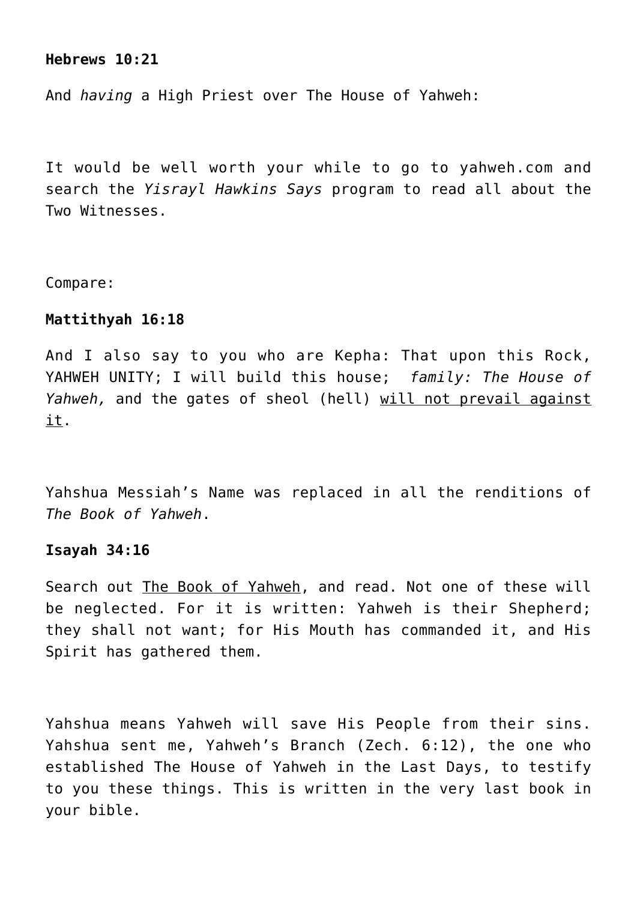**Hebrews 10:21**

And *having* a High Priest over The House of Yahweh:

It would be well worth your while to go to yahweh.com and search the *Yisrayl Hawkins Says* program to read all about the Two Witnesses.

Compare:

**Mattithyah 16:18**

And I also say to you who are Kepha: That upon this Rock, YAHWEH UNITY; I will build this house; *family: The House of Yahweh,* and the gates of sheol (hell) <u>will not prevail against it</u>.

Yahshua Messiah's Name was replaced in all the renditions of *The Book of Yahweh*.

**Isayah 34:16**

Search out <u>The Book of Yahweh</u>, and read. Not one of these will be neglected. For it is written: Yahweh is their Shepherd; they shall not want; for His Mouth has commanded it, and His Spirit has gathered them.

Yahshua means Yahweh will save His People from their sins. Yahshua sent me, Yahweh's Branch (Zech. 6:12), the one who established The House of Yahweh in the Last Days, to testify to you these things. This is written in the very last book in your bible.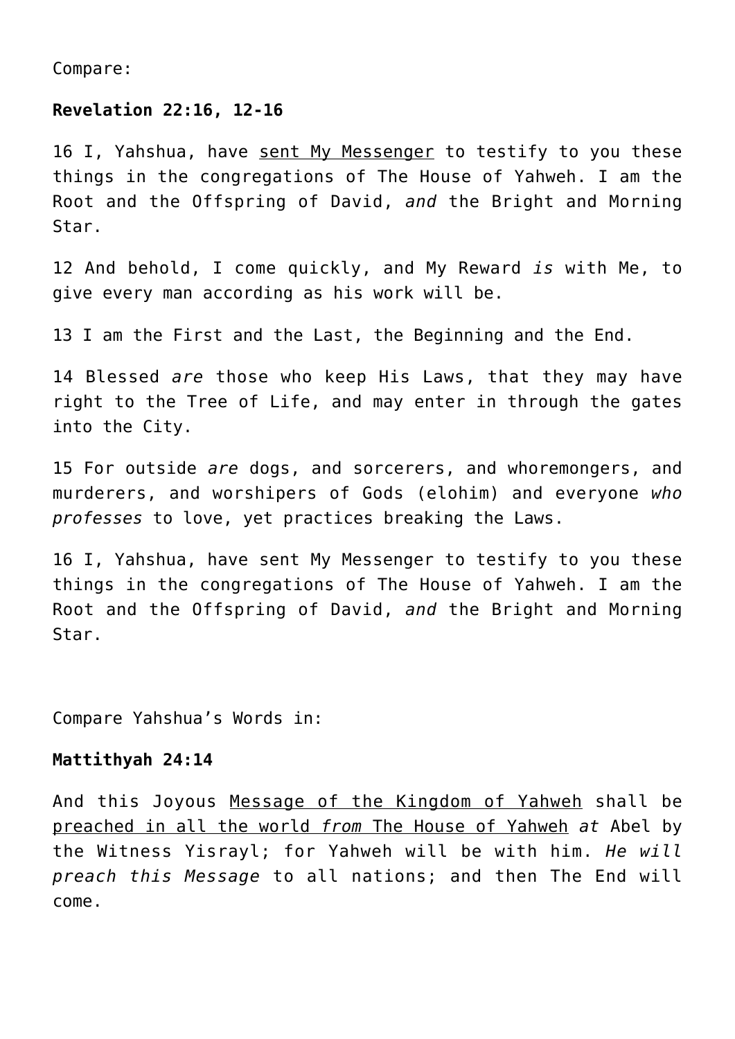Compare:

**Revelation 22:16, 12-16**

16 I, Yahshua, have <u>sent My Messenger</u> to testify to you these things in the congregations of The House of Yahweh. I am the Root and the Offspring of David, *and* the Bright and Morning Star.

12 And behold, I come quickly, and My Reward *is* with Me, to give every man according as his work will be.

13 I am the First and the Last, the Beginning and the End.

14 Blessed *are* those who keep His Laws, that they may have right to the Tree of Life, and may enter in through the gates into the City.

15 For outside *are* dogs, and sorcerers, and whoremongers, and murderers, and worshipers of Gods (elohim) and everyone *who professes* to love, yet practices breaking the Laws.

16 I, Yahshua, have sent My Messenger to testify to you these things in the congregations of The House of Yahweh. I am the Root and the Offspring of David, *and* the Bright and Morning Star.

Compare Yahshua's Words in:

**Mattithyah 24:14**

And this Joyous <u>Message of the Kingdom of Yahweh</u> shall be <u>preached in all the world *from* The House of Yahweh</u> *at* Abel by the Witness Yisrayl; for Yahweh will be with him. *He will preach this Message* to all nations; and then The End will come.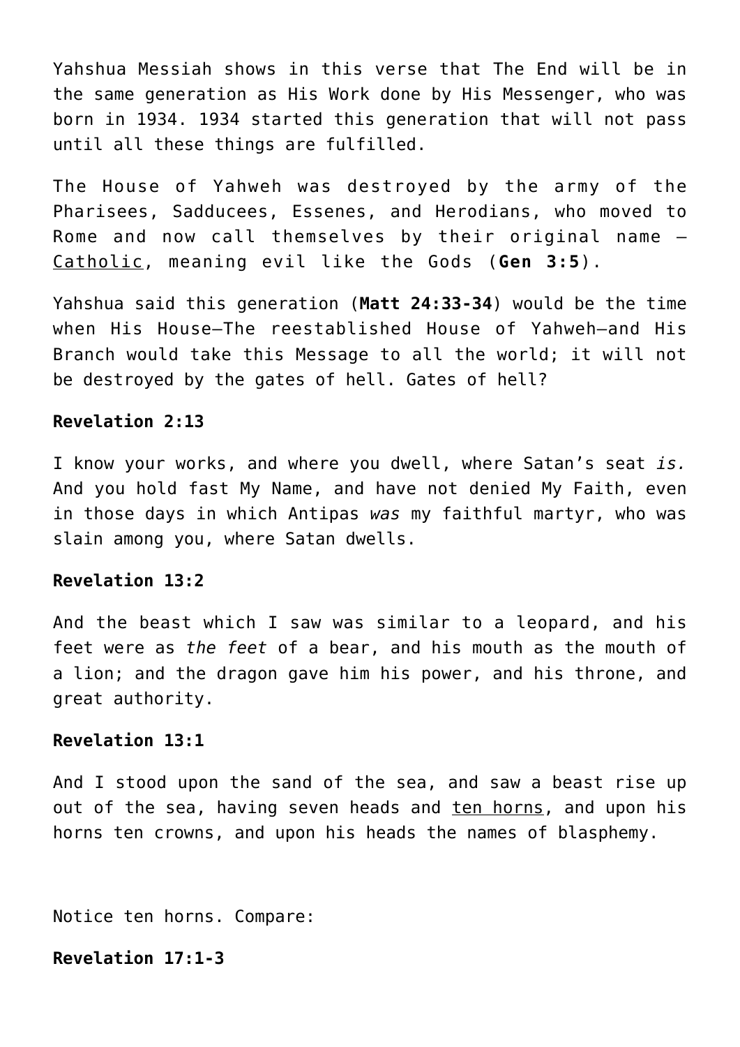Yahshua Messiah shows in this verse that The End will be in the same generation as His Work done by His Messenger, who was born in 1934. 1934 started this generation that will not pass until all these things are fulfilled.

The House of Yahweh was destroyed by the army of the Pharisees, Sadducees, Essenes, and Herodians, who moved to Rome and now call themselves by their original name – <u>Catholic</u>, meaning evil like the Gods (**Gen 3:5**).

Yahshua said this generation (**Matt 24:33-34**) would be the time when His House—The reestablished House of Yahweh—and His Branch would take this Message to all the world; it will not be destroyed by the gates of hell. Gates of hell?

**Revelation 2:13**

I know your works, and where you dwell, where Satan's seat *is.* And you hold fast My Name, and have not denied My Faith, even in those days in which Antipas *was* my faithful martyr, who was slain among you, where Satan dwells.

**Revelation 13:2**

And the beast which I saw was similar to a leopard, and his feet were as *the feet* of a bear, and his mouth as the mouth of a lion; and the dragon gave him his power, and his throne, and great authority.

**Revelation 13:1**

And I stood upon the sand of the sea, and saw a beast rise up out of the sea, having seven heads and <u>ten horns</u>, and upon his horns ten crowns, and upon his heads the names of blasphemy.

Notice ten horns. Compare:

**Revelation 17:1-3**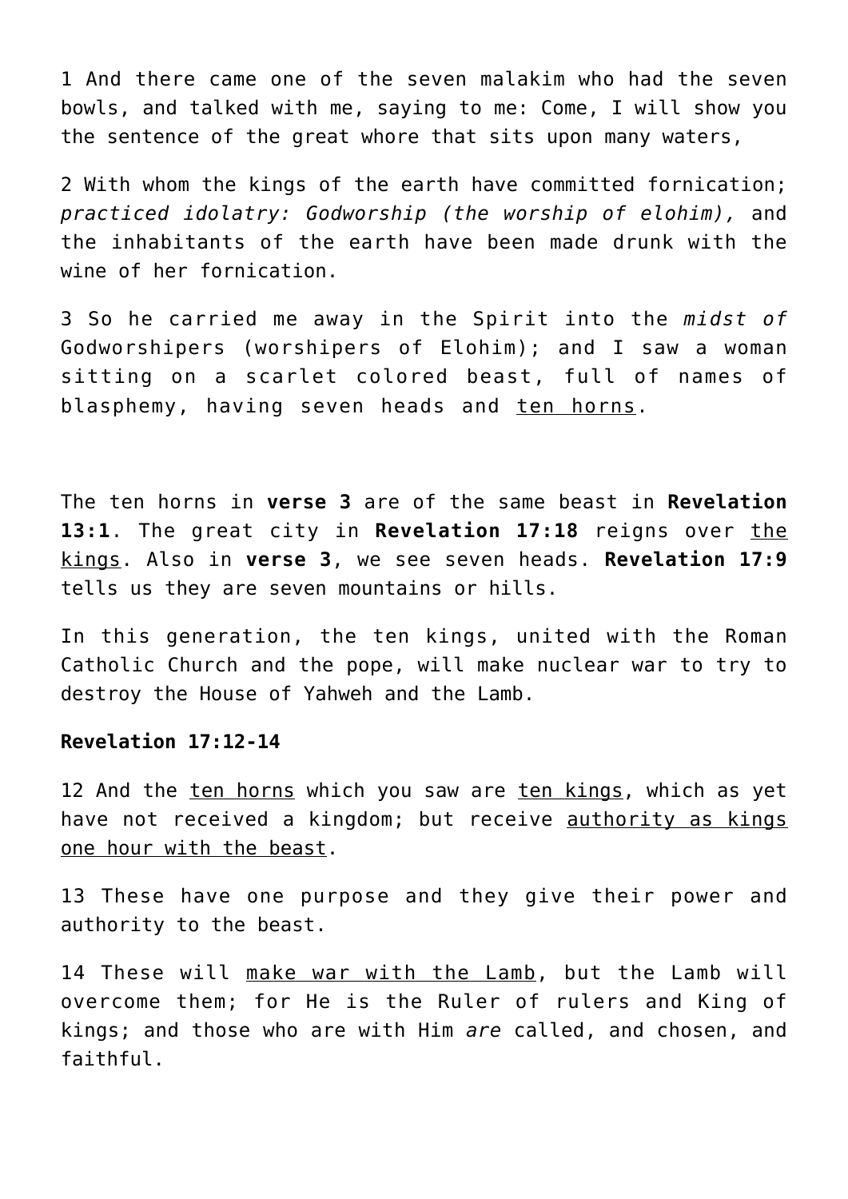1 And there came one of the seven malakim who had the seven bowls, and talked with me, saying to me: Come, I will show you the sentence of the great whore that sits upon many waters,

2 With whom the kings of the earth have committed fornication; *practiced idolatry: Godworship (the worship of elohim),* and the inhabitants of the earth have been made drunk with the wine of her fornication.

3 So he carried me away in the Spirit into the *midst of* Godworshipers (worshipers of Elohim); and I saw a woman sitting on a scarlet colored beast, full of names of blasphemy, having seven heads and <u>ten horns</u>.

The ten horns in **verse 3** are of the same beast in **Revelation 13:1**. The great city in **Revelation 17:18** reigns over <u>the kings</u>. Also in **verse 3**, we see seven heads. **Revelation 17:9** tells us they are seven mountains or hills.

In this generation, the ten kings, united with the Roman Catholic Church and the pope, will make nuclear war to try to destroy the House of Yahweh and the Lamb.

**Revelation 17:12-14**

12 And the <u>ten horns</u> which you saw are <u>ten kings</u>, which as yet have not received a kingdom; but receive <u>authority as kings one hour with the beast</u>.

13 These have one purpose and they give their power and authority to the beast.

14 These will <u>make war with the Lamb</u>, but the Lamb will overcome them; for He is the Ruler of rulers and King of kings; and those who are with Him *are* called, and chosen, and faithful.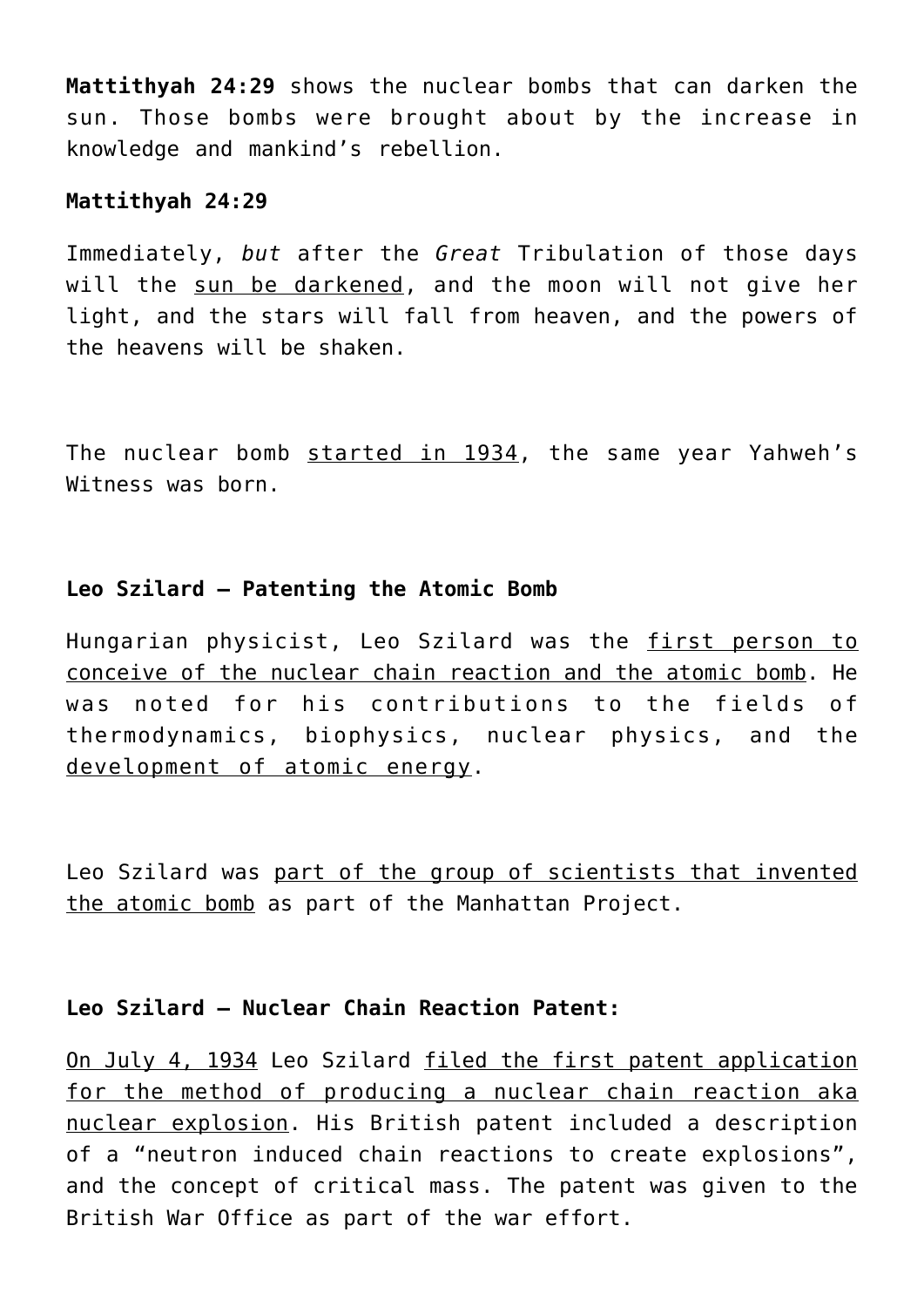**Mattithyah 24:29** shows the nuclear bombs that can darken the sun. Those bombs were brought about by the increase in knowledge and mankind's rebellion.

**Mattithyah 24:29**

Immediately, *but* after the *Great* Tribulation of those days will the sun be darkened, and the moon will not give her light, and the stars will fall from heaven, and the powers of the heavens will be shaken.

The nuclear bomb started in 1934, the same year Yahweh's Witness was born.

**Leo Szilard – Patenting the Atomic Bomb**

Hungarian physicist, Leo Szilard was the first person to conceive of the nuclear chain reaction and the atomic bomb. He was noted for his contributions to the fields of thermodynamics, biophysics, nuclear physics, and the development of atomic energy.

Leo Szilard was part of the group of scientists that invented the atomic bomb as part of the Manhattan Project.

**Leo Szilard – Nuclear Chain Reaction Patent:**

On July 4, 1934 Leo Szilard filed the first patent application for the method of producing a nuclear chain reaction aka nuclear explosion. His British patent included a description of a "neutron induced chain reactions to create explosions", and the concept of critical mass. The patent was given to the British War Office as part of the war effort.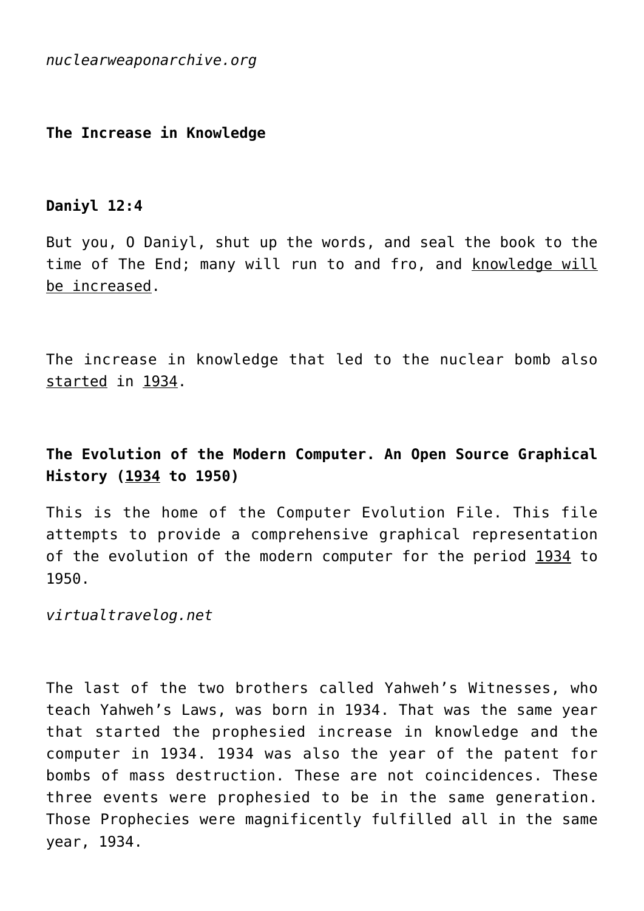*nuclearweaponarchive.org*

**The Increase in Knowledge**

**Daniyl 12:4**

But you, O Daniyl, shut up the words, and seal the book to the time of The End; many will run to and fro, and <u>knowledge will be increased</u>.

The increase in knowledge that led to the nuclear bomb also <u>started</u> in <u>1934</u>.

**The Evolution of the Modern Computer. An Open Source Graphical History (<u>1934</u> to 1950)**

This is the home of the Computer Evolution File. This file attempts to provide a comprehensive graphical representation of the evolution of the modern computer for the period <u>1934</u> to 1950.

*virtualtravelog.net*

The last of the two brothers called Yahweh's Witnesses, who teach Yahweh's Laws, was born in 1934. That was the same year that started the prophesied increase in knowledge and the computer in 1934. 1934 was also the year of the patent for bombs of mass destruction. These are not coincidences. These three events were prophesied to be in the same generation. Those Prophecies were magnificently fulfilled all in the same year, 1934.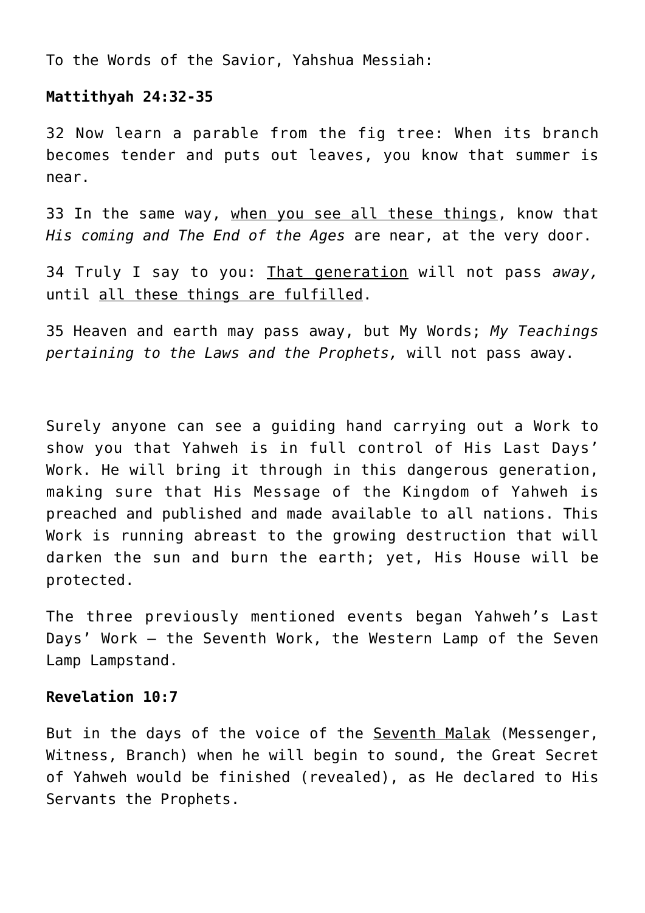To the Words of the Savior, Yahshua Messiah:

**Mattithyah 24:32-35**

32 Now learn a parable from the fig tree: When its branch becomes tender and puts out leaves, you know that summer is near.

33 In the same way, <u>when you see all these things</u>, know that *His coming and The End of the Ages* are near, at the very door.

34 Truly I say to you: <u>That generation</u> will not pass *away,* until <u>all these things are fulfilled</u>.

35 Heaven and earth may pass away, but My Words; *My Teachings pertaining to the Laws and the Prophets,* will not pass away.

Surely anyone can see a guiding hand carrying out a Work to show you that Yahweh is in full control of His Last Days' Work. He will bring it through in this dangerous generation, making sure that His Message of the Kingdom of Yahweh is preached and published and made available to all nations. This Work is running abreast to the growing destruction that will darken the sun and burn the earth; yet, His House will be protected.

The three previously mentioned events began Yahweh's Last Days' Work – the Seventh Work, the Western Lamp of the Seven Lamp Lampstand.

**Revelation 10:7**

But in the days of the voice of the <u>Seventh Malak</u> (Messenger, Witness, Branch) when he will begin to sound, the Great Secret of Yahweh would be finished (revealed), as He declared to His Servants the Prophets.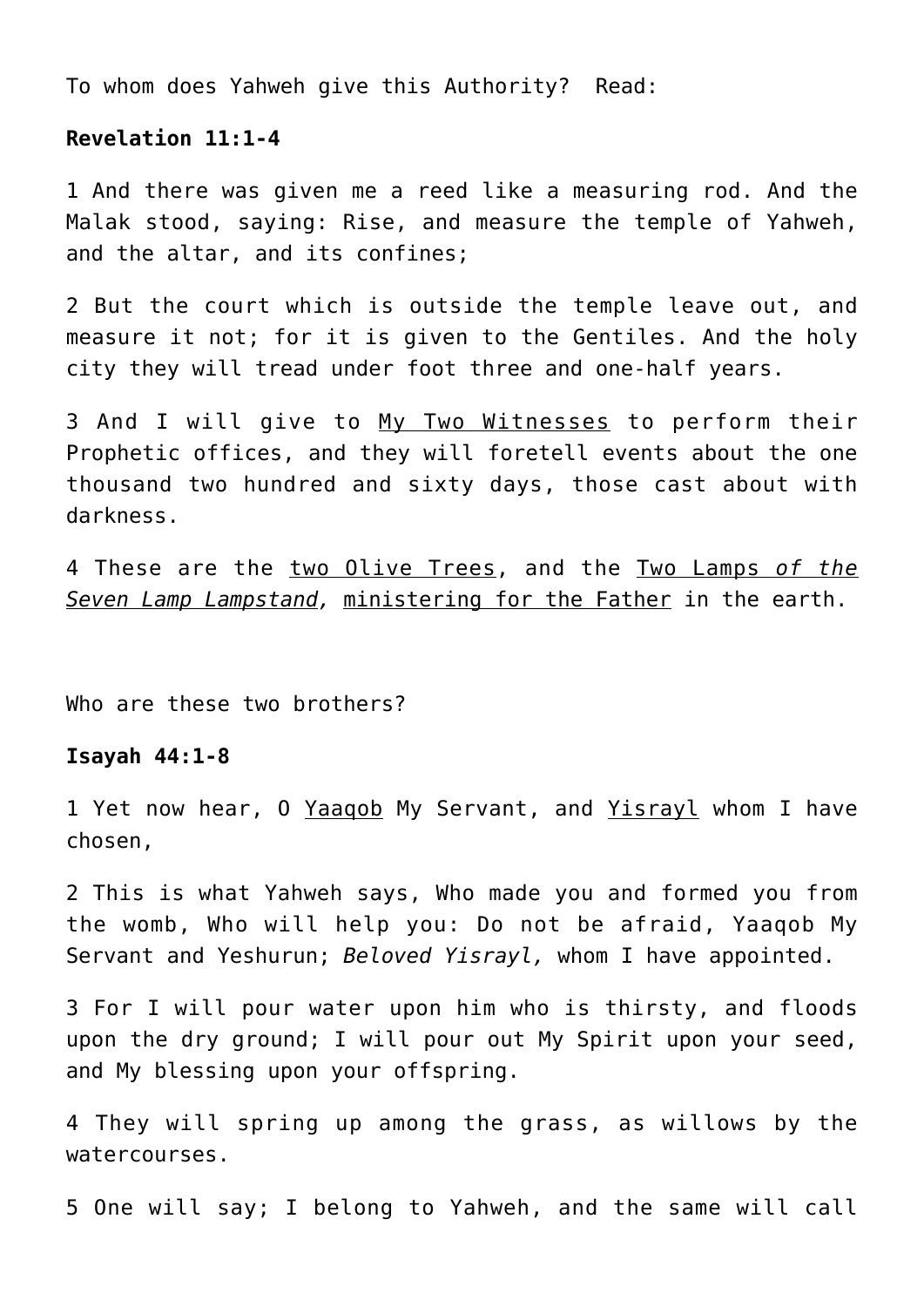To whom does Yahweh give this Authority? Read:

**Revelation 11:1-4**

1 And there was given me a reed like a measuring rod. And the Malak stood, saying: Rise, and measure the temple of Yahweh, and the altar, and its confines;

2 But the court which is outside the temple leave out, and measure it not; for it is given to the Gentiles. And the holy city they will tread under foot three and one-half years.

3 And I will give to <u>My Two Witnesses</u> to perform their Prophetic offices, and they will foretell events about the one thousand two hundred and sixty days, those cast about with darkness.

4 These are the <u>two Olive Trees</u>, and the <u>Two Lamps *of the Seven Lamp Lampstand,*</u> <u>ministering for the Father</u> in the earth.

Who are these two brothers?

**Isayah 44:1-8**

1 Yet now hear, O <u>Yaaqob</u> My Servant, and <u>Yisrayl</u> whom I have chosen,

2 This is what Yahweh says, Who made you and formed you from the womb, Who will help you: Do not be afraid, Yaaqob My Servant and Yeshurun; *Beloved Yisrayl,* whom I have appointed.

3 For I will pour water upon him who is thirsty, and floods upon the dry ground; I will pour out My Spirit upon your seed, and My blessing upon your offspring.

4 They will spring up among the grass, as willows by the watercourses.

5 One will say; I belong to Yahweh, and the same will call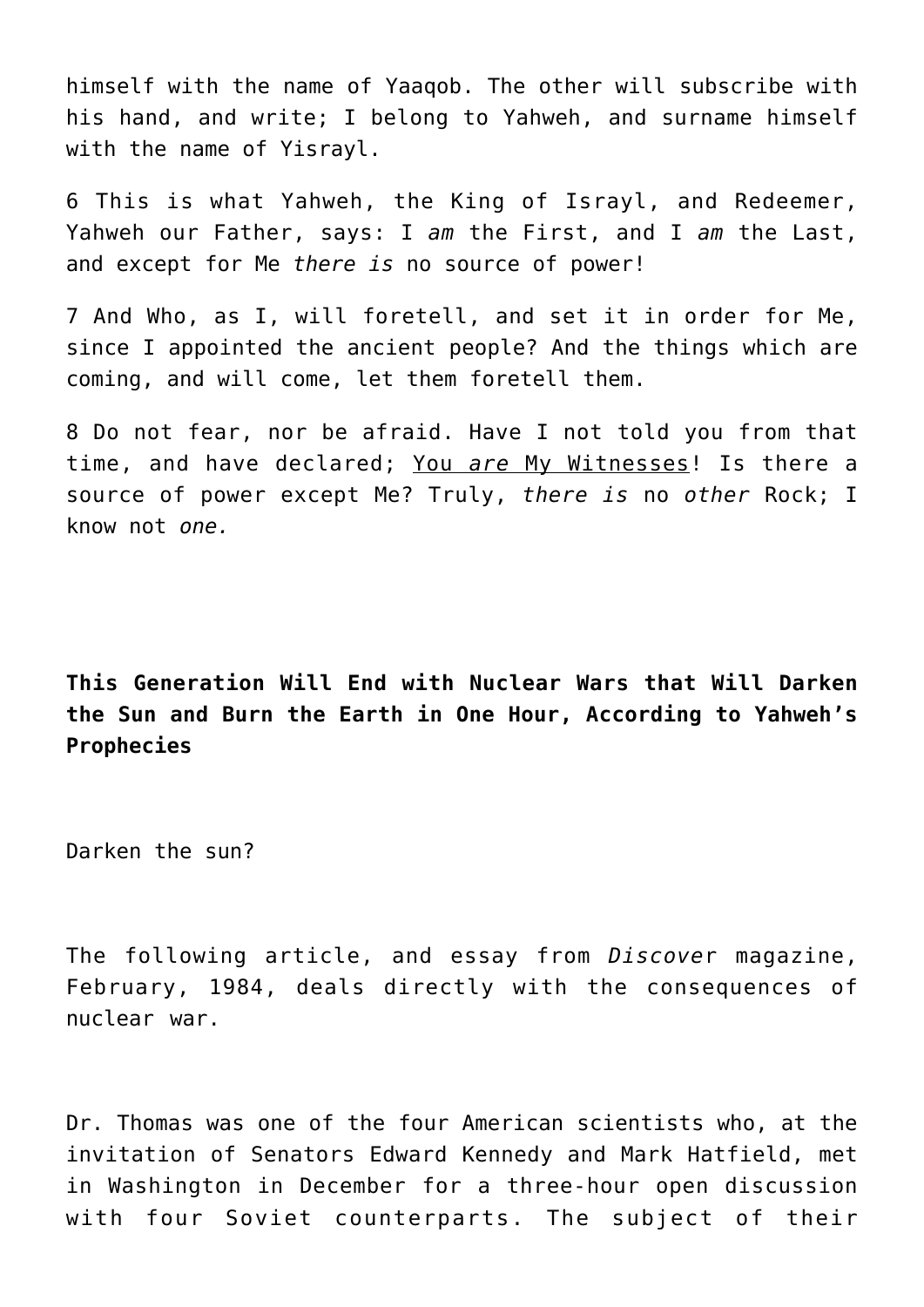himself with the name of Yaaqob. The other will subscribe with his hand, and write; I belong to Yahweh, and surname himself with the name of Yisrayl.

6 This is what Yahweh, the King of Israyl, and Redeemer, Yahweh our Father, says: I *am* the First, and I *am* the Last, and except for Me *there is* no source of power!

7 And Who, as I, will foretell, and set it in order for Me, since I appointed the ancient people? And the things which are coming, and will come, let them foretell them.

8 Do not fear, nor be afraid. Have I not told you from that time, and have declared; <u>You *are* My Witnesses</u>! Is there a source of power except Me? Truly, *there is* no *other* Rock; I know not *one.*

**This Generation Will End with Nuclear Wars that Will Darken the Sun and Burn the Earth in One Hour, According to Yahweh's Prophecies**

Darken the sun?

The following article, and essay from *Discove*r magazine, February, 1984, deals directly with the consequences of nuclear war.

Dr. Thomas was one of the four American scientists who, at the invitation of Senators Edward Kennedy and Mark Hatfield, met in Washington in December for a three-hour open discussion with four Soviet counterparts. The subject of their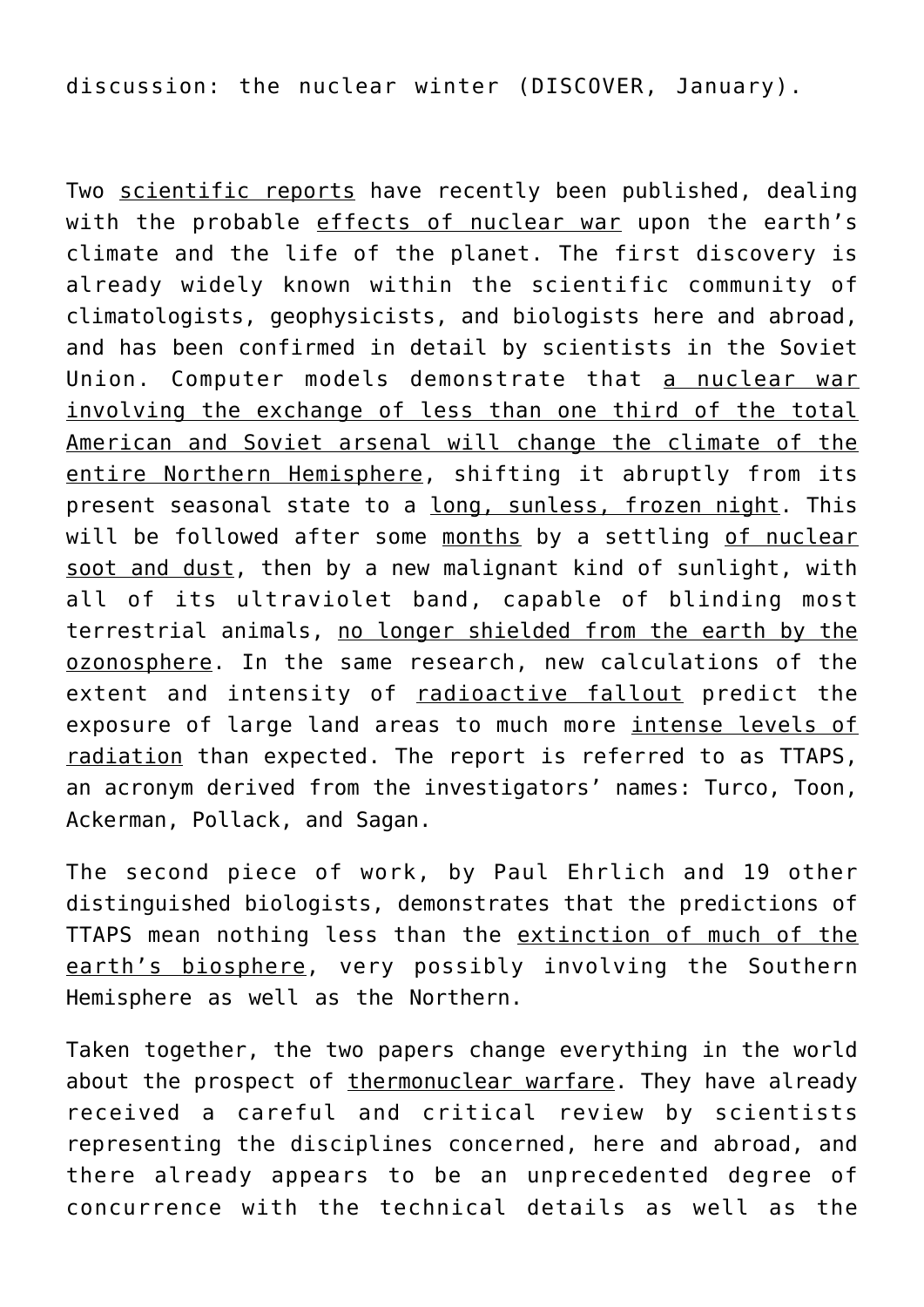discussion: the nuclear winter (DISCOVER, January).

Two <u>scientific reports</u> have recently been published, dealing with the probable <u>effects of nuclear war</u> upon the earth's climate and the life of the planet. The first discovery is already widely known within the scientific community of climatologists, geophysicists, and biologists here and abroad, and has been confirmed in detail by scientists in the Soviet Union. Computer models demonstrate that <u>a nuclear war involving the exchange of less than one third of the total American and Soviet arsenal will change the climate of the entire Northern Hemisphere</u>, shifting it abruptly from its present seasonal state to a <u>long, sunless, frozen night</u>. This will be followed after some <u>months</u> by a settling <u>of nuclear soot and dust</u>, then by a new malignant kind of sunlight, with all of its ultraviolet band, capable of blinding most terrestrial animals, <u>no longer shielded from the earth by the ozonosphere</u>. In the same research, new calculations of the extent and intensity of <u>radioactive fallout</u> predict the exposure of large land areas to much more <u>intense levels of radiation</u> than expected. The report is referred to as TTAPS, an acronym derived from the investigators' names: Turco, Toon, Ackerman, Pollack, and Sagan.

The second piece of work, by Paul Ehrlich and 19 other distinguished biologists, demonstrates that the predictions of TTAPS mean nothing less than the <u>extinction of much of the earth's biosphere</u>, very possibly involving the Southern Hemisphere as well as the Northern.

Taken together, the two papers change everything in the world about the prospect of <u>thermonuclear warfare</u>. They have already received a careful and critical review by scientists representing the disciplines concerned, here and abroad, and there already appears to be an unprecedented degree of concurrence with the technical details as well as the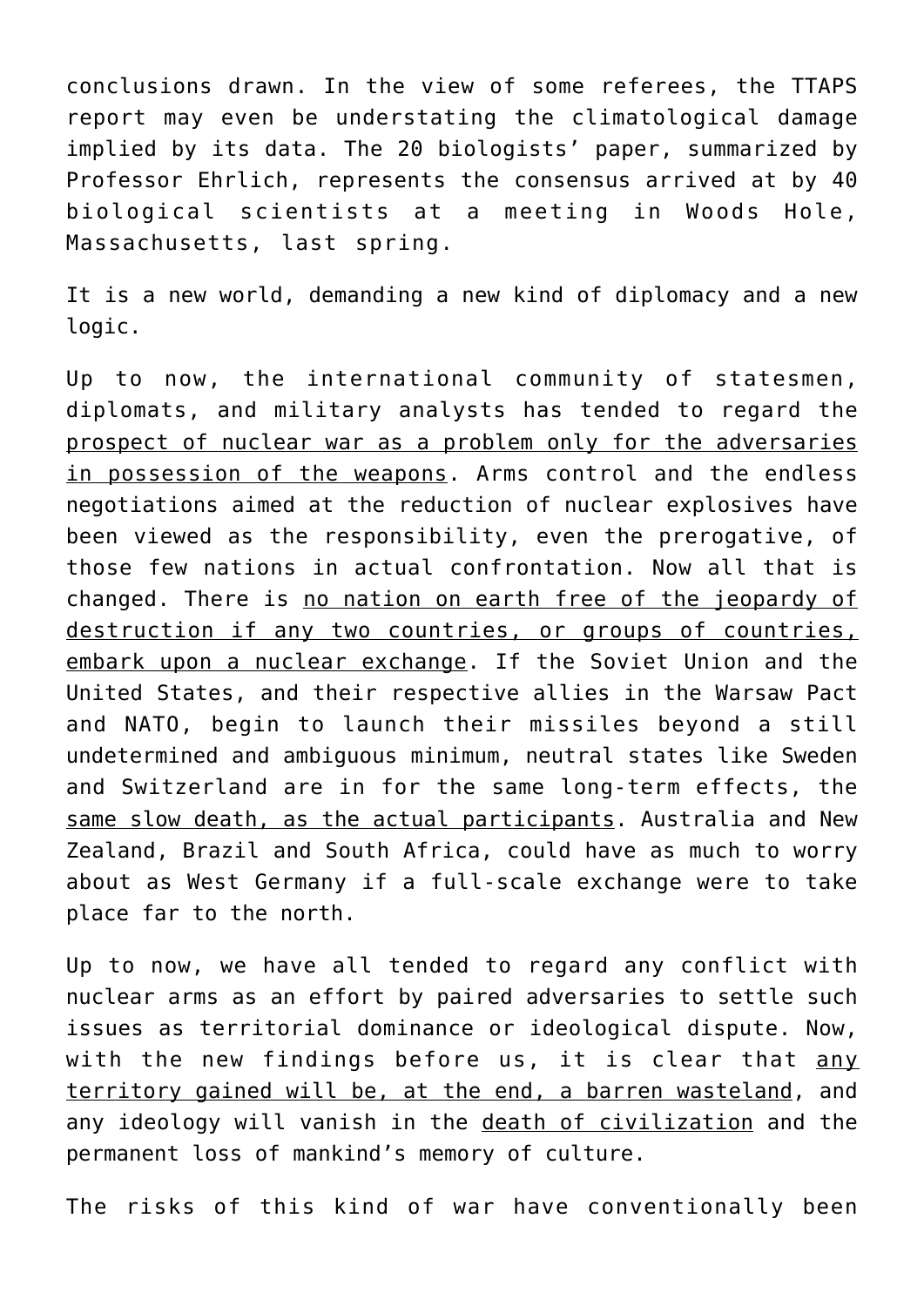conclusions drawn. In the view of some referees, the TTAPS report may even be understating the climatological damage implied by its data. The 20 biologists' paper, summarized by Professor Ehrlich, represents the consensus arrived at by 40 biological scientists at a meeting in Woods Hole, Massachusetts, last spring.

It is a new world, demanding a new kind of diplomacy and a new logic.

Up to now, the international community of statesmen, diplomats, and military analysts has tended to regard the <u>prospect of nuclear war as a problem only for the adversaries in possession of the weapons</u>. Arms control and the endless negotiations aimed at the reduction of nuclear explosives have been viewed as the responsibility, even the prerogative, of those few nations in actual confrontation. Now all that is changed. There is <u>no nation on earth free of the jeopardy of destruction if any two countries, or groups of countries, embark upon a nuclear exchange</u>. If the Soviet Union and the United States, and their respective allies in the Warsaw Pact and NATO, begin to launch their missiles beyond a still undetermined and ambiguous minimum, neutral states like Sweden and Switzerland are in for the same long-term effects, the <u>same slow death, as the actual participants</u>. Australia and New Zealand, Brazil and South Africa, could have as much to worry about as West Germany if a full-scale exchange were to take place far to the north.

Up to now, we have all tended to regard any conflict with nuclear arms as an effort by paired adversaries to settle such issues as territorial dominance or ideological dispute. Now, with the new findings before us, it is clear that <u>any territory gained will be, at the end, a barren wasteland</u>, and any ideology will vanish in the <u>death of civilization</u> and the permanent loss of mankind's memory of culture.

The risks of this kind of war have conventionally been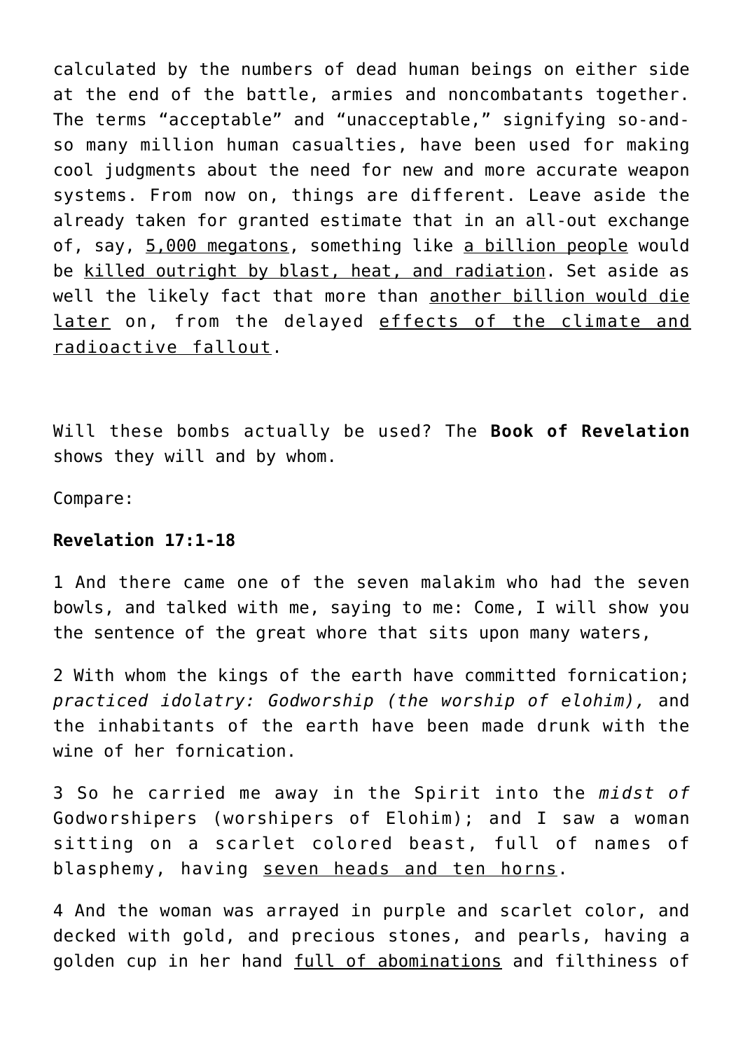calculated by the numbers of dead human beings on either side at the end of the battle, armies and noncombatants together. The terms "acceptable" and "unacceptable," signifying so-and-so many million human casualties, have been used for making cool judgments about the need for new and more accurate weapon systems. From now on, things are different. Leave aside the already taken for granted estimate that in an all-out exchange of, say, <u>5,000 megatons</u>, something like <u>a billion people</u> would be <u>killed outright by blast, heat, and radiation</u>. Set aside as well the likely fact that more than <u>another billion would die later</u> on, from the delayed <u>effects of the climate and radioactive fallout</u>.

Will these bombs actually be used? The **Book of Revelation** shows they will and by whom.

Compare:

**Revelation 17:1-18**

1 And there came one of the seven malakim who had the seven bowls, and talked with me, saying to me: Come, I will show you the sentence of the great whore that sits upon many waters,

2 With whom the kings of the earth have committed fornication; *practiced idolatry: Godworship (the worship of elohim),* and the inhabitants of the earth have been made drunk with the wine of her fornication.

3 So he carried me away in the Spirit into the *midst of* Godworshipers (worshipers of Elohim); and I saw a woman sitting on a scarlet colored beast, full of names of blasphemy, having <u>seven heads and ten horns</u>.

4 And the woman was arrayed in purple and scarlet color, and decked with gold, and precious stones, and pearls, having a golden cup in her hand <u>full of abominations</u> and filthiness of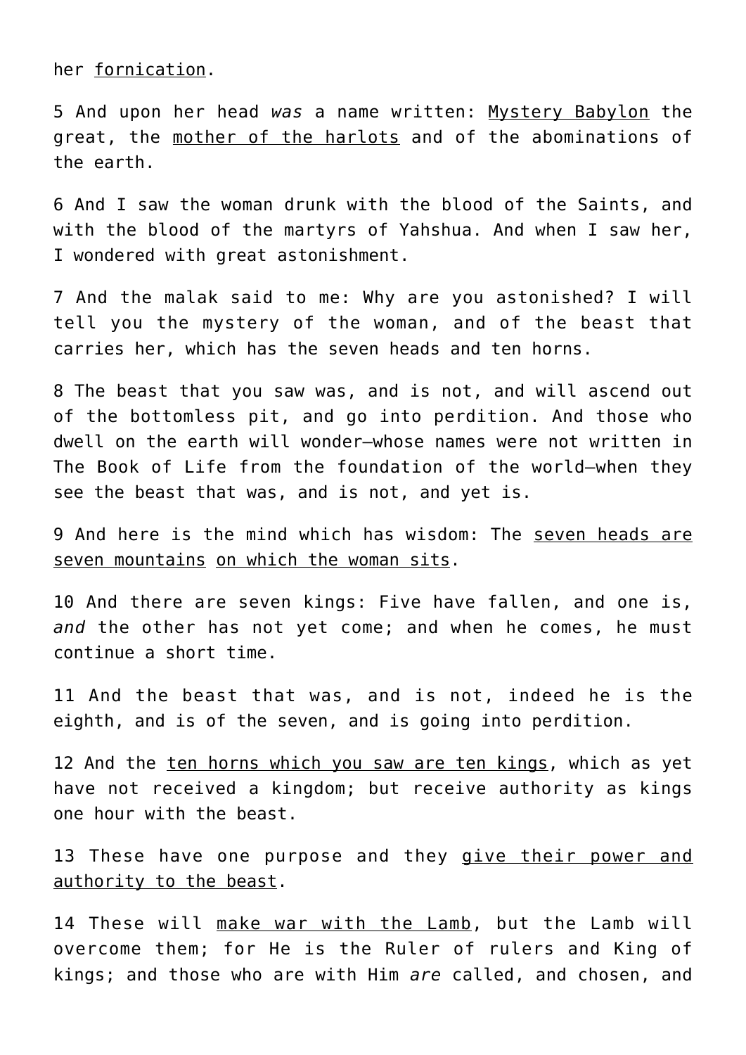her <u>fornication</u>.

5 And upon her head *was* a name written: <u>Mystery Babylon</u> the great, the <u>mother of the harlots</u> and of the abominations of the earth.

6 And I saw the woman drunk with the blood of the Saints, and with the blood of the martyrs of Yahshua. And when I saw her, I wondered with great astonishment.

7 And the malak said to me: Why are you astonished? I will tell you the mystery of the woman, and of the beast that carries her, which has the seven heads and ten horns.

8 The beast that you saw was, and is not, and will ascend out of the bottomless pit, and go into perdition. And those who dwell on the earth will wonder—whose names were not written in The Book of Life from the foundation of the world—when they see the beast that was, and is not, and yet is.

9 And here is the mind which has wisdom: The <u>seven heads are seven mountains</u> <u>on which the woman sits</u>.

10 And there are seven kings: Five have fallen, and one is, *and* the other has not yet come; and when he comes, he must continue a short time.

11 And the beast that was, and is not, indeed he is the eighth, and is of the seven, and is going into perdition.

12 And the <u>ten horns which you saw are ten kings</u>, which as yet have not received a kingdom; but receive authority as kings one hour with the beast.

13 These have one purpose and they <u>give their power and authority to the beast</u>.

14 These will <u>make war with the Lamb</u>, but the Lamb will overcome them; for He is the Ruler of rulers and King of kings; and those who are with Him *are* called, and chosen, and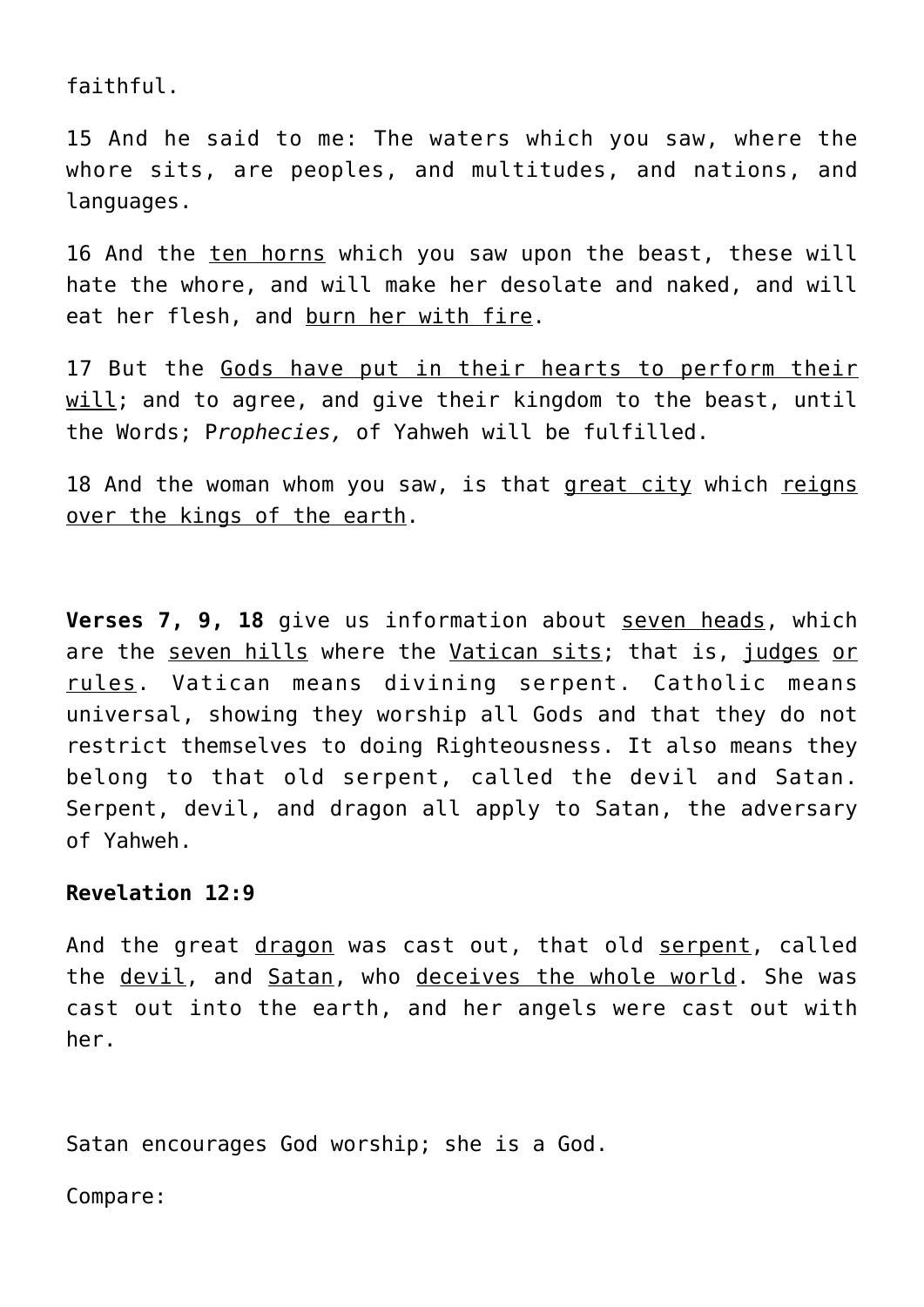faithful.

15 And he said to me: The waters which you saw, where the whore sits, are peoples, and multitudes, and nations, and languages.

16 And the <u>ten horns</u> which you saw upon the beast, these will hate the whore, and will make her desolate and naked, and will eat her flesh, and <u>burn her with fire</u>.

17 But the <u>Gods have put in their hearts to perform their will</u>; and to agree, and give their kingdom to the beast, until the Words; P*rophecies,* of Yahweh will be fulfilled.

18 And the woman whom you saw, is that <u>great city</u> which <u>reigns over the kings of the earth</u>.

**Verses 7, 9, 18** give us information about <u>seven heads</u>, which are the <u>seven hills</u> where the <u>Vatican sits</u>; that is, <u>judges</u> <u>or rules</u>. Vatican means divining serpent. Catholic means universal, showing they worship all Gods and that they do not restrict themselves to doing Righteousness. It also means they belong to that old serpent, called the devil and Satan. Serpent, devil, and dragon all apply to Satan, the adversary of Yahweh.

**Revelation 12:9**

And the great <u>dragon</u> was cast out, that old <u>serpent</u>, called the <u>devil</u>, and <u>Satan</u>, who <u>deceives the whole world</u>. She was cast out into the earth, and her angels were cast out with her.

Satan encourages God worship; she is a God.

Compare: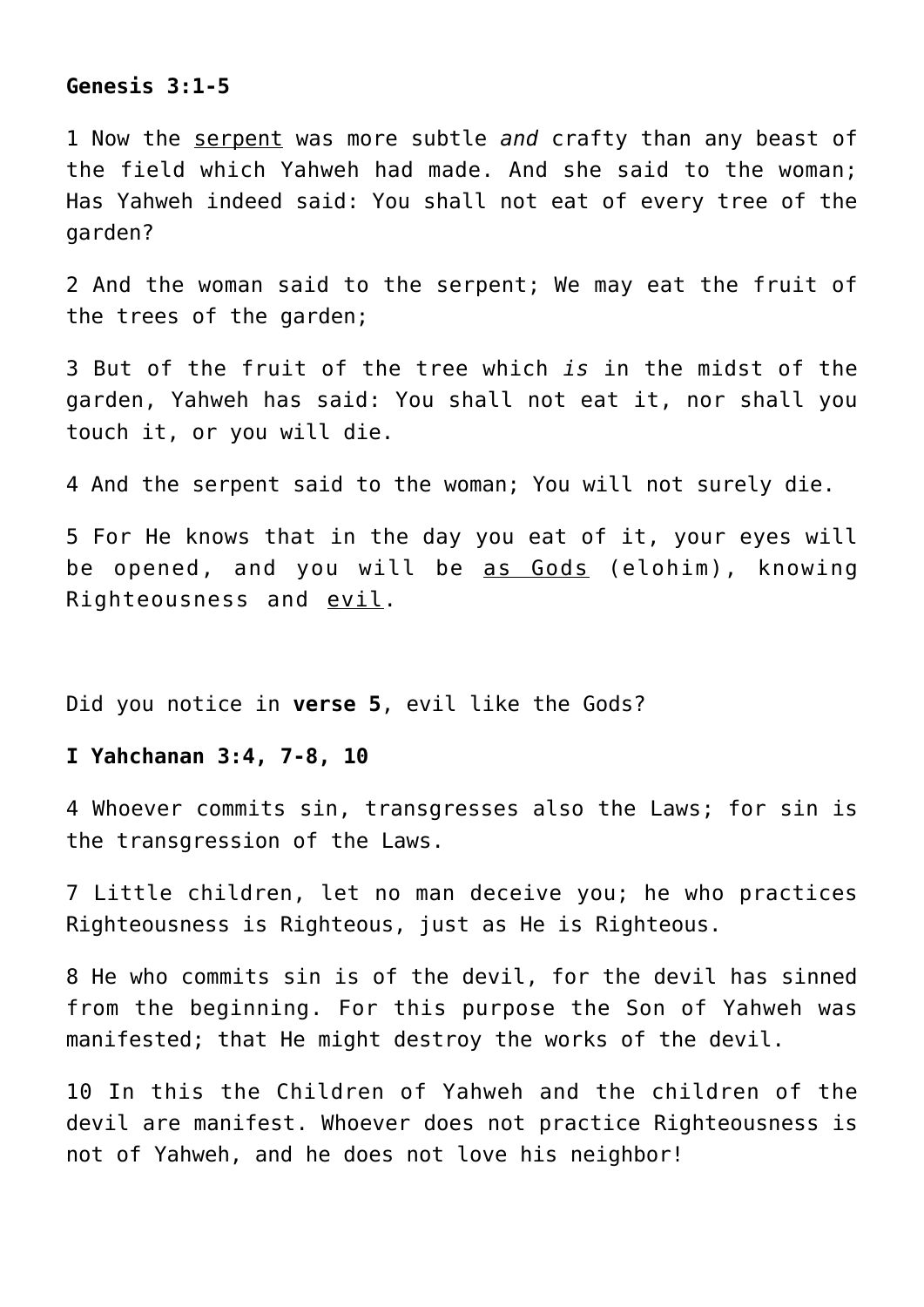**Genesis 3:1-5**

1 Now the <u>serpent</u> was more subtle *and* crafty than any beast of the field which Yahweh had made. And she said to the woman; Has Yahweh indeed said: You shall not eat of every tree of the garden?

2 And the woman said to the serpent; We may eat the fruit of the trees of the garden;

3 But of the fruit of the tree which *is* in the midst of the garden, Yahweh has said: You shall not eat it, nor shall you touch it, or you will die.

4 And the serpent said to the woman; You will not surely die.

5 For He knows that in the day you eat of it, your eyes will be opened, and you will be <u>as Gods</u> (elohim), knowing Righteousness and <u>evil</u>.

Did you notice in **verse 5**, evil like the Gods?

**I Yahchanan 3:4, 7-8, 10**

4 Whoever commits sin, transgresses also the Laws; for sin is the transgression of the Laws.

7 Little children, let no man deceive you; he who practices Righteousness is Righteous, just as He is Righteous.

8 He who commits sin is of the devil, for the devil has sinned from the beginning. For this purpose the Son of Yahweh was manifested; that He might destroy the works of the devil.

10 In this the Children of Yahweh and the children of the devil are manifest. Whoever does not practice Righteousness is not of Yahweh, and he does not love his neighbor!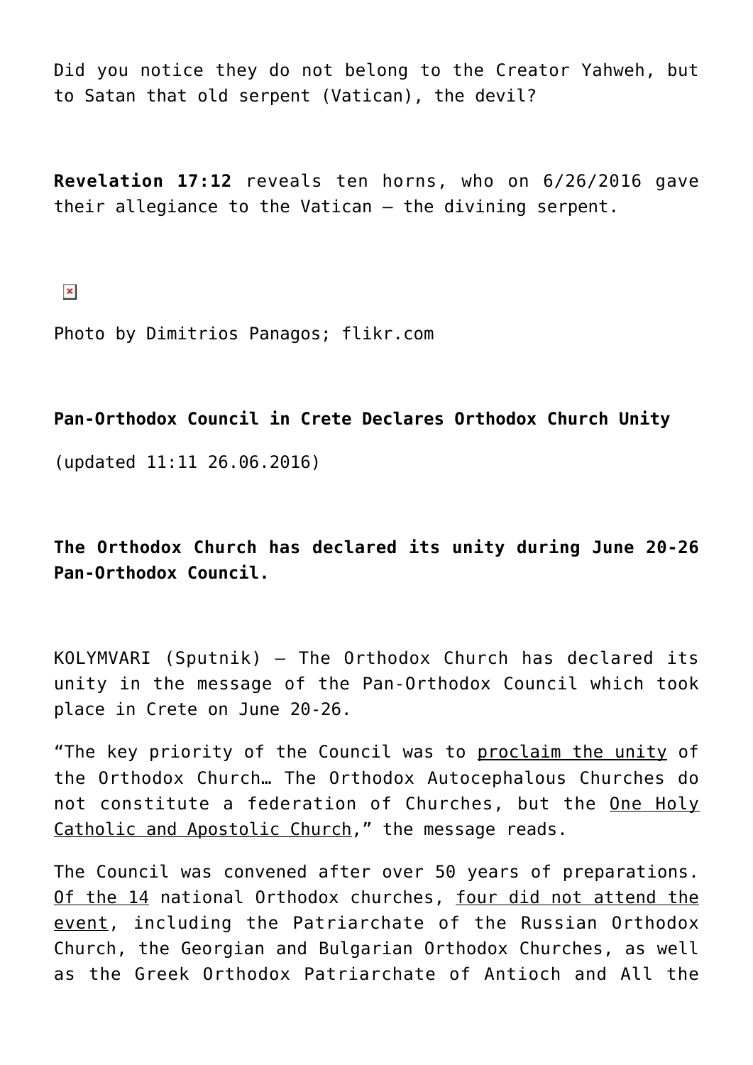Did you notice they do not belong to the Creator Yahweh, but to Satan that old serpent (Vatican), the devil?

**Revelation 17:12** reveals ten horns, who on 6/26/2016 gave their allegiance to the Vatican – the divining serpent.

Photo by Dimitrios Panagos; flikr.com

**Pan-Orthodox Council in Crete Declares Orthodox Church Unity**

(updated 11:11 26.06.2016)

**The Orthodox Church has declared its unity during June 20-26 Pan-Orthodox Council.**

KOLYMVARI (Sputnik) — The Orthodox Church has declared its unity in the message of the Pan-Orthodox Council which took place in Crete on June 20-26.

"The key priority of the Council was to proclaim the unity of the Orthodox Church… The Orthodox Autocephalous Churches do not constitute a federation of Churches, but the One Holy Catholic and Apostolic Church," the message reads.

The Council was convened after over 50 years of preparations. Of the 14 national Orthodox churches, four did not attend the event, including the Patriarchate of the Russian Orthodox Church, the Georgian and Bulgarian Orthodox Churches, as well as the Greek Orthodox Patriarchate of Antioch and All the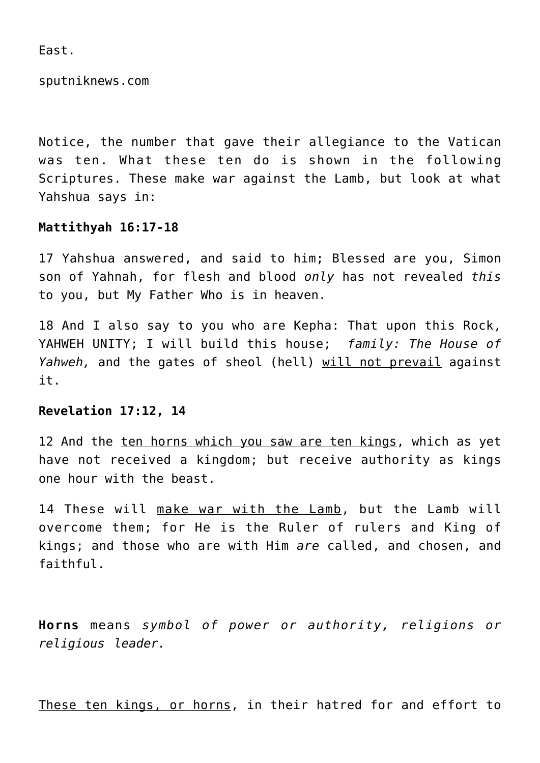East.

sputniknews.com

Notice, the number that gave their allegiance to the Vatican was ten. What these ten do is shown in the following Scriptures. These make war against the Lamb, but look at what Yahshua says in:

**Mattithyah 16:17-18**

17 Yahshua answered, and said to him; Blessed are you, Simon son of Yahnah, for flesh and blood *only* has not revealed *this* to you, but My Father Who is in heaven.

18 And I also say to you who are Kepha: That upon this Rock, YAHWEH UNITY; I will build this house; *family: The House of Yahweh,* and the gates of sheol (hell) <u>will not prevail</u> against it.

**Revelation 17:12, 14**

12 And the <u>ten horns which you saw are ten kings</u>, which as yet have not received a kingdom; but receive authority as kings one hour with the beast.

14 These will <u>make war with the Lamb</u>, but the Lamb will overcome them; for He is the Ruler of rulers and King of kings; and those who are with Him *are* called, and chosen, and faithful.

**Horns** means *symbol of power or authority, religions or religious leader.*

<u>These ten kings, or horns</u>, in their hatred for and effort to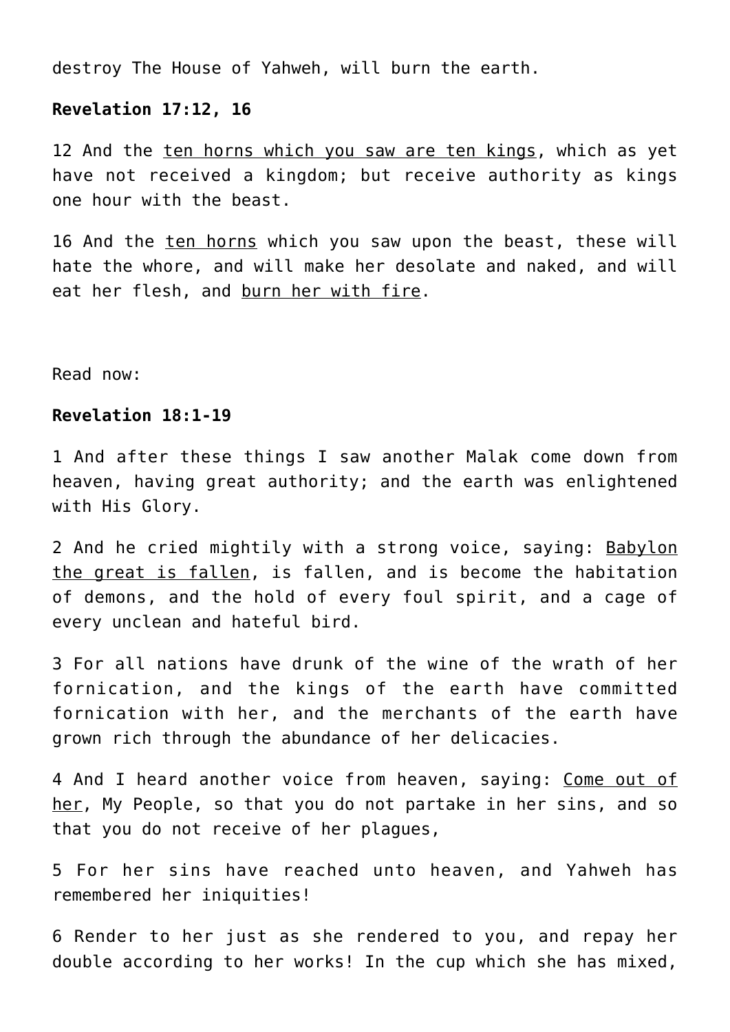destroy The House of Yahweh, will burn the earth.

**Revelation 17:12, 16**

12 And the <u>ten horns which you saw are ten kings</u>, which as yet have not received a kingdom; but receive authority as kings one hour with the beast.

16 And the <u>ten horns</u> which you saw upon the beast, these will hate the whore, and will make her desolate and naked, and will eat her flesh, and <u>burn her with fire</u>.

Read now:

**Revelation 18:1-19**

1 And after these things I saw another Malak come down from heaven, having great authority; and the earth was enlightened with His Glory.

2 And he cried mightily with a strong voice, saying: <u>Babylon the great is fallen</u>, is fallen, and is become the habitation of demons, and the hold of every foul spirit, and a cage of every unclean and hateful bird.

3 For all nations have drunk of the wine of the wrath of her fornication, and the kings of the earth have committed fornication with her, and the merchants of the earth have grown rich through the abundance of her delicacies.

4 And I heard another voice from heaven, saying: <u>Come out of her</u>, My People, so that you do not partake in her sins, and so that you do not receive of her plagues,

5 For her sins have reached unto heaven, and Yahweh has remembered her iniquities!

6 Render to her just as she rendered to you, and repay her double according to her works! In the cup which she has mixed,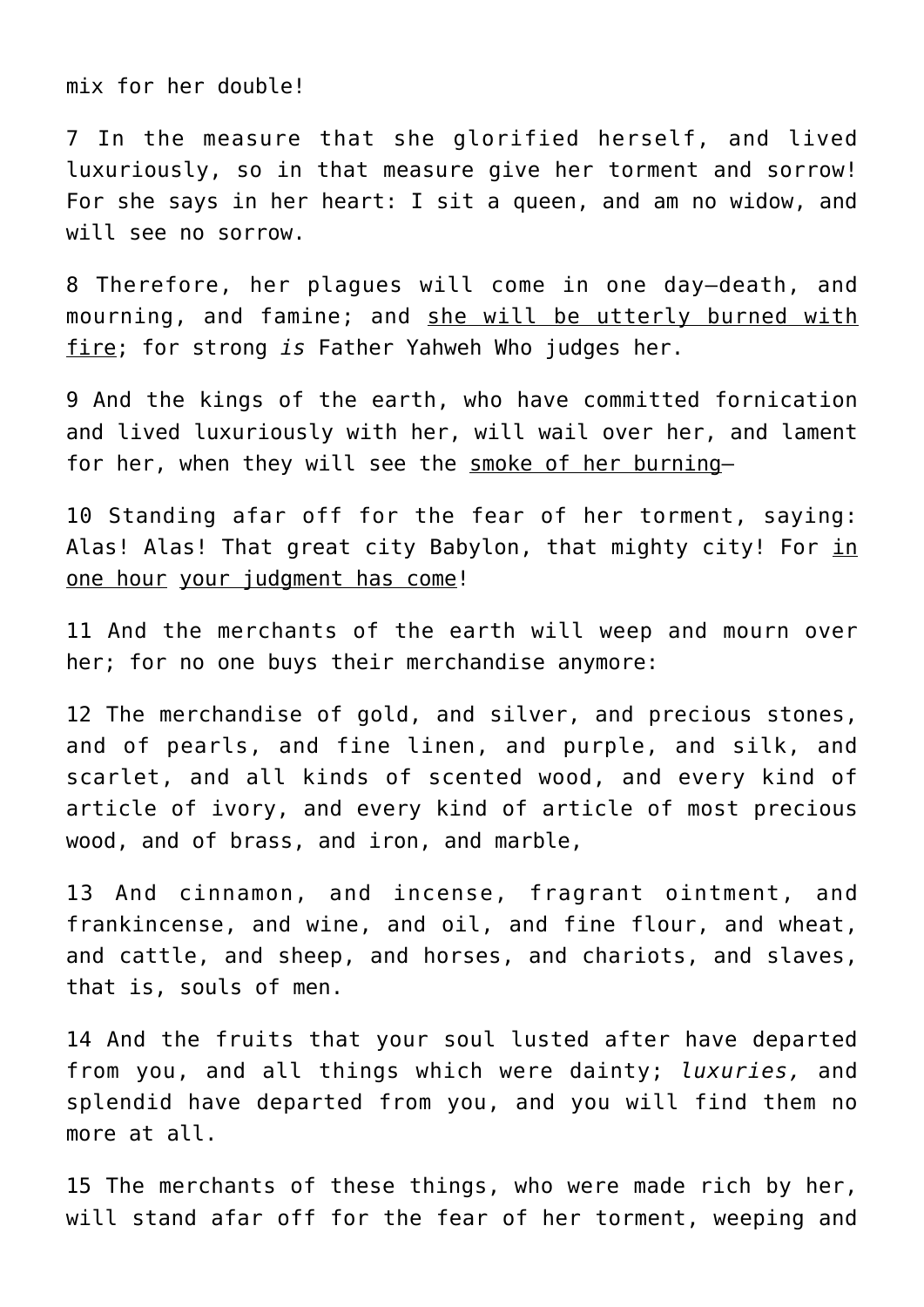mix for her double!

7 In the measure that she glorified herself, and lived luxuriously, so in that measure give her torment and sorrow! For she says in her heart: I sit a queen, and am no widow, and will see no sorrow.

8 Therefore, her plagues will come in one day—death, and mourning, and famine; and <u>she will be utterly burned with fire</u>; for strong *is* Father Yahweh Who judges her.

9 And the kings of the earth, who have committed fornication and lived luxuriously with her, will wail over her, and lament for her, when they will see the <u>smoke of her burning</u>—

10 Standing afar off for the fear of her torment, saying: Alas! Alas! That great city Babylon, that mighty city! For <u>in one hour</u> <u>your judgment has come</u>!

11 And the merchants of the earth will weep and mourn over her; for no one buys their merchandise anymore:

12 The merchandise of gold, and silver, and precious stones, and of pearls, and fine linen, and purple, and silk, and scarlet, and all kinds of scented wood, and every kind of article of ivory, and every kind of article of most precious wood, and of brass, and iron, and marble,

13 And cinnamon, and incense, fragrant ointment, and frankincense, and wine, and oil, and fine flour, and wheat, and cattle, and sheep, and horses, and chariots, and slaves, that is, souls of men.

14 And the fruits that your soul lusted after have departed from you, and all things which were dainty; *luxuries,* and splendid have departed from you, and you will find them no more at all.

15 The merchants of these things, who were made rich by her, will stand afar off for the fear of her torment, weeping and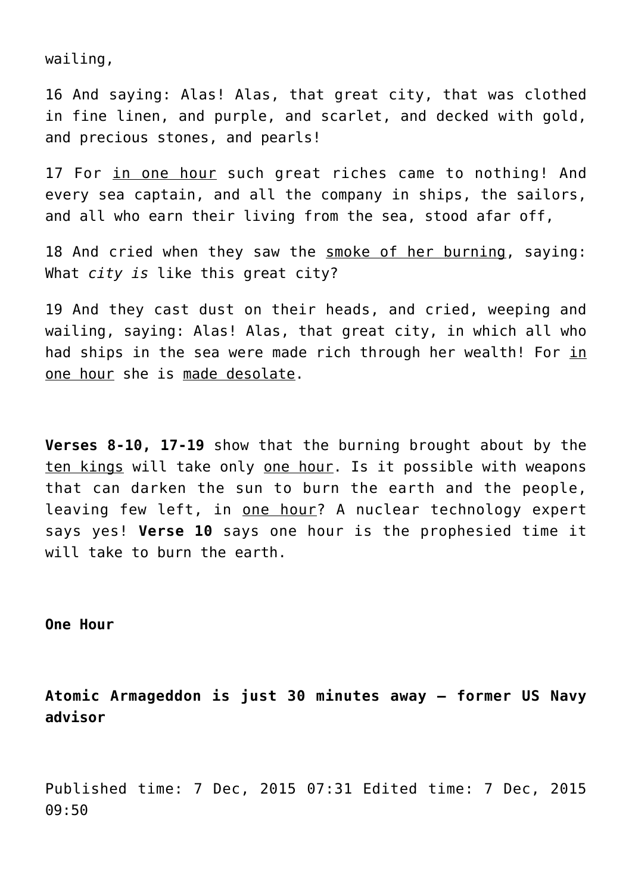wailing,

16 And saying: Alas! Alas, that great city, that was clothed in fine linen, and purple, and scarlet, and decked with gold, and precious stones, and pearls!

17 For <u>in one hour</u> such great riches came to nothing! And every sea captain, and all the company in ships, the sailors, and all who earn their living from the sea, stood afar off,

18 And cried when they saw the <u>smoke of her burning</u>, saying: What *city is* like this great city?

19 And they cast dust on their heads, and cried, weeping and wailing, saying: Alas! Alas, that great city, in which all who had ships in the sea were made rich through her wealth! For <u>in one hour</u> she is <u>made desolate</u>.

**Verses 8-10, 17-19** show that the burning brought about by the <u>ten kings</u> will take only <u>one hour</u>. Is it possible with weapons that can darken the sun to burn the earth and the people, leaving few left, in <u>one hour</u>? A nuclear technology expert says yes! **Verse 10** says one hour is the prophesied time it will take to burn the earth.

**One Hour**

**Atomic Armageddon is just 30 minutes away – former US Navy advisor**

Published time: 7 Dec, 2015 07:31 Edited time: 7 Dec, 2015 09:50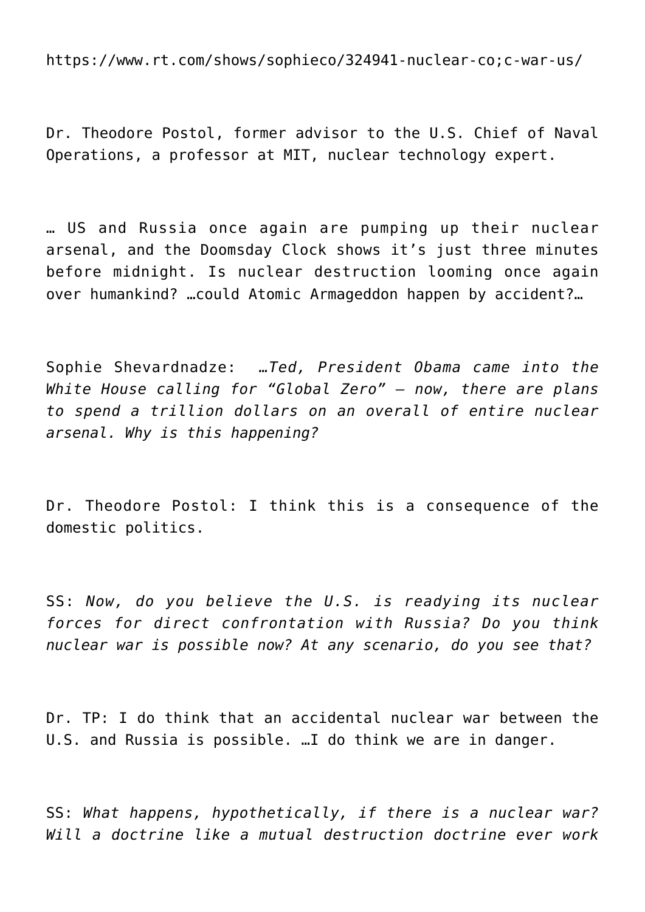https://www.rt.com/shows/sophieco/324941-nuclear-co;c-war-us/

Dr. Theodore Postol, former advisor to the U.S. Chief of Naval Operations, a professor at MIT, nuclear technology expert.

… US and Russia once again are pumping up their nuclear arsenal, and the Doomsday Clock shows it's just three minutes before midnight. Is nuclear destruction looming once again over humankind? …could Atomic Armageddon happen by accident?…

Sophie Shevardnadze: *…Ted, President Obama came into the White House calling for "Global Zero" – now, there are plans to spend a trillion dollars on an overall of entire nuclear arsenal. Why is this happening?*

Dr. Theodore Postol: I think this is a consequence of the domestic politics.

SS: *Now, do you believe the U.S. is readying its nuclear forces for direct confrontation with Russia? Do you think nuclear war is possible now? At any scenario, do you see that?*

Dr. TP: I do think that an accidental nuclear war between the U.S. and Russia is possible. …I do think we are in danger.

SS: *What happens, hypothetically, if there is a nuclear war? Will a doctrine like a mutual destruction doctrine ever work*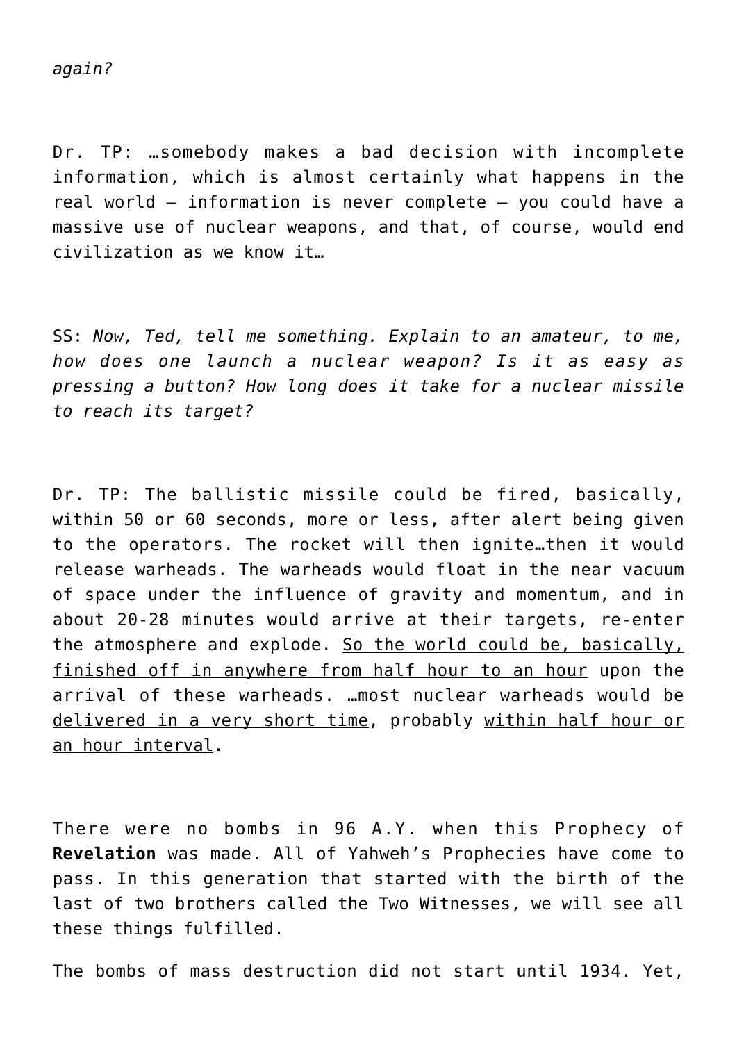*again?*

Dr. TP: …somebody makes a bad decision with incomplete information, which is almost certainly what happens in the real world – information is never complete – you could have a massive use of nuclear weapons, and that, of course, would end civilization as we know it…

SS: *Now, Ted, tell me something. Explain to an amateur, to me, how does one launch a nuclear weapon? Is it as easy as pressing a button? How long does it take for a nuclear missile to reach its target?*

Dr. TP: The ballistic missile could be fired, basically, <u>within 50 or 60 seconds</u>, more or less, after alert being given to the operators. The rocket will then ignite…then it would release warheads. The warheads would float in the near vacuum of space under the influence of gravity and momentum, and in about 20-28 minutes would arrive at their targets, re-enter the atmosphere and explode. <u>So the world could be, basically, finished off in anywhere from half hour to an hour</u> upon the arrival of these warheads. …most nuclear warheads would be <u>delivered in a very short time</u>, probably <u>within half hour or an hour interval</u>.

There were no bombs in 96 A.Y. when this Prophecy of **Revelation** was made. All of Yahweh's Prophecies have come to pass. In this generation that started with the birth of the last of two brothers called the Two Witnesses, we will see all these things fulfilled.

The bombs of mass destruction did not start until 1934. Yet,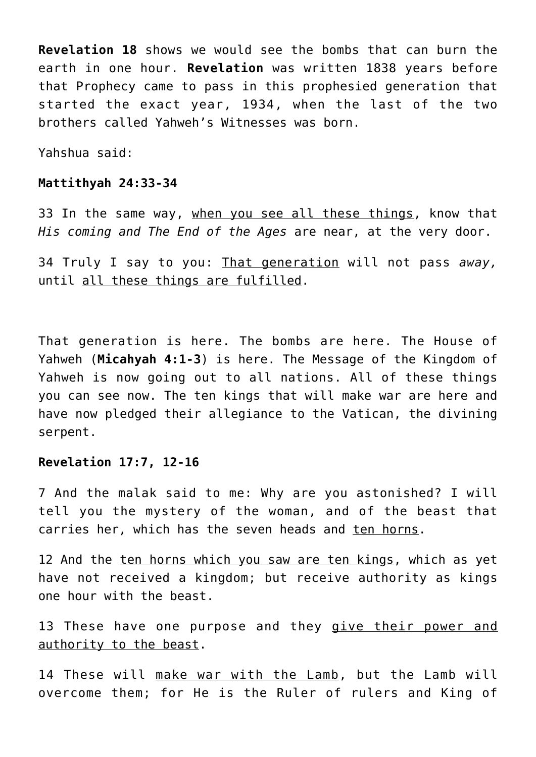**Revelation 18** shows we would see the bombs that can burn the earth in one hour. **Revelation** was written 1838 years before that Prophecy came to pass in this prophesied generation that started the exact year, 1934, when the last of the two brothers called Yahweh's Witnesses was born.

Yahshua said:

**Mattithyah 24:33-34**

33 In the same way, <u>when you see all these things</u>, know that *His coming and The End of the Ages* are near, at the very door.

34 Truly I say to you: <u>That generation</u> will not pass *away,* until <u>all these things are fulfilled</u>.

That generation is here. The bombs are here. The House of Yahweh (**Micahyah 4:1-3**) is here. The Message of the Kingdom of Yahweh is now going out to all nations. All of these things you can see now. The ten kings that will make war are here and have now pledged their allegiance to the Vatican, the divining serpent.

**Revelation 17:7, 12-16**

7 And the malak said to me: Why are you astonished? I will tell you the mystery of the woman, and of the beast that carries her, which has the seven heads and <u>ten horns</u>.

12 And the <u>ten horns which you saw are ten kings</u>, which as yet have not received a kingdom; but receive authority as kings one hour with the beast.

13 These have one purpose and they <u>give their power and authority to the beast</u>.

14 These will <u>make war with the Lamb</u>, but the Lamb will overcome them; for He is the Ruler of rulers and King of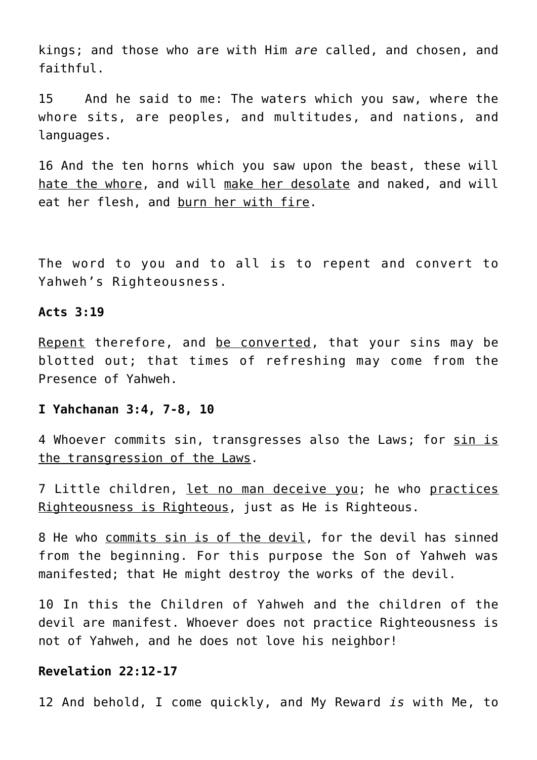kings; and those who are with Him *are* called, and chosen, and faithful.

15 And he said to me: The waters which you saw, where the whore sits, are peoples, and multitudes, and nations, and languages.

16 And the ten horns which you saw upon the beast, these will <u>hate the whore</u>, and will <u>make her desolate</u> and naked, and will eat her flesh, and <u>burn her with fire</u>.

The word to you and to all is to repent and convert to Yahweh's Righteousness.

**Acts 3:19**

<u>Repent</u> therefore, and <u>be converted</u>, that your sins may be blotted out; that times of refreshing may come from the Presence of Yahweh.

**I Yahchanan 3:4, 7-8, 10**

4 Whoever commits sin, transgresses also the Laws; for <u>sin is the transgression of the Laws</u>.

7 Little children, <u>let no man deceive you</u>; he who <u>practices Righteousness is Righteous</u>, just as He is Righteous.

8 He who <u>commits sin is of the devil</u>, for the devil has sinned from the beginning. For this purpose the Son of Yahweh was manifested; that He might destroy the works of the devil.

10 In this the Children of Yahweh and the children of the devil are manifest. Whoever does not practice Righteousness is not of Yahweh, and he does not love his neighbor!

**Revelation 22:12-17**

12 And behold, I come quickly, and My Reward *is* with Me, to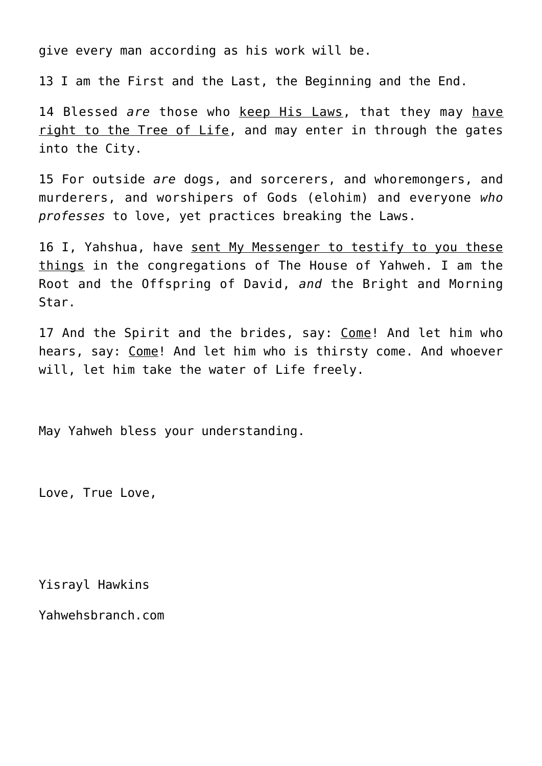give every man according as his work will be.

13 I am the First and the Last, the Beginning and the End.

14 Blessed *are* those who <u>keep His Laws</u>, that they may <u>have right to the Tree of Life</u>, and may enter in through the gates into the City.

15 For outside *are* dogs, and sorcerers, and whoremongers, and murderers, and worshipers of Gods (elohim) and everyone *who professes* to love, yet practices breaking the Laws.

16 I, Yahshua, have <u>sent My Messenger to testify to you these things</u> in the congregations of The House of Yahweh. I am the Root and the Offspring of David, *and* the Bright and Morning Star.

17 And the Spirit and the brides, say: <u>Come</u>! And let him who hears, say: <u>Come</u>! And let him who is thirsty come. And whoever will, let him take the water of Life freely.

May Yahweh bless your understanding.

Love, True Love,

Yisrayl Hawkins

Yahwehsbranch.com